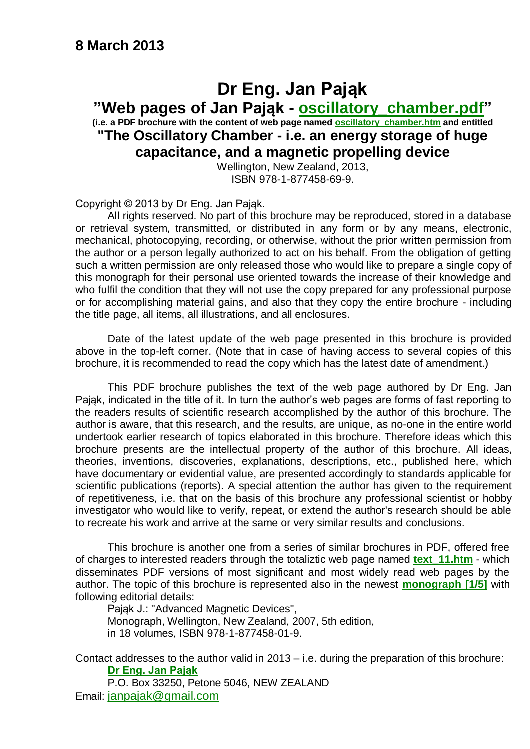**8 March 2013**

# Dr Eng. Jan Pająk

## "Web pages of Jan Pająk - oscillatory_chamber.pdf"

**(i.e. a PDF brochure with the content of web page named oscillatory_chamber.htm and entitled**

## "The Oscillatory Chamber - i.e. an energy storage of huge capacitance, and a magnetic propelling device

Wellington, New Zealand, 2013,
ISBN 978-1-877458-69-9.

Copyright © 2013 by Dr Eng. Jan Pająk.

All rights reserved. No part of this brochure may be reproduced, stored in a database or retrieval system, transmitted, or distributed in any form or by any means, electronic, mechanical, photocopying, recording, or otherwise, without the prior written permission from the author or a person legally authorized to act on his behalf. From the obligation of getting such a written permission are only released those who would like to prepare a single copy of this monograph for their personal use oriented towards the increase of their knowledge and who fulfil the condition that they will not use the copy prepared for any professional purpose or for accomplishing material gains, and also that they copy the entire brochure - including the title page, all items, all illustrations, and all enclosures.

Date of the latest update of the web page presented in this brochure is provided above in the top-left corner. (Note that in case of having access to several copies of this brochure, it is recommended to read the copy which has the latest date of amendment.)

This PDF brochure publishes the text of the web page authored by Dr Eng. Jan Pająk, indicated in the title of it. In turn the author's web pages are forms of fast reporting to the readers results of scientific research accomplished by the author of this brochure. The author is aware, that this research, and the results, are unique, as no-one in the entire world undertook earlier research of topics elaborated in this brochure. Therefore ideas which this brochure presents are the intellectual property of the author of this brochure. All ideas, theories, inventions, discoveries, explanations, descriptions, etc., published here, which have documentary or evidential value, are presented accordingly to standards applicable for scientific publications (reports). A special attention the author has given to the requirement of repetitiveness, i.e. that on the basis of this brochure any professional scientist or hobby investigator who would like to verify, repeat, or extend the author's research should be able to recreate his work and arrive at the same or very similar results and conclusions.

This brochure is another one from a series of similar brochures in PDF, offered free of charges to interested readers through the totaliztic web page named **text_11.htm** - which disseminates PDF versions of most significant and most widely read web pages by the author. The topic of this brochure is represented also in the newest **monograph [1/5]** with following editorial details:

Pająk J.: "Advanced Magnetic Devices",
Monograph, Wellington, New Zealand, 2007, 5th edition,
in 18 volumes, ISBN 978-1-877458-01-9.

Contact addresses to the author valid in 2013 – i.e. during the preparation of this brochure:

**Dr Eng. Jan Pająk**
P.O. Box 33250, Petone 5046, NEW ZEALAND
Email: janpajak@gmail.com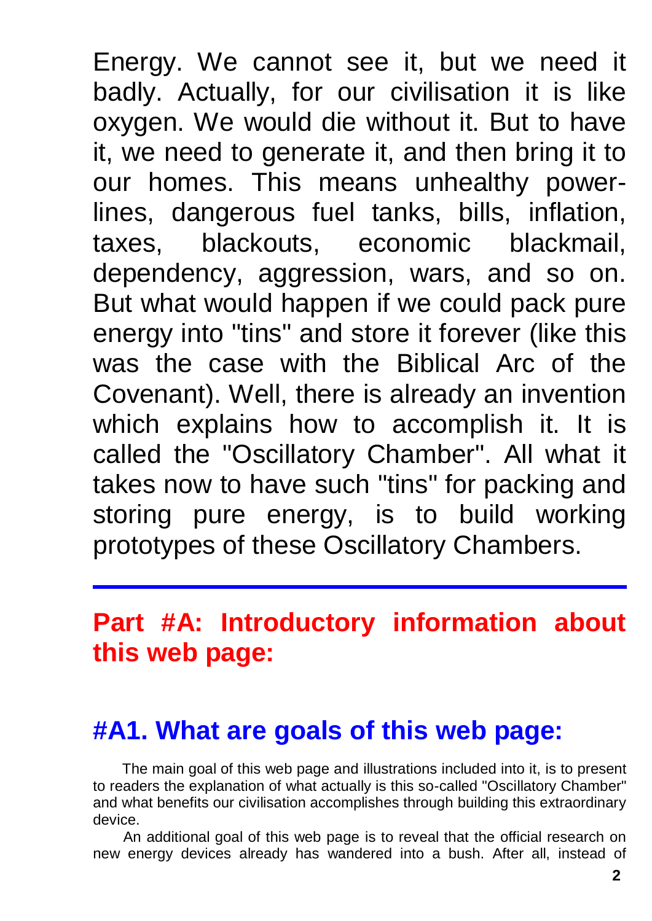Energy. We cannot see it, but we need it badly. Actually, for our civilisation it is like oxygen. We would die without it. But to have it, we need to generate it, and then bring it to our homes. This means unhealthy power-lines, dangerous fuel tanks, bills, inflation, taxes, blackouts, economic blackmail, dependency, aggression, wars, and so on. But what would happen if we could pack pure energy into "tins" and store it forever (like this was the case with the Biblical Arc of the Covenant). Well, there is already an invention which explains how to accomplish it. It is called the "Oscillatory Chamber". All what it takes now to have such "tins" for packing and storing pure energy, is to build working prototypes of these Oscillatory Chambers.

---

## Part #A: Introductory information about this web page:

## #A1. What are goals of this web page:

The main goal of this web page and illustrations included into it, is to present to readers the explanation of what actually is this so-called "Oscillatory Chamber" and what benefits our civilisation accomplishes through building this extraordinary device.

An additional goal of this web page is to reveal that the official research on new energy devices already has wandered into a bush. After all, instead of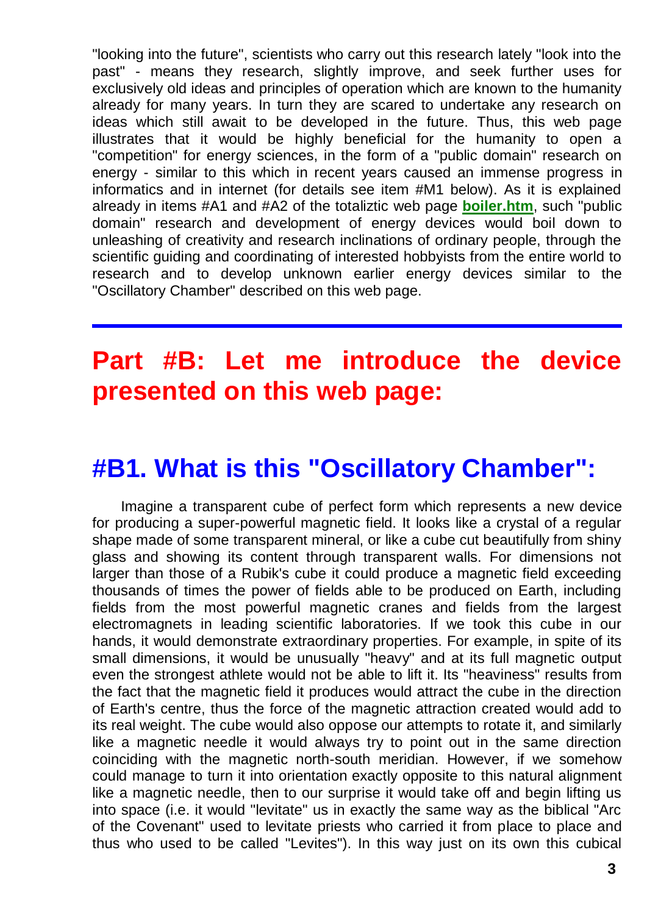"looking into the future", scientists who carry out this research lately "look into the past" - means they research, slightly improve, and seek further uses for exclusively old ideas and principles of operation which are known to the humanity already for many years. In turn they are scared to undertake any research on ideas which still await to be developed in the future. Thus, this web page illustrates that it would be highly beneficial for the humanity to open a "competition" for energy sciences, in the form of a "public domain" research on energy - similar to this which in recent years caused an immense progress in informatics and in internet (for details see item #M1 below). As it is explained already in items #A1 and #A2 of the totaliztic web page **boiler.htm**, such "public domain" research and development of energy devices would boil down to unleashing of creativity and research inclinations of ordinary people, through the scientific guiding and coordinating of interested hobbyists from the entire world to research and to develop unknown earlier energy devices similar to the "Oscillatory Chamber" described on this web page.

---

# Part #B: Let me introduce the device presented on this web page:

## #B1. What is this "Oscillatory Chamber":

Imagine a transparent cube of perfect form which represents a new device for producing a super-powerful magnetic field. It looks like a crystal of a regular shape made of some transparent mineral, or like a cube cut beautifully from shiny glass and showing its content through transparent walls. For dimensions not larger than those of a Rubik's cube it could produce a magnetic field exceeding thousands of times the power of fields able to be produced on Earth, including fields from the most powerful magnetic cranes and fields from the largest electromagnets in leading scientific laboratories. If we took this cube in our hands, it would demonstrate extraordinary properties. For example, in spite of its small dimensions, it would be unusually "heavy" and at its full magnetic output even the strongest athlete would not be able to lift it. Its "heaviness" results from the fact that the magnetic field it produces would attract the cube in the direction of Earth's centre, thus the force of the magnetic attraction created would add to its real weight. The cube would also oppose our attempts to rotate it, and similarly like a magnetic needle it would always try to point out in the same direction coinciding with the magnetic north-south meridian. However, if we somehow could manage to turn it into orientation exactly opposite to this natural alignment like a magnetic needle, then to our surprise it would take off and begin lifting us into space (i.e. it would "levitate" us in exactly the same way as the biblical "Arc of the Covenant" used to levitate priests who carried it from place to place and thus who used to be called "Levites"). In this way just on its own this cubical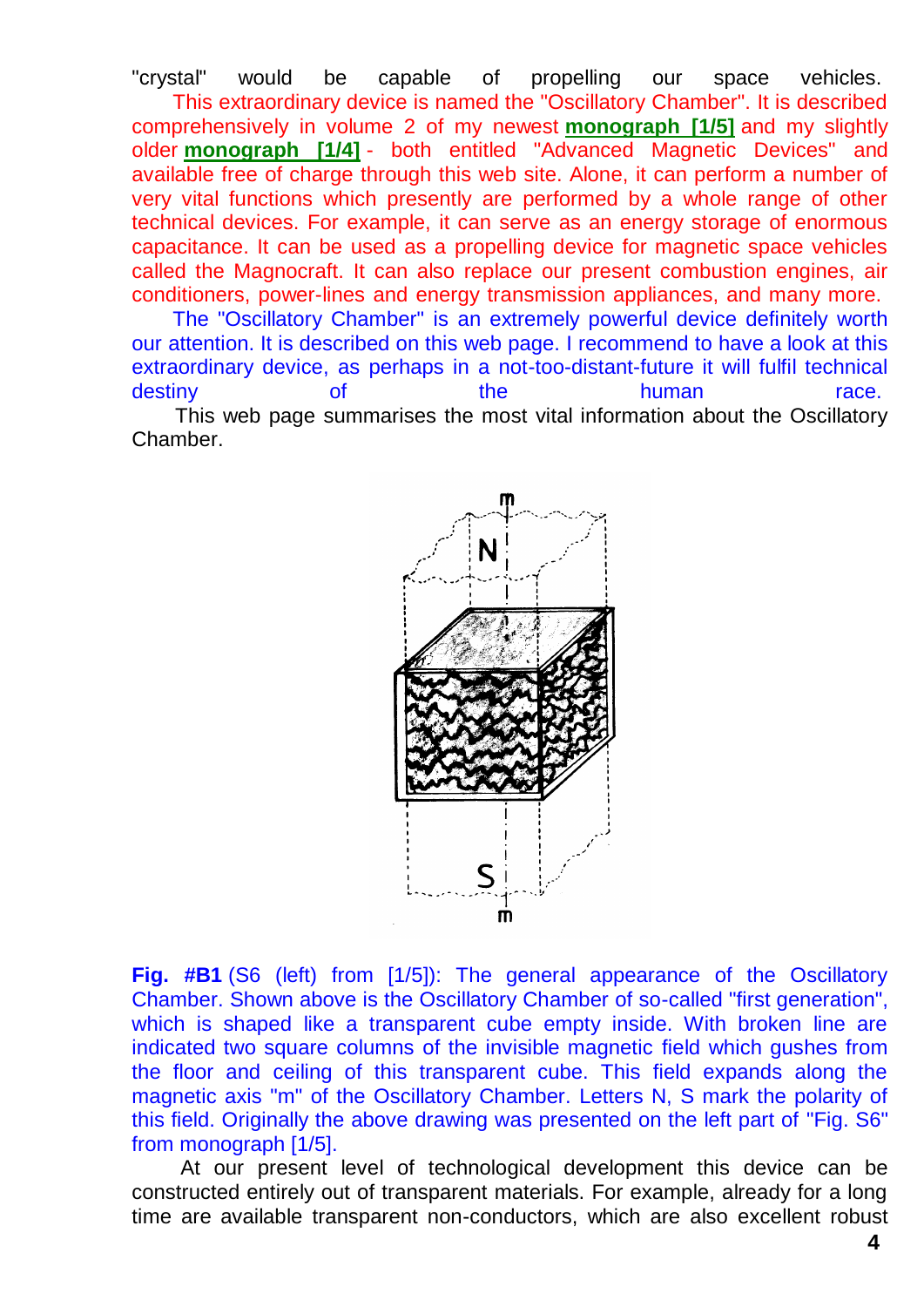"crystal" would be capable of propelling our space vehicles.

This extraordinary device is named the "Oscillatory Chamber". It is described comprehensively in volume 2 of my newest **monograph [1/5]** and my slightly older **monograph [1/4]** - both entitled "Advanced Magnetic Devices" and available free of charge through this web site. Alone, it can perform a number of very vital functions which presently are performed by a whole range of other technical devices. For example, it can serve as an energy storage of enormous capacitance. It can be used as a propelling device for magnetic space vehicles called the Magnocraft. It can also replace our present combustion engines, air conditioners, power-lines and energy transmission appliances, and many more.

The "Oscillatory Chamber" is an extremely powerful device definitely worth our attention. It is described on this web page. I recommend to have a look at this extraordinary device, as perhaps in a not-too-distant-future it will fulfil technical destiny of the human race.

This web page summarises the most vital information about the Oscillatory Chamber.

m

N

S

m

**Fig. #B1** (S6 (left) from [1/5]): The general appearance of the Oscillatory Chamber. Shown above is the Oscillatory Chamber of so-called "first generation", which is shaped like a transparent cube empty inside. With broken line are indicated two square columns of the invisible magnetic field which gushes from the floor and ceiling of this transparent cube. This field expands along the magnetic axis "m" of the Oscillatory Chamber. Letters N, S mark the polarity of this field. Originally the above drawing was presented on the left part of "Fig. S6" from monograph [1/5].

At our present level of technological development this device can be constructed entirely out of transparent materials. For example, already for a long time are available transparent non-conductors, which are also excellent robust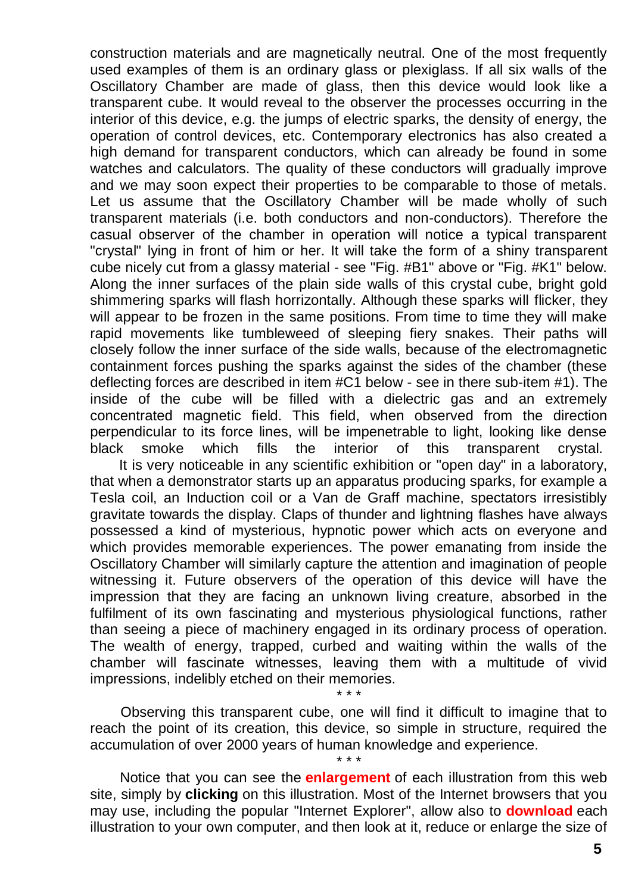construction materials and are magnetically neutral. One of the most frequently used examples of them is an ordinary glass or plexiglass. If all six walls of the Oscillatory Chamber are made of glass, then this device would look like a transparent cube. It would reveal to the observer the processes occurring in the interior of this device, e.g. the jumps of electric sparks, the density of energy, the operation of control devices, etc. Contemporary electronics has also created a high demand for transparent conductors, which can already be found in some watches and calculators. The quality of these conductors will gradually improve and we may soon expect their properties to be comparable to those of metals. Let us assume that the Oscillatory Chamber will be made wholly of such transparent materials (i.e. both conductors and non-conductors). Therefore the casual observer of the chamber in operation will notice a typical transparent "crystal" lying in front of him or her. It will take the form of a shiny transparent cube nicely cut from a glassy material - see "Fig. #B1" above or "Fig. #K1" below. Along the inner surfaces of the plain side walls of this crystal cube, bright gold shimmering sparks will flash horrizontally. Although these sparks will flicker, they will appear to be frozen in the same positions. From time to time they will make rapid movements like tumbleweed of sleeping fiery snakes. Their paths will closely follow the inner surface of the side walls, because of the electromagnetic containment forces pushing the sparks against the sides of the chamber (these deflecting forces are described in item #C1 below - see in there sub-item #1). The inside of the cube will be filled with a dielectric gas and an extremely concentrated magnetic field. This field, when observed from the direction perpendicular to its force lines, will be impenetrable to light, looking like dense black smoke which fills the interior of this transparent crystal.

It is very noticeable in any scientific exhibition or "open day" in a laboratory, that when a demonstrator starts up an apparatus producing sparks, for example a Tesla coil, an Induction coil or a Van de Graff machine, spectators irresistibly gravitate towards the display. Claps of thunder and lightning flashes have always possessed a kind of mysterious, hypnotic power which acts on everyone and which provides memorable experiences. The power emanating from inside the Oscillatory Chamber will similarly capture the attention and imagination of people witnessing it. Future observers of the operation of this device will have the impression that they are facing an unknown living creature, absorbed in the fulfilment of its own fascinating and mysterious physiological functions, rather than seeing a piece of machinery engaged in its ordinary process of operation. The wealth of energy, trapped, curbed and waiting within the walls of the chamber will fascinate witnesses, leaving them with a multitude of vivid impressions, indelibly etched on their memories.

\* \* \*

Observing this transparent cube, one will find it difficult to imagine that to reach the point of its creation, this device, so simple in structure, required the accumulation of over 2000 years of human knowledge and experience.

\* \* \*

Notice that you can see the **enlargement** of each illustration from this web site, simply by **clicking** on this illustration. Most of the Internet browsers that you may use, including the popular "Internet Explorer", allow also to **download** each illustration to your own computer, and then look at it, reduce or enlarge the size of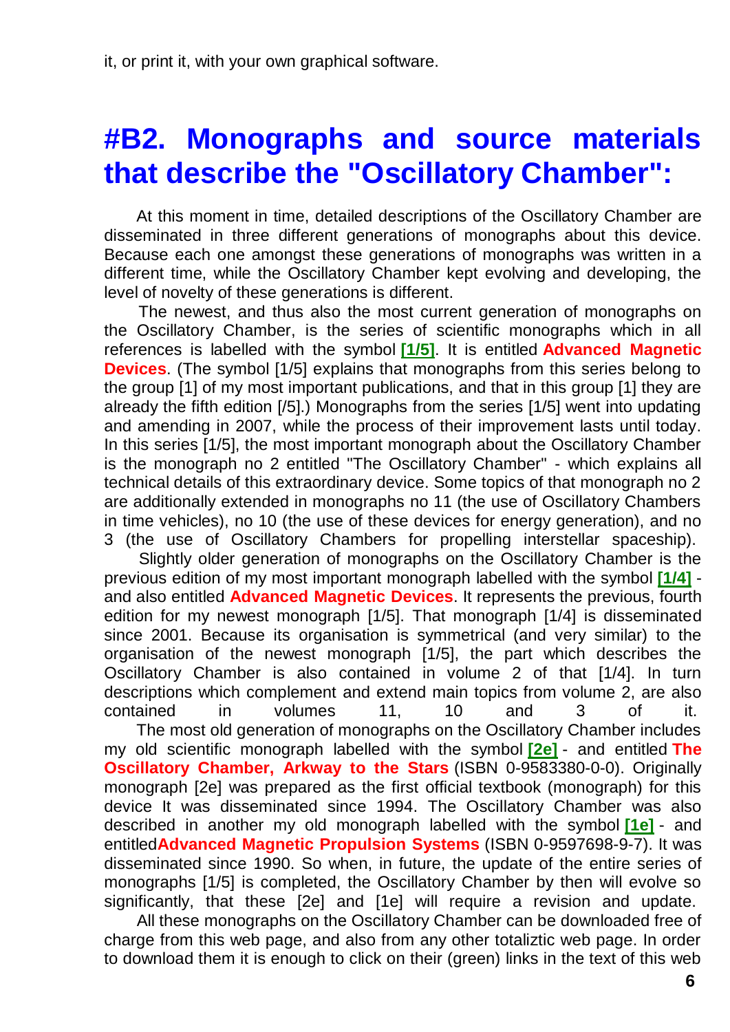it, or print it, with your own graphical software.

## #B2. Monographs and source materials that describe the "Oscillatory Chamber":

At this moment in time, detailed descriptions of the Oscillatory Chamber are disseminated in three different generations of monographs about this device. Because each one amongst these generations of monographs was written in a different time, while the Oscillatory Chamber kept evolving and developing, the level of novelty of these generations is different.

The newest, and thus also the most current generation of monographs on the Oscillatory Chamber, is the series of scientific monographs which in all references is labelled with the symbol **[1/5]**. It is entitled **Advanced Magnetic Devices**. (The symbol [1/5] explains that monographs from this series belong to the group [1] of my most important publications, and that in this group [1] they are already the fifth edition [/5].) Monographs from the series [1/5] went into updating and amending in 2007, while the process of their improvement lasts until today. In this series [1/5], the most important monograph about the Oscillatory Chamber is the monograph no 2 entitled "The Oscillatory Chamber" - which explains all technical details of this extraordinary device. Some topics of that monograph no 2 are additionally extended in monographs no 11 (the use of Oscillatory Chambers in time vehicles), no 10 (the use of these devices for energy generation), and no 3 (the use of Oscillatory Chambers for propelling interstellar spaceship).

Slightly older generation of monographs on the Oscillatory Chamber is the previous edition of my most important monograph labelled with the symbol **[1/4]** - and also entitled **Advanced Magnetic Devices**. It represents the previous, fourth edition for my newest monograph [1/5]. That monograph [1/4] is disseminated since 2001. Because its organisation is symmetrical (and very similar) to the organisation of the newest monograph [1/5], the part which describes the Oscillatory Chamber is also contained in volume 2 of that [1/4]. In turn descriptions which complement and extend main topics from volume 2, are also contained in volumes 11, 10 and 3 of it.

The most old generation of monographs on the Oscillatory Chamber includes my old scientific monograph labelled with the symbol **[2e]** - and entitled **The Oscillatory Chamber, Arkway to the Stars** (ISBN 0-9583380-0-0). Originally monograph [2e] was prepared as the first official textbook (monograph) for this device It was disseminated since 1994. The Oscillatory Chamber was also described in another my old monograph labelled with the symbol **[1e]** - and entitled**Advanced Magnetic Propulsion Systems** (ISBN 0-9597698-9-7). It was disseminated since 1990. So when, in future, the update of the entire series of monographs [1/5] is completed, the Oscillatory Chamber by then will evolve so significantly, that these [2e] and [1e] will require a revision and update.

All these monographs on the Oscillatory Chamber can be downloaded free of charge from this web page, and also from any other totaliztic web page. In order to download them it is enough to click on their (green) links in the text of this web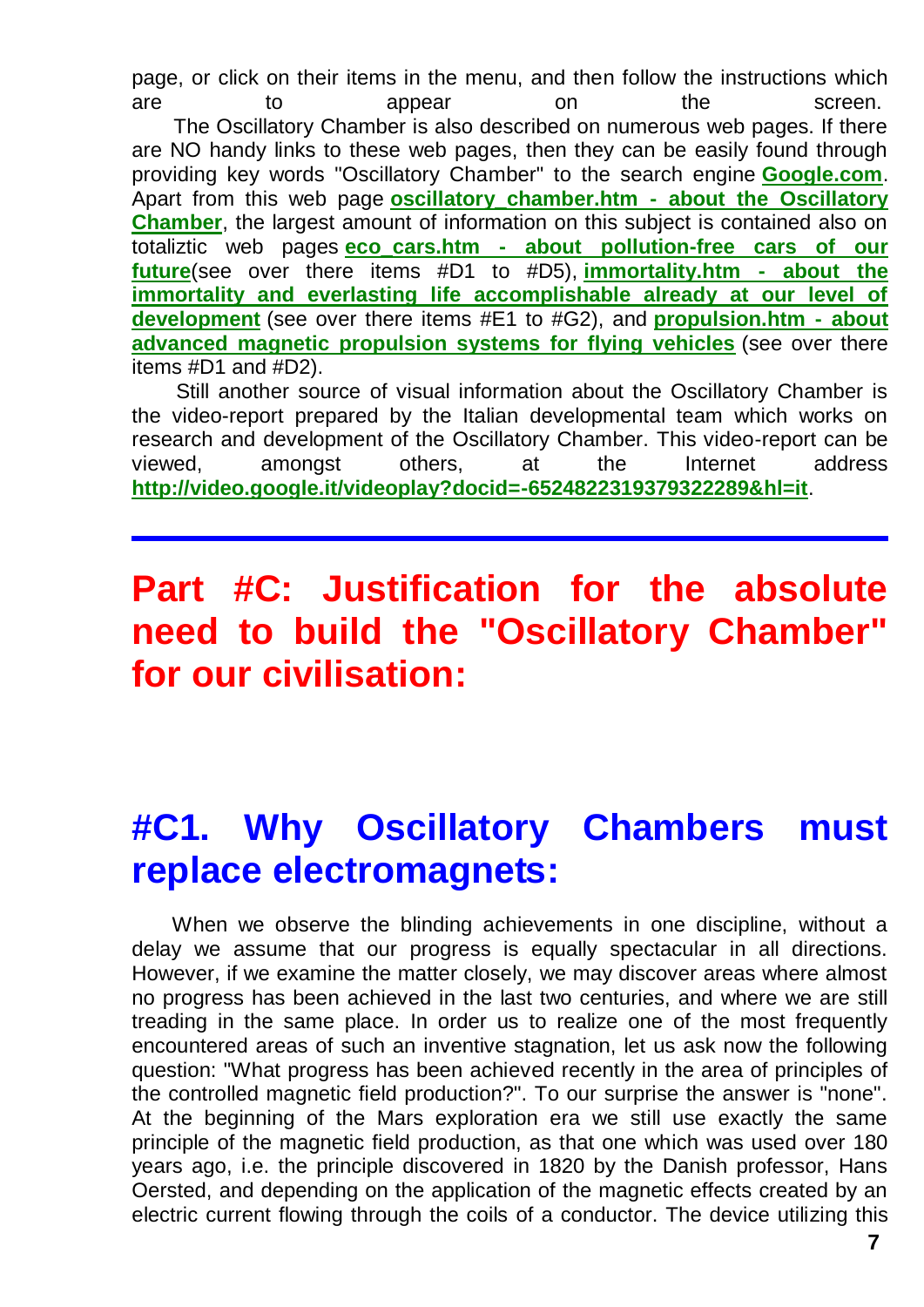page, or click on their items in the menu, and then follow the instructions which are to appear on the screen.

The Oscillatory Chamber is also described on numerous web pages. If there are NO handy links to these web pages, then they can be easily found through providing key words "Oscillatory Chamber" to the search engine **Google.com**. Apart from this web page **oscillatory_chamber.htm - about the Oscillatory Chamber**, the largest amount of information on this subject is contained also on totaliztic web pages **eco_cars.htm - about pollution-free cars of our future**(see over there items #D1 to #D5), **immortality.htm - about the immortality and everlasting life accomplishable already at our level of development** (see over there items #E1 to #G2), and **propulsion.htm - about advanced magnetic propulsion systems for flying vehicles** (see over there items #D1 and #D2).

Still another source of visual information about the Oscillatory Chamber is the video-report prepared by the Italian developmental team which works on research and development of the Oscillatory Chamber. This video-report can be viewed, amongst others, at the Internet address **http://video.google.it/videoplay?docid=-6524822319379322289&hl=it**.

---

# Part #C: Justification for the absolute need to build the "Oscillatory Chamber" for our civilisation:

## #C1. Why Oscillatory Chambers must replace electromagnets:

When we observe the blinding achievements in one discipline, without a delay we assume that our progress is equally spectacular in all directions. However, if we examine the matter closely, we may discover areas where almost no progress has been achieved in the last two centuries, and where we are still treading in the same place. In order us to realize one of the most frequently encountered areas of such an inventive stagnation, let us ask now the following question: "What progress has been achieved recently in the area of principles of the controlled magnetic field production?". To our surprise the answer is "none". At the beginning of the Mars exploration era we still use exactly the same principle of the magnetic field production, as that one which was used over 180 years ago, i.e. the principle discovered in 1820 by the Danish professor, Hans Oersted, and depending on the application of the magnetic effects created by an electric current flowing through the coils of a conductor. The device utilizing this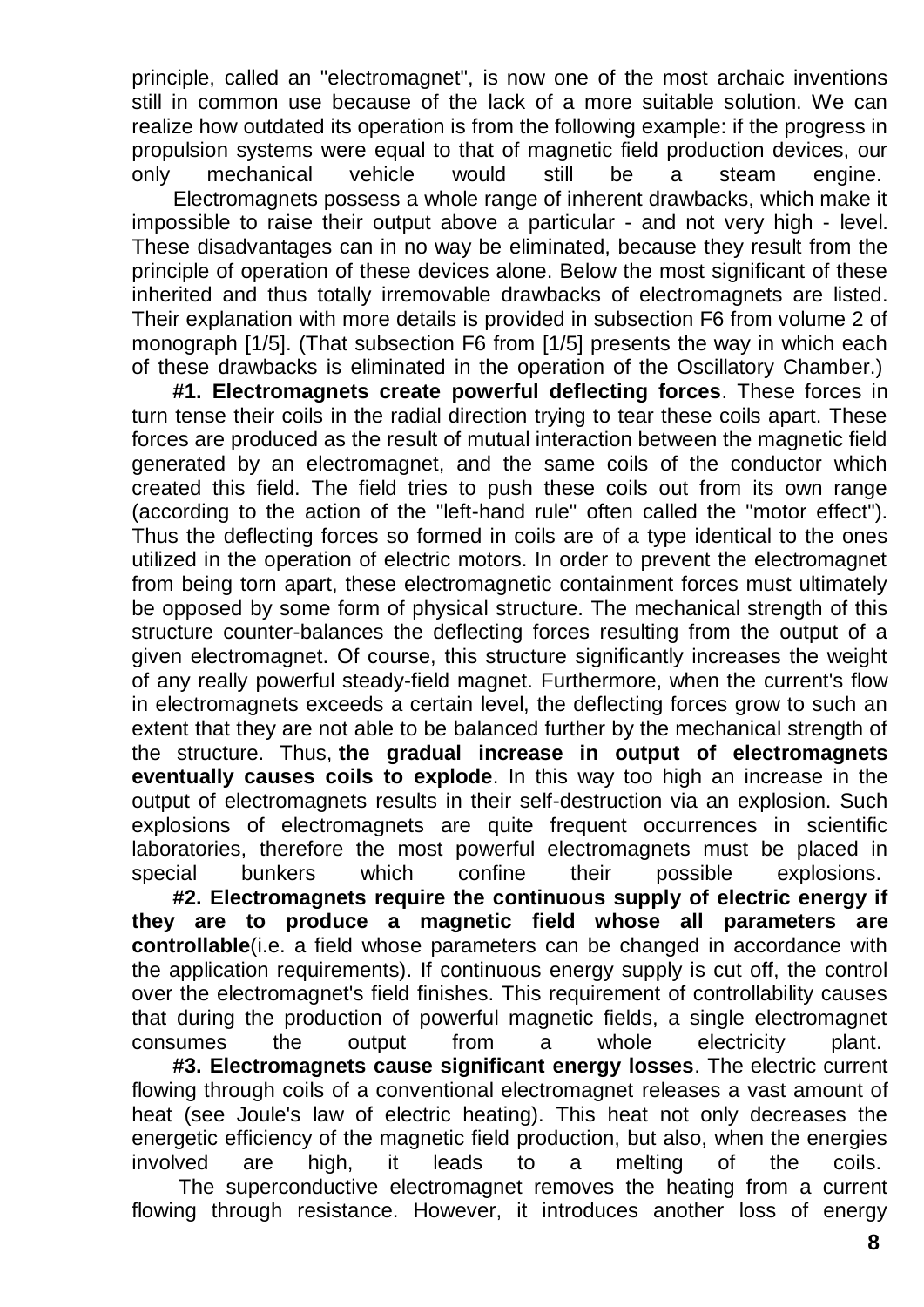principle, called an "electromagnet", is now one of the most archaic inventions still in common use because of the lack of a more suitable solution. We can realize how outdated its operation is from the following example: if the progress in propulsion systems were equal to that of magnetic field production devices, our only mechanical vehicle would still be a steam engine.

Electromagnets possess a whole range of inherent drawbacks, which make it impossible to raise their output above a particular - and not very high - level. These disadvantages can in no way be eliminated, because they result from the principle of operation of these devices alone. Below the most significant of these inherited and thus totally irremovable drawbacks of electromagnets are listed. Their explanation with more details is provided in subsection F6 from volume 2 of monograph [1/5]. (That subsection F6 from [1/5] presents the way in which each of these drawbacks is eliminated in the operation of the Oscillatory Chamber.)

**#1. Electromagnets create powerful deflecting forces**. These forces in turn tense their coils in the radial direction trying to tear these coils apart. These forces are produced as the result of mutual interaction between the magnetic field generated by an electromagnet, and the same coils of the conductor which created this field. The field tries to push these coils out from its own range (according to the action of the "left-hand rule" often called the "motor effect"). Thus the deflecting forces so formed in coils are of a type identical to the ones utilized in the operation of electric motors. In order to prevent the electromagnet from being torn apart, these electromagnetic containment forces must ultimately be opposed by some form of physical structure. The mechanical strength of this structure counter-balances the deflecting forces resulting from the output of a given electromagnet. Of course, this structure significantly increases the weight of any really powerful steady-field magnet. Furthermore, when the current's flow in electromagnets exceeds a certain level, the deflecting forces grow to such an extent that they are not able to be balanced further by the mechanical strength of the structure. Thus, **the gradual increase in output of electromagnets eventually causes coils to explode**. In this way too high an increase in the output of electromagnets results in their self-destruction via an explosion. Such explosions of electromagnets are quite frequent occurrences in scientific laboratories, therefore the most powerful electromagnets must be placed in special bunkers which confine their possible explosions.

**#2. Electromagnets require the continuous supply of electric energy if they are to produce a magnetic field whose all parameters are controllable**(i.e. a field whose parameters can be changed in accordance with the application requirements). If continuous energy supply is cut off, the control over the electromagnet's field finishes. This requirement of controllability causes that during the production of powerful magnetic fields, a single electromagnet consumes the output from a whole electricity plant.

**#3. Electromagnets cause significant energy losses**. The electric current flowing through coils of a conventional electromagnet releases a vast amount of heat (see Joule's law of electric heating). This heat not only decreases the energetic efficiency of the magnetic field production, but also, when the energies involved are high, it leads to a melting of the coils.

The superconductive electromagnet removes the heating from a current flowing through resistance. However, it introduces another loss of energy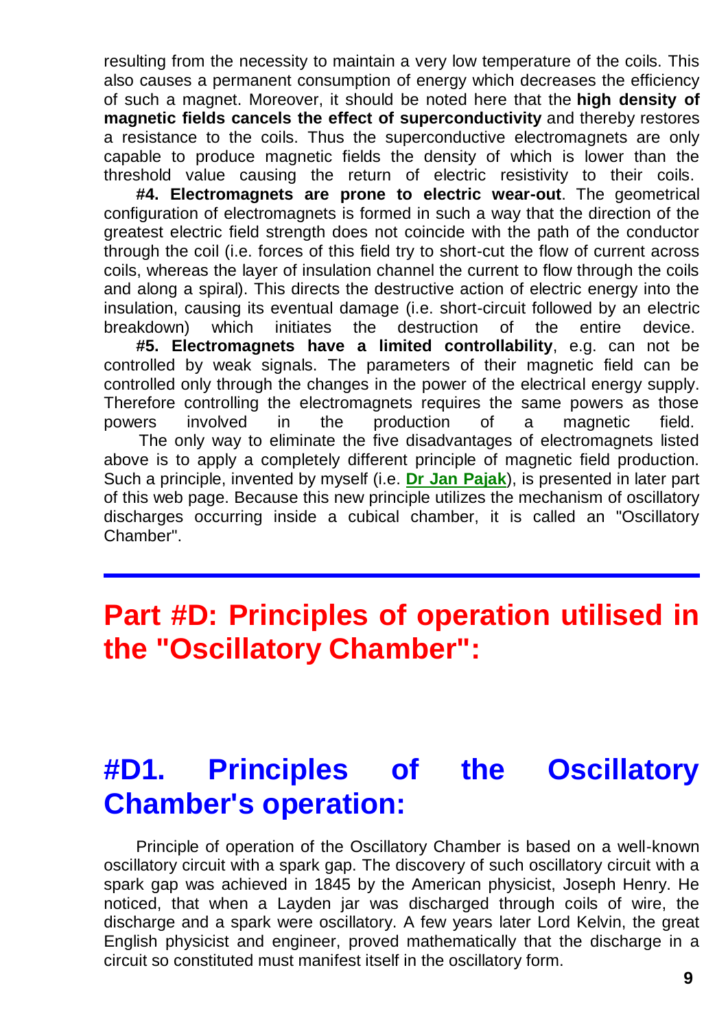resulting from the necessity to maintain a very low temperature of the coils. This also causes a permanent consumption of energy which decreases the efficiency of such a magnet. Moreover, it should be noted here that the **high density of magnetic fields cancels the effect of superconductivity** and thereby restores a resistance to the coils. Thus the superconductive electromagnets are only capable to produce magnetic fields the density of which is lower than the threshold value causing the return of electric resistivity to their coils.

**#4. Electromagnets are prone to electric wear-out**. The geometrical configuration of electromagnets is formed in such a way that the direction of the greatest electric field strength does not coincide with the path of the conductor through the coil (i.e. forces of this field try to short-cut the flow of current across coils, whereas the layer of insulation channel the current to flow through the coils and along a spiral). This directs the destructive action of electric energy into the insulation, causing its eventual damage (i.e. short-circuit followed by an electric breakdown) which initiates the destruction of the entire device.

**#5. Electromagnets have a limited controllability**, e.g. can not be controlled by weak signals. The parameters of their magnetic field can be controlled only through the changes in the power of the electrical energy supply. Therefore controlling the electromagnets requires the same powers as those powers involved in the production of a magnetic field.

The only way to eliminate the five disadvantages of electromagnets listed above is to apply a completely different principle of magnetic field production. Such a principle, invented by myself (i.e. **Dr Jan Pajak**), is presented in later part of this web page. Because this new principle utilizes the mechanism of oscillatory discharges occurring inside a cubical chamber, it is called an "Oscillatory Chamber".

---

# Part #D: Principles of operation utilised in the "Oscillatory Chamber":

## #D1. Principles of the Oscillatory Chamber's operation:

Principle of operation of the Oscillatory Chamber is based on a well-known oscillatory circuit with a spark gap. The discovery of such oscillatory circuit with a spark gap was achieved in 1845 by the American physicist, Joseph Henry. He noticed, that when a Layden jar was discharged through coils of wire, the discharge and a spark were oscillatory. A few years later Lord Kelvin, the great English physicist and engineer, proved mathematically that the discharge in a circuit so constituted must manifest itself in the oscillatory form.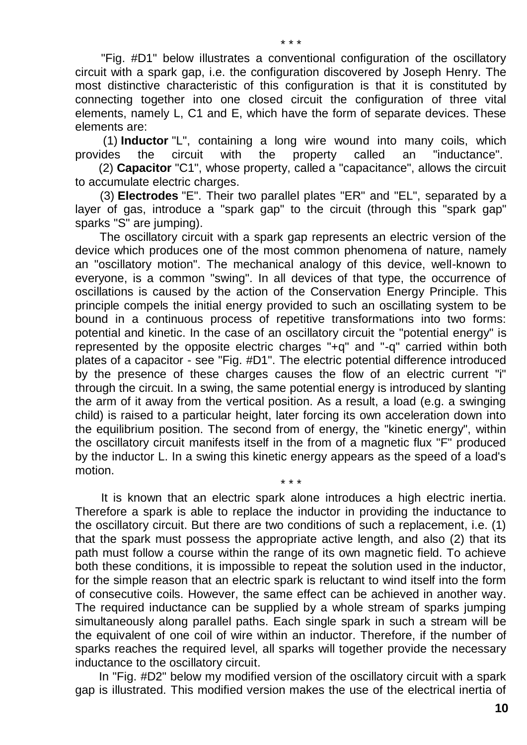\* \* \*

"Fig. #D1" below illustrates a conventional configuration of the oscillatory circuit with a spark gap, i.e. the configuration discovered by Joseph Henry. The most distinctive characteristic of this configuration is that it is constituted by connecting together into one closed circuit the configuration of three vital elements, namely L, C1 and E, which have the form of separate devices. These elements are:

(1) **Inductor** "L", containing a long wire wound into many coils, which provides the circuit with the property called an "inductance".

(2) **Capacitor** "C1", whose property, called a "capacitance", allows the circuit to accumulate electric charges.

(3) **Electrodes** "E". Their two parallel plates "ER" and "EL", separated by a layer of gas, introduce a "spark gap" to the circuit (through this "spark gap" sparks "S" are jumping).

The oscillatory circuit with a spark gap represents an electric version of the device which produces one of the most common phenomena of nature, namely an "oscillatory motion". The mechanical analogy of this device, well-known to everyone, is a common "swing". In all devices of that type, the occurrence of oscillations is caused by the action of the Conservation Energy Principle. This principle compels the initial energy provided to such an oscillating system to be bound in a continuous process of repetitive transformations into two forms: potential and kinetic. In the case of an oscillatory circuit the "potential energy" is represented by the opposite electric charges "+q" and "-q" carried within both plates of a capacitor - see "Fig. #D1". The electric potential difference introduced by the presence of these charges causes the flow of an electric current "i" through the circuit. In a swing, the same potential energy is introduced by slanting the arm of it away from the vertical position. As a result, a load (e.g. a swinging child) is raised to a particular height, later forcing its own acceleration down into the equilibrium position. The second from of energy, the "kinetic energy", within the oscillatory circuit manifests itself in the from of a magnetic flux "F" produced by the inductor L. In a swing this kinetic energy appears as the speed of a load's motion.

\* \* \*

It is known that an electric spark alone introduces a high electric inertia. Therefore a spark is able to replace the inductor in providing the inductance to the oscillatory circuit. But there are two conditions of such a replacement, i.e. (1) that the spark must possess the appropriate active length, and also (2) that its path must follow a course within the range of its own magnetic field. To achieve both these conditions, it is impossible to repeat the solution used in the inductor, for the simple reason that an electric spark is reluctant to wind itself into the form of consecutive coils. However, the same effect can be achieved in another way. The required inductance can be supplied by a whole stream of sparks jumping simultaneously along parallel paths. Each single spark in such a stream will be the equivalent of one coil of wire within an inductor. Therefore, if the number of sparks reaches the required level, all sparks will together provide the necessary inductance to the oscillatory circuit.

In "Fig. #D2" below my modified version of the oscillatory circuit with a spark gap is illustrated. This modified version makes the use of the electrical inertia of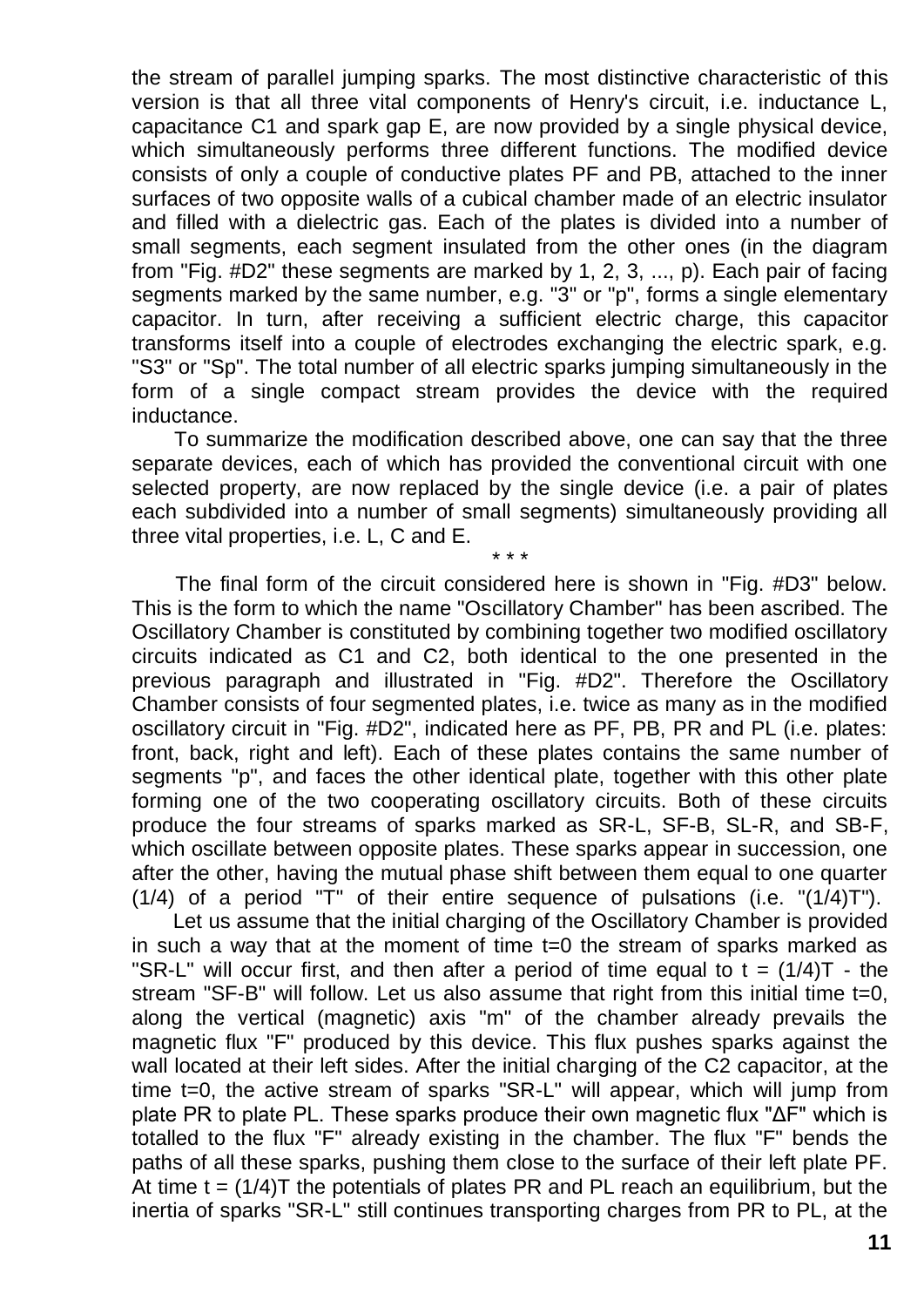the stream of parallel jumping sparks. The most distinctive characteristic of this version is that all three vital components of Henry's circuit, i.e. inductance L, capacitance C1 and spark gap E, are now provided by a single physical device, which simultaneously performs three different functions. The modified device consists of only a couple of conductive plates PF and PB, attached to the inner surfaces of two opposite walls of a cubical chamber made of an electric insulator and filled with a dielectric gas. Each of the plates is divided into a number of small segments, each segment insulated from the other ones (in the diagram from "Fig. #D2" these segments are marked by 1, 2, 3, ..., p). Each pair of facing segments marked by the same number, e.g. "3" or "p", forms a single elementary capacitor. In turn, after receiving a sufficient electric charge, this capacitor transforms itself into a couple of electrodes exchanging the electric spark, e.g. "S3" or "Sp". The total number of all electric sparks jumping simultaneously in the form of a single compact stream provides the device with the required inductance.

To summarize the modification described above, one can say that the three separate devices, each of which has provided the conventional circuit with one selected property, are now replaced by the single device (i.e. a pair of plates each subdivided into a number of small segments) simultaneously providing all three vital properties, i.e. L, C and E.

\* \* \*

The final form of the circuit considered here is shown in "Fig. #D3" below. This is the form to which the name "Oscillatory Chamber" has been ascribed. The Oscillatory Chamber is constituted by combining together two modified oscillatory circuits indicated as C1 and C2, both identical to the one presented in the previous paragraph and illustrated in "Fig. #D2". Therefore the Oscillatory Chamber consists of four segmented plates, i.e. twice as many as in the modified oscillatory circuit in "Fig. #D2", indicated here as PF, PB, PR and PL (i.e. plates: front, back, right and left). Each of these plates contains the same number of segments "p", and faces the other identical plate, together with this other plate forming one of the two cooperating oscillatory circuits. Both of these circuits produce the four streams of sparks marked as SR-L, SF-B, SL-R, and SB-F, which oscillate between opposite plates. These sparks appear in succession, one after the other, having the mutual phase shift between them equal to one quarter (1/4) of a period "T" of their entire sequence of pulsations (i.e. "(1/4)T").

Let us assume that the initial charging of the Oscillatory Chamber is provided in such a way that at the moment of time $t=0$ the stream of sparks marked as "SR-L" will occur first, and then after a period of time equal to $t = (1/4)T$ - the stream "SF-B" will follow. Let us also assume that right from this initial time $t=0$, along the vertical (magnetic) axis "m" of the chamber already prevails the magnetic flux "F" produced by this device. This flux pushes sparks against the wall located at their left sides. After the initial charging of the C2 capacitor, at the time $t=0$, the active stream of sparks "SR-L" will appear, which will jump from plate PR to plate PL. These sparks produce their own magnetic flux "ΔF" which is totalled to the flux "F" already existing in the chamber. The flux "F" bends the paths of all these sparks, pushing them close to the surface of their left plate PF. At time $t = (1/4)T$ the potentials of plates PR and PL reach an equilibrium, but the inertia of sparks "SR-L" still continues transporting charges from PR to PL, at the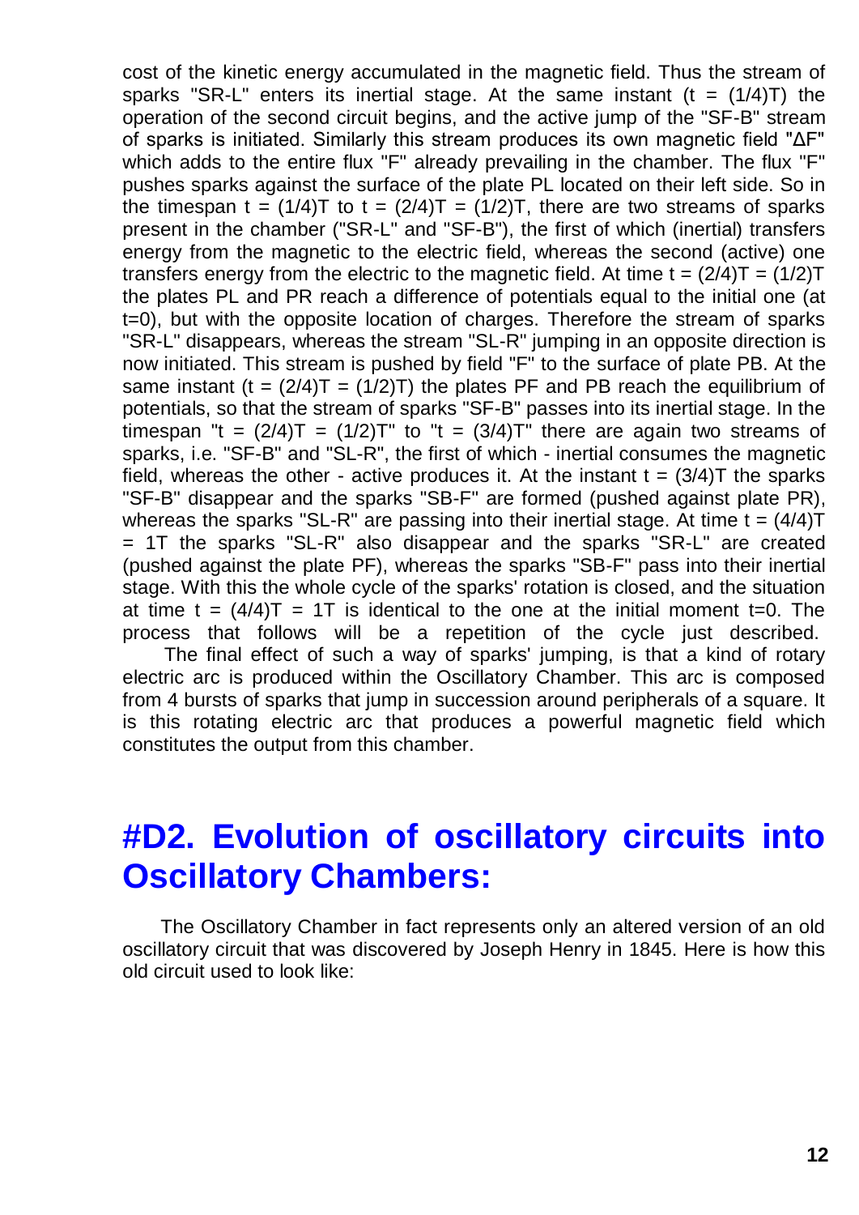cost of the kinetic energy accumulated in the magnetic field. Thus the stream of sparks "SR-L" enters its inertial stage. At the same instant ($t = (1/4)T$) the operation of the second circuit begins, and the active jump of the "SF-B" stream of sparks is initiated. Similarly this stream produces its own magnetic field "ΔF" which adds to the entire flux "F" already prevailing in the chamber. The flux "F" pushes sparks against the surface of the plate PL located on their left side. So in the timespan $t = (1/4)T$ to $t = (2/4)T = (1/2)T$, there are two streams of sparks present in the chamber ("SR-L" and "SF-B"), the first of which (inertial) transfers energy from the magnetic to the electric field, whereas the second (active) one transfers energy from the electric to the magnetic field. At time $t = (2/4)T = (1/2)T$ the plates PL and PR reach a difference of potentials equal to the initial one (at $t=0$), but with the opposite location of charges. Therefore the stream of sparks "SR-L" disappears, whereas the stream "SL-R" jumping in an opposite direction is now initiated. This stream is pushed by field "F" to the surface of plate PB. At the same instant ($t = (2/4)T = (1/2)T$) the plates PF and PB reach the equilibrium of potentials, so that the stream of sparks "SF-B" passes into its inertial stage. In the timespan "$t = (2/4)T = (1/2)T$" to "$t = (3/4)T$" there are again two streams of sparks, i.e. "SF-B" and "SL-R", the first of which - inertial consumes the magnetic field, whereas the other - active produces it. At the instant $t = (3/4)T$ the sparks "SF-B" disappear and the sparks "SB-F" are formed (pushed against plate PR), whereas the sparks "SL-R" are passing into their inertial stage. At time $t = (4/4)T = 1T$ the sparks "SL-R" also disappear and the sparks "SR-L" are created (pushed against the plate PF), whereas the sparks "SB-F" pass into their inertial stage. With this the whole cycle of the sparks' rotation is closed, and the situation at time $t = (4/4)T = 1T$ is identical to the one at the initial moment $t=0$. The process that follows will be a repetition of the cycle just described.

The final effect of such a way of sparks' jumping, is that a kind of rotary electric arc is produced within the Oscillatory Chamber. This arc is composed from 4 bursts of sparks that jump in succession around peripherals of a square. It is this rotating electric arc that produces a powerful magnetic field which constitutes the output from this chamber.

# #D2. Evolution of oscillatory circuits into Oscillatory Chambers:

The Oscillatory Chamber in fact represents only an altered version of an old oscillatory circuit that was discovered by Joseph Henry in 1845. Here is how this old circuit used to look like: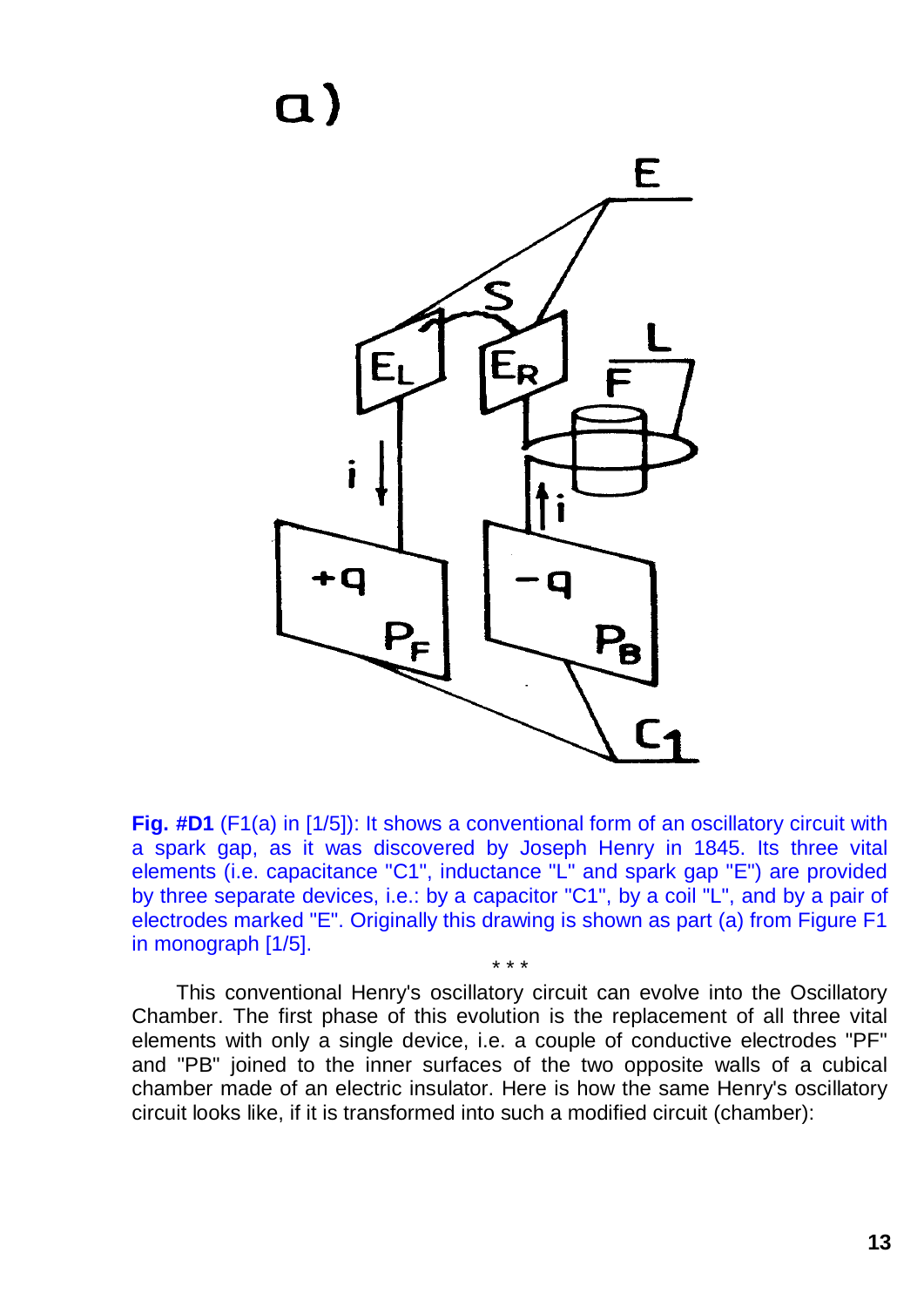**Fig. #D1** (F1(a) in [1/5]): It shows a conventional form of an oscillatory circuit with a spark gap, as it was discovered by Joseph Henry in 1845. Its three vital elements (i.e. capacitance "C1", inductance "L" and spark gap "E") are provided by three separate devices, i.e.: by a capacitor "C1", by a coil "L", and by a pair of electrodes marked "E". Originally this drawing is shown as part (a) from Figure F1 in monograph [1/5].

\* \* \*

This conventional Henry's oscillatory circuit can evolve into the Oscillatory Chamber. The first phase of this evolution is the replacement of all three vital elements with only a single device, i.e. a couple of conductive electrodes "PF" and "PB" joined to the inner surfaces of the two opposite walls of a cubical chamber made of an electric insulator. Here is how the same Henry's oscillatory circuit looks like, if it is transformed into such a modified circuit (chamber):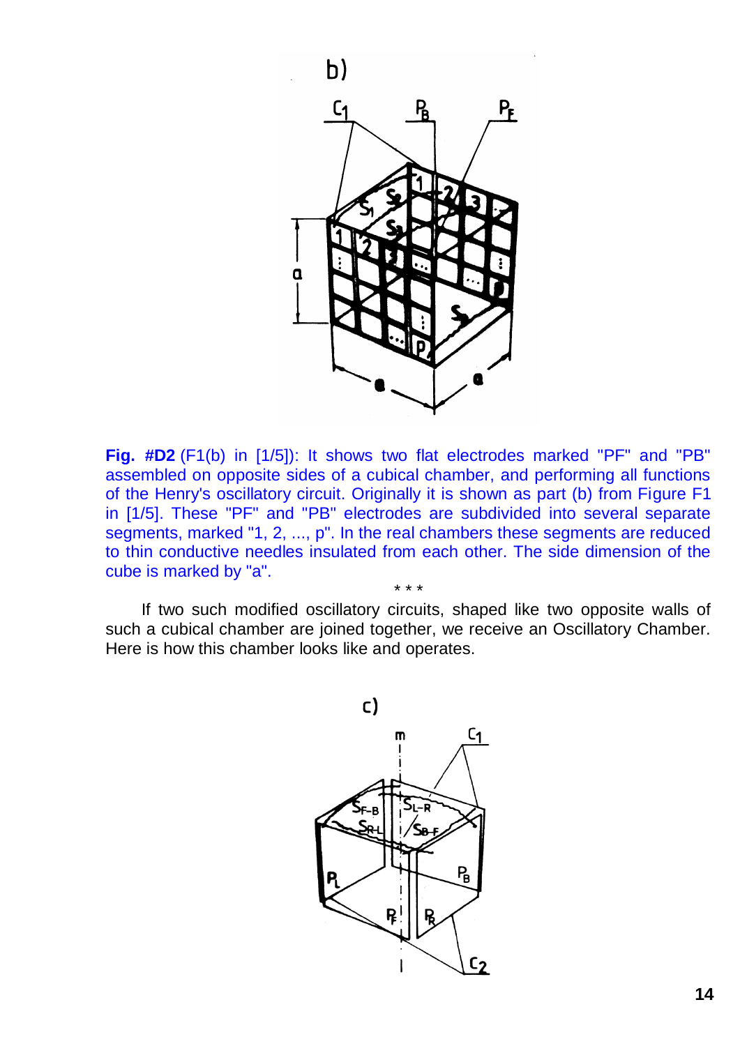**Fig. #D2** (F1(b) in [1/5]): It shows two flat electrodes marked "PF" and "PB" assembled on opposite sides of a cubical chamber, and performing all functions of the Henry's oscillatory circuit. Originally it is shown as part (b) from Figure F1 in [1/5]. These "PF" and "PB" electrodes are subdivided into several separate segments, marked "1, 2, ..., p". In the real chambers these segments are reduced to thin conductive needles insulated from each other. The side dimension of the cube is marked by "a".

\* \* \*

If two such modified oscillatory circuits, shaped like two opposite walls of such a cubical chamber are joined together, we receive an Oscillatory Chamber. Here is how this chamber looks like and operates.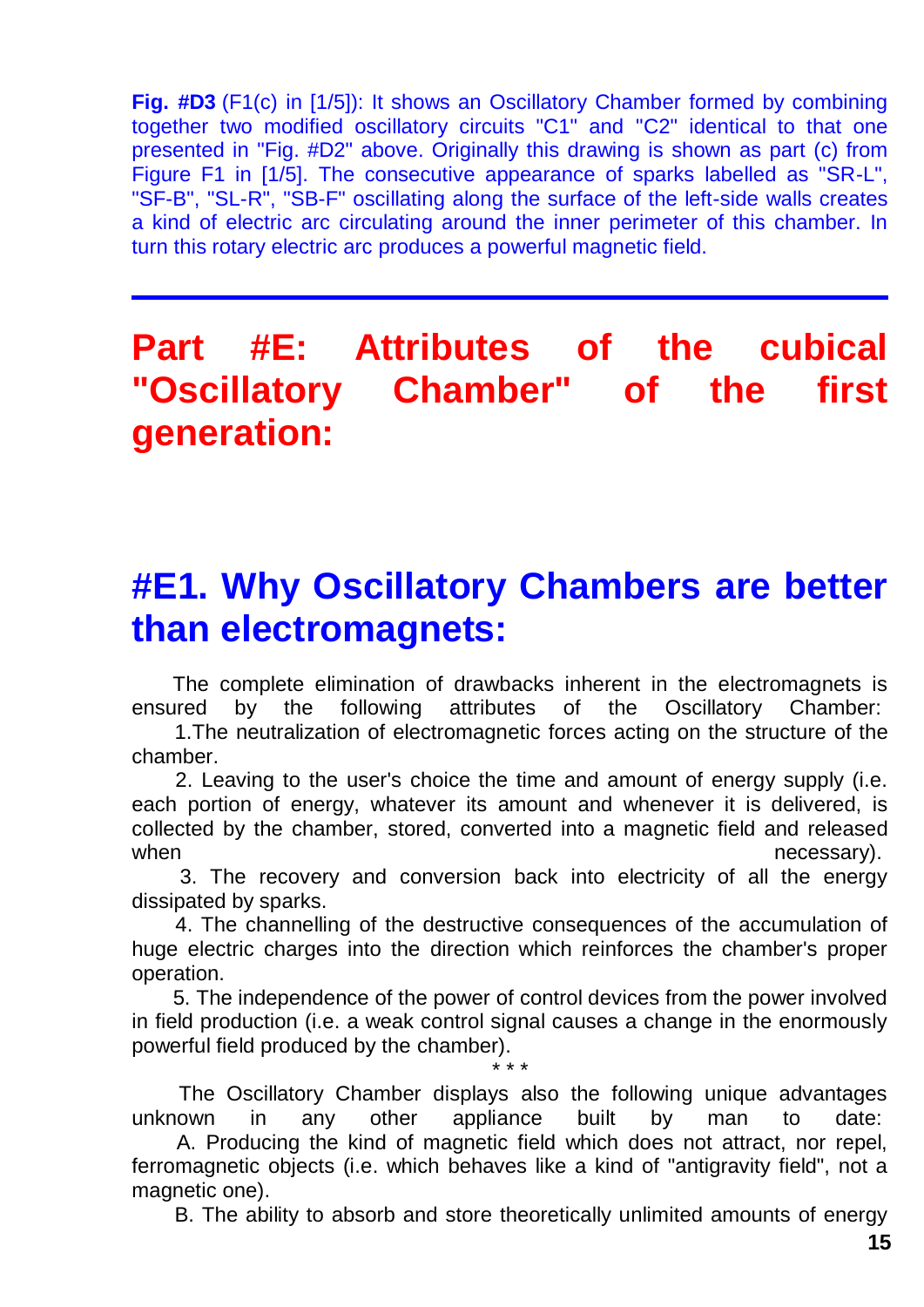**Fig. #D3** (F1(c) in [1/5]): It shows an Oscillatory Chamber formed by combining together two modified oscillatory circuits "C1" and "C2" identical to that one presented in "Fig. #D2" above. Originally this drawing is shown as part (c) from Figure F1 in [1/5]. The consecutive appearance of sparks labelled as "SR-L", "SF-B", "SL-R", "SB-F" oscillating along the surface of the left-side walls creates a kind of electric arc circulating around the inner perimeter of this chamber. In turn this rotary electric arc produces a powerful magnetic field.

---

# Part #E: Attributes of the cubical "Oscillatory Chamber" of the first generation:

## #E1. Why Oscillatory Chambers are better than electromagnets:

The complete elimination of drawbacks inherent in the electromagnets is ensured by the following attributes of the Oscillatory Chamber:

1. The neutralization of electromagnetic forces acting on the structure of the chamber.

2. Leaving to the user's choice the time and amount of energy supply (i.e. each portion of energy, whatever its amount and whenever it is delivered, is collected by the chamber, stored, converted into a magnetic field and released when necessary).

3. The recovery and conversion back into electricity of all the energy dissipated by sparks.

4. The channelling of the destructive consequences of the accumulation of huge electric charges into the direction which reinforces the chamber's proper operation.

5. The independence of the power of control devices from the power involved in field production (i.e. a weak control signal causes a change in the enormously powerful field produced by the chamber).

\* \* \*

The Oscillatory Chamber displays also the following unique advantages unknown in any other appliance built by man to date:

A. Producing the kind of magnetic field which does not attract, nor repel, ferromagnetic objects (i.e. which behaves like a kind of "antigravity field", not a magnetic one).

B. The ability to absorb and store theoretically unlimited amounts of energy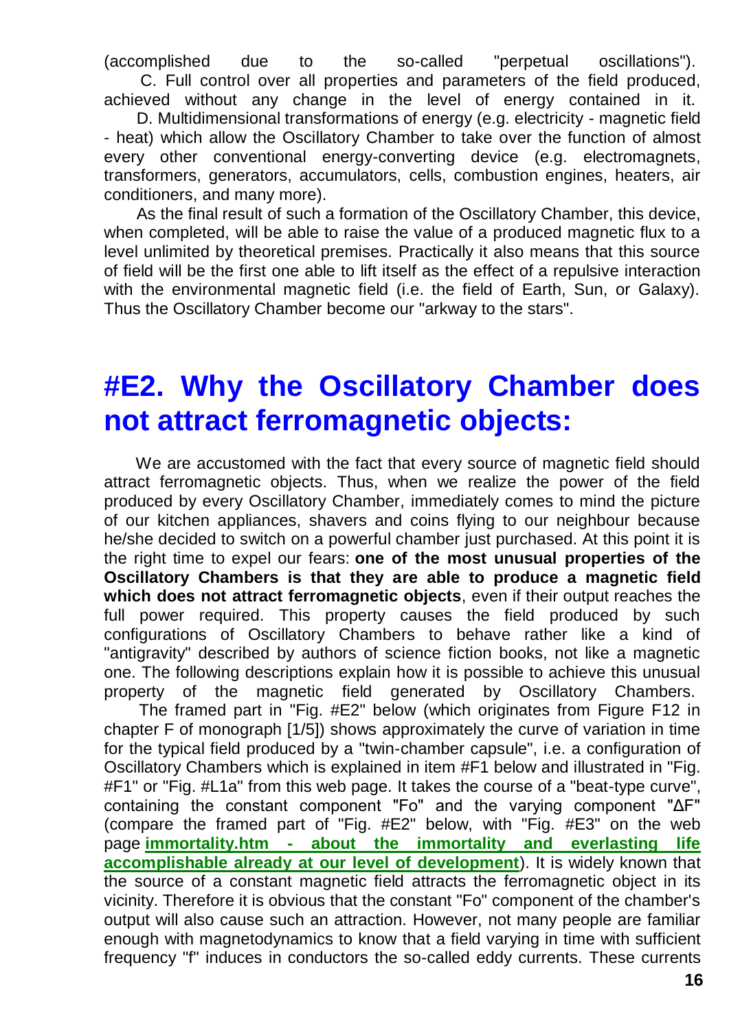(accomplished due to the so-called "perpetual oscillations").

C. Full control over all properties and parameters of the field produced, achieved without any change in the level of energy contained in it.

D. Multidimensional transformations of energy (e.g. electricity - magnetic field - heat) which allow the Oscillatory Chamber to take over the function of almost every other conventional energy-converting device (e.g. electromagnets, transformers, generators, accumulators, cells, combustion engines, heaters, air conditioners, and many more).

As the final result of such a formation of the Oscillatory Chamber, this device, when completed, will be able to raise the value of a produced magnetic flux to a level unlimited by theoretical premises. Practically it also means that this source of field will be the first one able to lift itself as the effect of a repulsive interaction with the environmental magnetic field (i.e. the field of Earth, Sun, or Galaxy). Thus the Oscillatory Chamber become our "arkway to the stars".

# #E2. Why the Oscillatory Chamber does not attract ferromagnetic objects:

We are accustomed with the fact that every source of magnetic field should attract ferromagnetic objects. Thus, when we realize the power of the field produced by every Oscillatory Chamber, immediately comes to mind the picture of our kitchen appliances, shavers and coins flying to our neighbour because he/she decided to switch on a powerful chamber just purchased. At this point it is the right time to expel our fears: **one of the most unusual properties of the Oscillatory Chambers is that they are able to produce a magnetic field which does not attract ferromagnetic objects**, even if their output reaches the full power required. This property causes the field produced by such configurations of Oscillatory Chambers to behave rather like a kind of "antigravity" described by authors of science fiction books, not like a magnetic one. The following descriptions explain how it is possible to achieve this unusual property of the magnetic field generated by Oscillatory Chambers.

The framed part in "Fig. #E2" below (which originates from Figure F12 in chapter F of monograph [1/5]) shows approximately the curve of variation in time for the typical field produced by a "twin-chamber capsule", i.e. a configuration of Oscillatory Chambers which is explained in item #F1 below and illustrated in "Fig. #F1" or "Fig. #L1a" from this web page. It takes the course of a "beat-type curve", containing the constant component "Fo" and the varying component "ΔF" (compare the framed part of "Fig. #E2" below, with "Fig. #E3" on the web page **immortality.htm - about the immortality and everlasting life accomplishable already at our level of development**). It is widely known that the source of a constant magnetic field attracts the ferromagnetic object in its vicinity. Therefore it is obvious that the constant "Fo" component of the chamber's output will also cause such an attraction. However, not many people are familiar enough with magnetodynamics to know that a field varying in time with sufficient frequency "f" induces in conductors the so-called eddy currents. These currents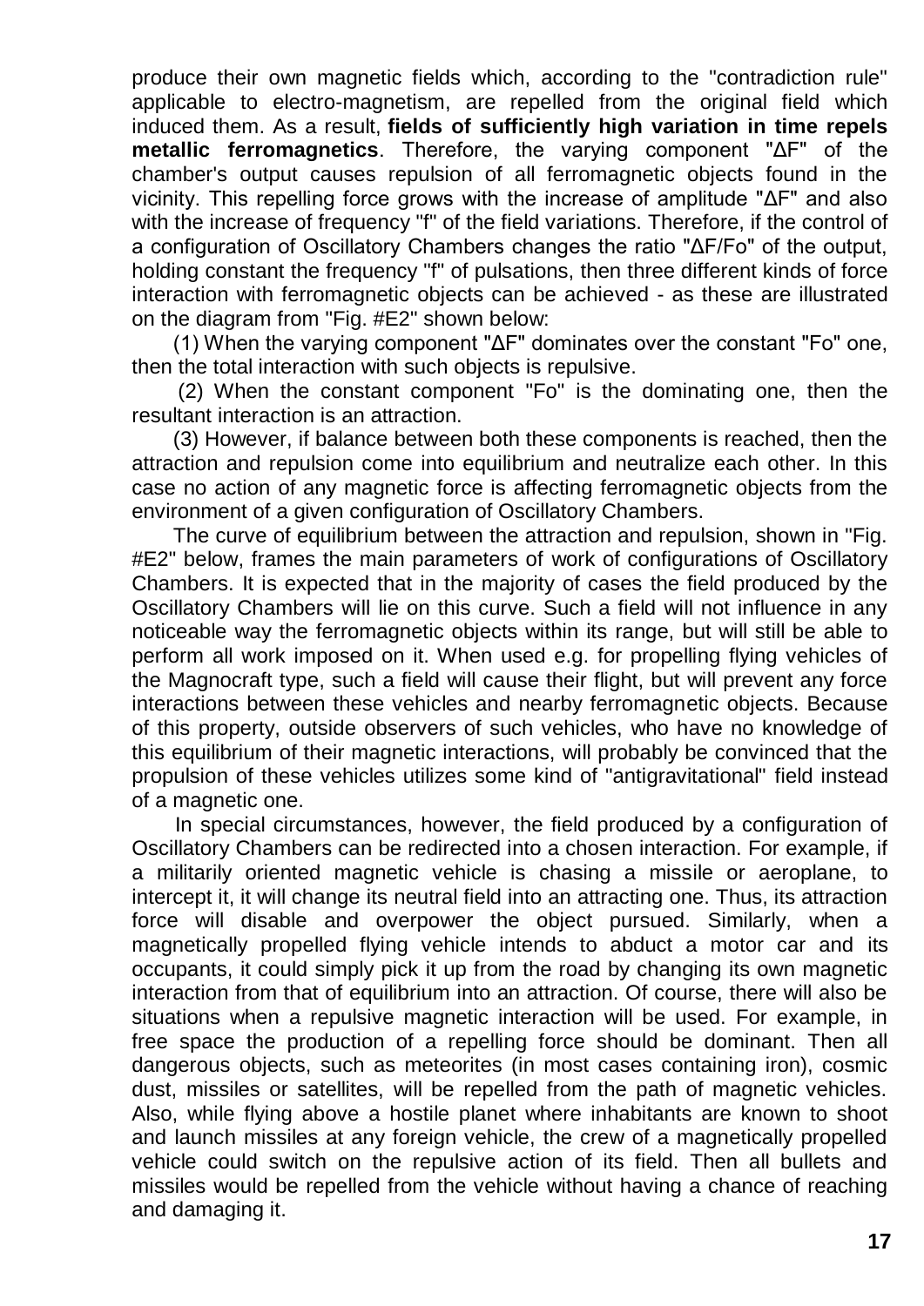produce their own magnetic fields which, according to the "contradiction rule" applicable to electro-magnetism, are repelled from the original field which induced them. As a result, **fields of sufficiently high variation in time repels metallic ferromagnetics**. Therefore, the varying component "$\Delta F$" of the chamber's output causes repulsion of all ferromagnetic objects found in the vicinity. This repelling force grows with the increase of amplitude "$\Delta F$" and also with the increase of frequency "f" of the field variations. Therefore, if the control of a configuration of Oscillatory Chambers changes the ratio "$\Delta F/Fo$" of the output, holding constant the frequency "f" of pulsations, then three different kinds of force interaction with ferromagnetic objects can be achieved - as these are illustrated on the diagram from "Fig. #E2" shown below:

(1) When the varying component "$\Delta F$" dominates over the constant "Fo" one, then the total interaction with such objects is repulsive.

(2) When the constant component "Fo" is the dominating one, then the resultant interaction is an attraction.

(3) However, if balance between both these components is reached, then the attraction and repulsion come into equilibrium and neutralize each other. In this case no action of any magnetic force is affecting ferromagnetic objects from the environment of a given configuration of Oscillatory Chambers.

The curve of equilibrium between the attraction and repulsion, shown in "Fig. #E2" below, frames the main parameters of work of configurations of Oscillatory Chambers. It is expected that in the majority of cases the field produced by the Oscillatory Chambers will lie on this curve. Such a field will not influence in any noticeable way the ferromagnetic objects within its range, but will still be able to perform all work imposed on it. When used e.g. for propelling flying vehicles of the Magnocraft type, such a field will cause their flight, but will prevent any force interactions between these vehicles and nearby ferromagnetic objects. Because of this property, outside observers of such vehicles, who have no knowledge of this equilibrium of their magnetic interactions, will probably be convinced that the propulsion of these vehicles utilizes some kind of "antigravitational" field instead of a magnetic one.

In special circumstances, however, the field produced by a configuration of Oscillatory Chambers can be redirected into a chosen interaction. For example, if a militarily oriented magnetic vehicle is chasing a missile or aeroplane, to intercept it, it will change its neutral field into an attracting one. Thus, its attraction force will disable and overpower the object pursued. Similarly, when a magnetically propelled flying vehicle intends to abduct a motor car and its occupants, it could simply pick it up from the road by changing its own magnetic interaction from that of equilibrium into an attraction. Of course, there will also be situations when a repulsive magnetic interaction will be used. For example, in free space the production of a repelling force should be dominant. Then all dangerous objects, such as meteorites (in most cases containing iron), cosmic dust, missiles or satellites, will be repelled from the path of magnetic vehicles. Also, while flying above a hostile planet where inhabitants are known to shoot and launch missiles at any foreign vehicle, the crew of a magnetically propelled vehicle could switch on the repulsive action of its field. Then all bullets and missiles would be repelled from the vehicle without having a chance of reaching and damaging it.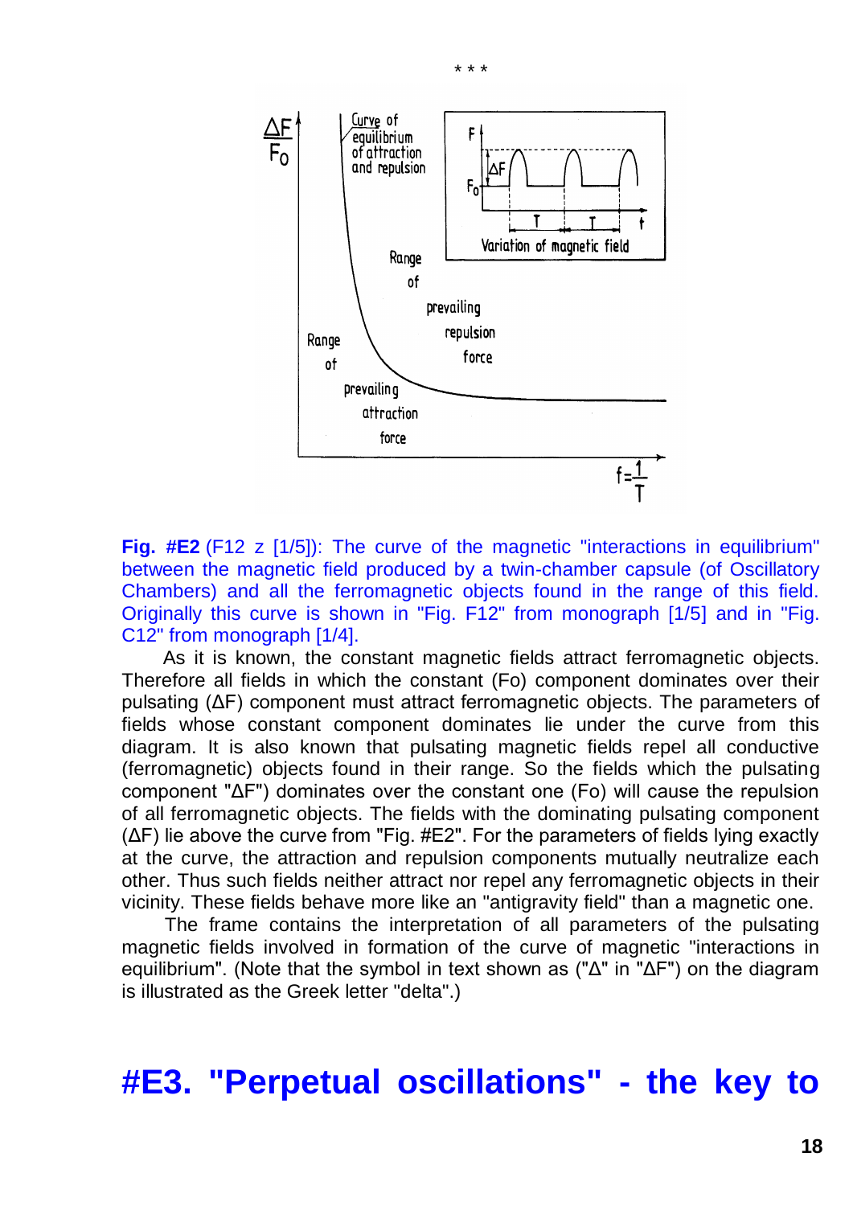\* \* \*

$\Delta F$ / $F_0$

Curve of equilibrium of attraction and repulsion

F

$\Delta F$

$F_0$

T T t

Variation of magnetic field

Range of prevailing repulsion force

Range of prevailing attraction force

$f=\frac{1}{T}$

**Fig. #E2** (F12 z [1/5]): The curve of the magnetic "interactions in equilibrium" between the magnetic field produced by a twin-chamber capsule (of Oscillatory Chambers) and all the ferromagnetic objects found in the range of this field. Originally this curve is shown in "Fig. F12" from monograph [1/5] and in "Fig. C12" from monograph [1/4].

As it is known, the constant magnetic fields attract ferromagnetic objects. Therefore all fields in which the constant (Fo) component dominates over their pulsating (ΔF) component must attract ferromagnetic objects. The parameters of fields whose constant component dominates lie under the curve from this diagram. It is also known that pulsating magnetic fields repel all conductive (ferromagnetic) objects found in their range. So the fields which the pulsating component "ΔF") dominates over the constant one (Fo) will cause the repulsion of all ferromagnetic objects. The fields with the dominating pulsating component (ΔF) lie above the curve from "Fig. #E2". For the parameters of fields lying exactly at the curve, the attraction and repulsion components mutually neutralize each other. Thus such fields neither attract nor repel any ferromagnetic objects in their vicinity. These fields behave more like an "antigravity field" than a magnetic one.

The frame contains the interpretation of all parameters of the pulsating magnetic fields involved in formation of the curve of magnetic "interactions in equilibrium". (Note that the symbol in text shown as ("Δ" in "ΔF") on the diagram is illustrated as the Greek letter "delta".)

# #E3. "Perpetual oscillations" - the key to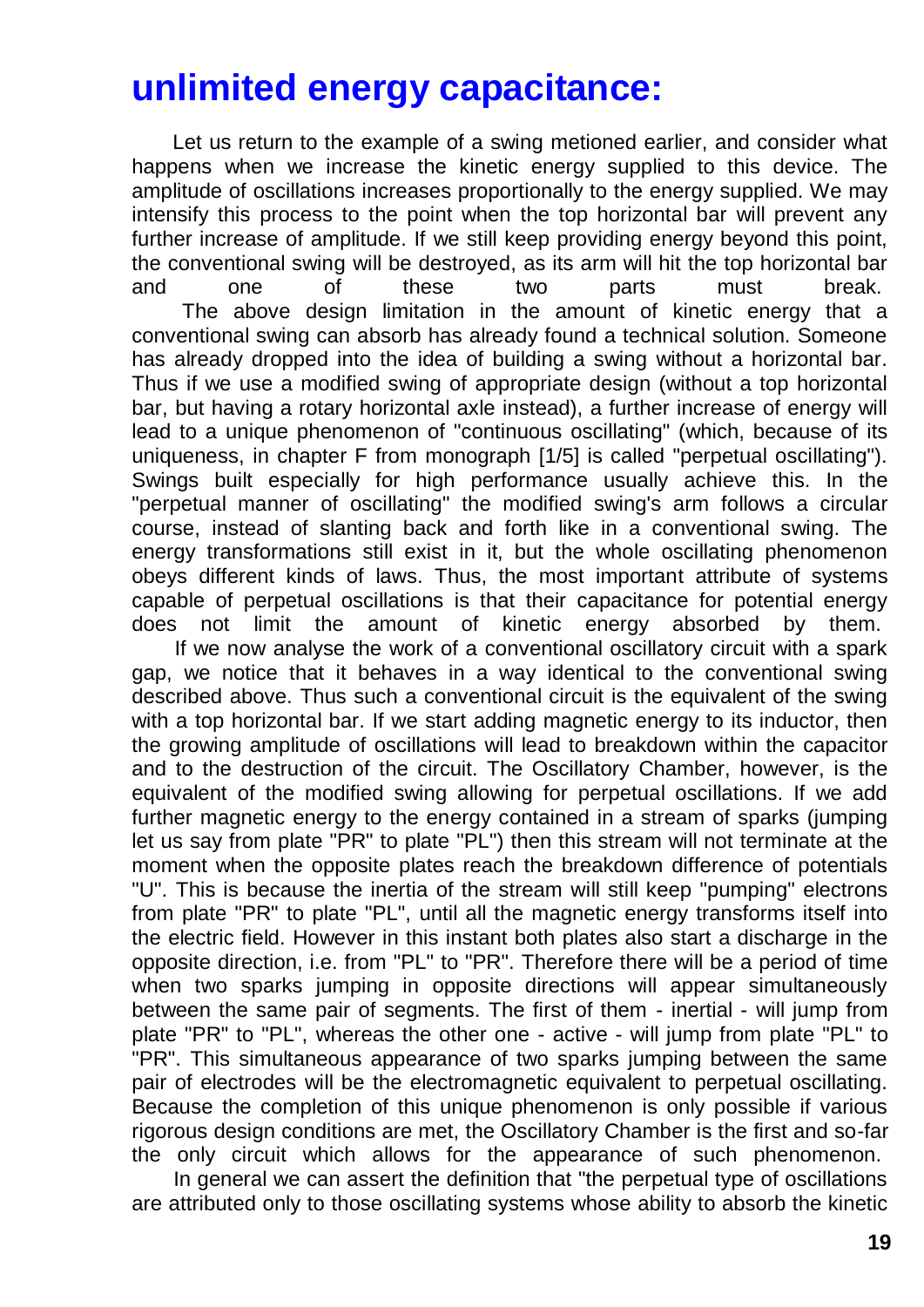# unlimited energy capacitance:

Let us return to the example of a swing metioned earlier, and consider what happens when we increase the kinetic energy supplied to this device. The amplitude of oscillations increases proportionally to the energy supplied. We may intensify this process to the point when the top horizontal bar will prevent any further increase of amplitude. If we still keep providing energy beyond this point, the conventional swing will be destroyed, as its arm will hit the top horizontal bar and one of these two parts must break.

The above design limitation in the amount of kinetic energy that a conventional swing can absorb has already found a technical solution. Someone has already dropped into the idea of building a swing without a horizontal bar. Thus if we use a modified swing of appropriate design (without a top horizontal bar, but having a rotary horizontal axle instead), a further increase of energy will lead to a unique phenomenon of "continuous oscillating" (which, because of its uniqueness, in chapter F from monograph [1/5] is called "perpetual oscillating"). Swings built especially for high performance usually achieve this. In the "perpetual manner of oscillating" the modified swing's arm follows a circular course, instead of slanting back and forth like in a conventional swing. The energy transformations still exist in it, but the whole oscillating phenomenon obeys different kinds of laws. Thus, the most important attribute of systems capable of perpetual oscillations is that their capacitance for potential energy does not limit the amount of kinetic energy absorbed by them.

If we now analyse the work of a conventional oscillatory circuit with a spark gap, we notice that it behaves in a way identical to the conventional swing described above. Thus such a conventional circuit is the equivalent of the swing with a top horizontal bar. If we start adding magnetic energy to its inductor, then the growing amplitude of oscillations will lead to breakdown within the capacitor and to the destruction of the circuit. The Oscillatory Chamber, however, is the equivalent of the modified swing allowing for perpetual oscillations. If we add further magnetic energy to the energy contained in a stream of sparks (jumping let us say from plate "PR" to plate "PL") then this stream will not terminate at the moment when the opposite plates reach the breakdown difference of potentials "U". This is because the inertia of the stream will still keep "pumping" electrons from plate "PR" to plate "PL", until all the magnetic energy transforms itself into the electric field. However in this instant both plates also start a discharge in the opposite direction, i.e. from "PL" to "PR". Therefore there will be a period of time when two sparks jumping in opposite directions will appear simultaneously between the same pair of segments. The first of them - inertial - will jump from plate "PR" to "PL", whereas the other one - active - will jump from plate "PL" to "PR". This simultaneous appearance of two sparks jumping between the same pair of electrodes will be the electromagnetic equivalent to perpetual oscillating. Because the completion of this unique phenomenon is only possible if various rigorous design conditions are met, the Oscillatory Chamber is the first and so-far the only circuit which allows for the appearance of such phenomenon.

In general we can assert the definition that "the perpetual type of oscillations are attributed only to those oscillating systems whose ability to absorb the kinetic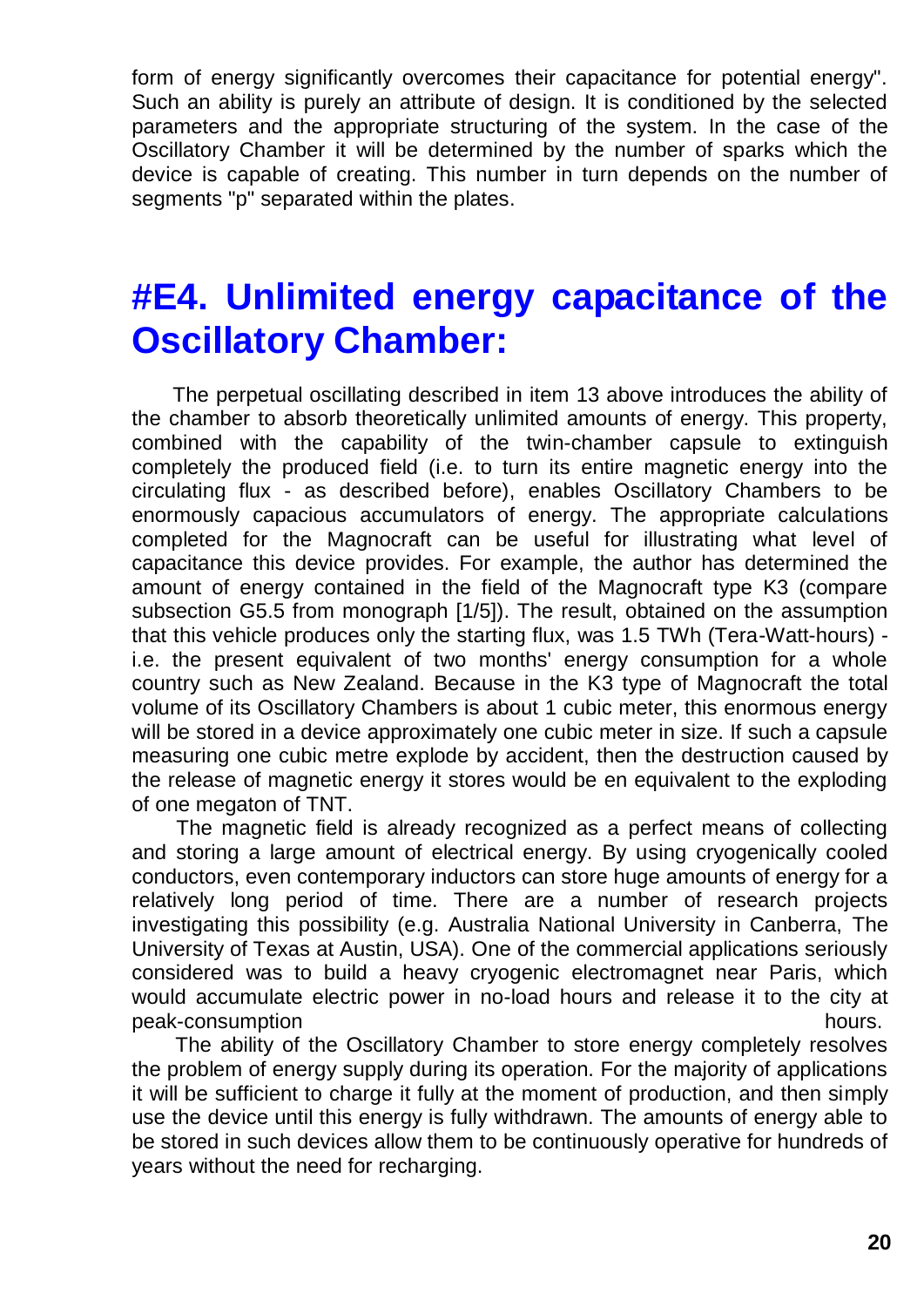form of energy significantly overcomes their capacitance for potential energy". Such an ability is purely an attribute of design. It is conditioned by the selected parameters and the appropriate structuring of the system. In the case of the Oscillatory Chamber it will be determined by the number of sparks which the device is capable of creating. This number in turn depends on the number of segments "p" separated within the plates.

# #E4. Unlimited energy capacitance of the Oscillatory Chamber:

The perpetual oscillating described in item 13 above introduces the ability of the chamber to absorb theoretically unlimited amounts of energy. This property, combined with the capability of the twin-chamber capsule to extinguish completely the produced field (i.e. to turn its entire magnetic energy into the circulating flux - as described before), enables Oscillatory Chambers to be enormously capacious accumulators of energy. The appropriate calculations completed for the Magnocraft can be useful for illustrating what level of capacitance this device provides. For example, the author has determined the amount of energy contained in the field of the Magnocraft type K3 (compare subsection G5.5 from monograph [1/5]). The result, obtained on the assumption that this vehicle produces only the starting flux, was 1.5 TWh (Tera-Watt-hours) - i.e. the present equivalent of two months' energy consumption for a whole country such as New Zealand. Because in the K3 type of Magnocraft the total volume of its Oscillatory Chambers is about 1 cubic meter, this enormous energy will be stored in a device approximately one cubic meter in size. If such a capsule measuring one cubic metre explode by accident, then the destruction caused by the release of magnetic energy it stores would be en equivalent to the exploding of one megaton of TNT.

The magnetic field is already recognized as a perfect means of collecting and storing a large amount of electrical energy. By using cryogenically cooled conductors, even contemporary inductors can store huge amounts of energy for a relatively long period of time. There are a number of research projects investigating this possibility (e.g. Australia National University in Canberra, The University of Texas at Austin, USA). One of the commercial applications seriously considered was to build a heavy cryogenic electromagnet near Paris, which would accumulate electric power in no-load hours and release it to the city at peak-consumption hours.

The ability of the Oscillatory Chamber to store energy completely resolves the problem of energy supply during its operation. For the majority of applications it will be sufficient to charge it fully at the moment of production, and then simply use the device until this energy is fully withdrawn. The amounts of energy able to be stored in such devices allow them to be continuously operative for hundreds of years without the need for recharging.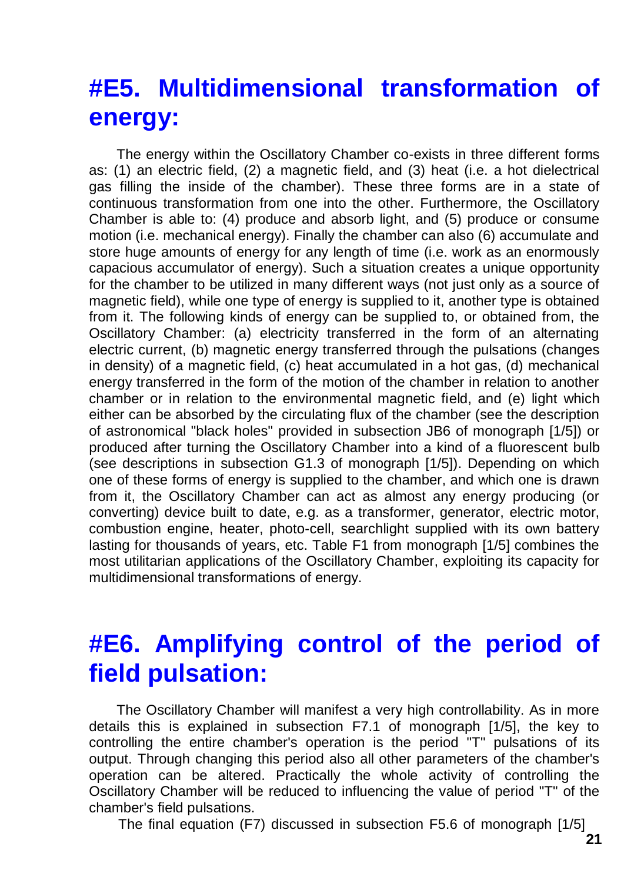# #E5. Multidimensional transformation of energy:

The energy within the Oscillatory Chamber co-exists in three different forms as: (1) an electric field, (2) a magnetic field, and (3) heat (i.e. a hot dielectrical gas filling the inside of the chamber). These three forms are in a state of continuous transformation from one into the other. Furthermore, the Oscillatory Chamber is able to: (4) produce and absorb light, and (5) produce or consume motion (i.e. mechanical energy). Finally the chamber can also (6) accumulate and store huge amounts of energy for any length of time (i.e. work as an enormously capacious accumulator of energy). Such a situation creates a unique opportunity for the chamber to be utilized in many different ways (not just only as a source of magnetic field), while one type of energy is supplied to it, another type is obtained from it. The following kinds of energy can be supplied to, or obtained from, the Oscillatory Chamber: (a) electricity transferred in the form of an alternating electric current, (b) magnetic energy transferred through the pulsations (changes in density) of a magnetic field, (c) heat accumulated in a hot gas, (d) mechanical energy transferred in the form of the motion of the chamber in relation to another chamber or in relation to the environmental magnetic field, and (e) light which either can be absorbed by the circulating flux of the chamber (see the description of astronomical "black holes" provided in subsection JB6 of monograph [1/5]) or produced after turning the Oscillatory Chamber into a kind of a fluorescent bulb (see descriptions in subsection G1.3 of monograph [1/5]). Depending on which one of these forms of energy is supplied to the chamber, and which one is drawn from it, the Oscillatory Chamber can act as almost any energy producing (or converting) device built to date, e.g. as a transformer, generator, electric motor, combustion engine, heater, photo-cell, searchlight supplied with its own battery lasting for thousands of years, etc. Table F1 from monograph [1/5] combines the most utilitarian applications of the Oscillatory Chamber, exploiting its capacity for multidimensional transformations of energy.

# #E6. Amplifying control of the period of field pulsation:

The Oscillatory Chamber will manifest a very high controllability. As in more details this is explained in subsection F7.1 of monograph [1/5], the key to controlling the entire chamber's operation is the period "T" pulsations of its output. Through changing this period also all other parameters of the chamber's operation can be altered. Practically the whole activity of controlling the Oscillatory Chamber will be reduced to influencing the value of period "T" of the chamber's field pulsations.

The final equation (F7) discussed in subsection F5.6 of monograph [1/5]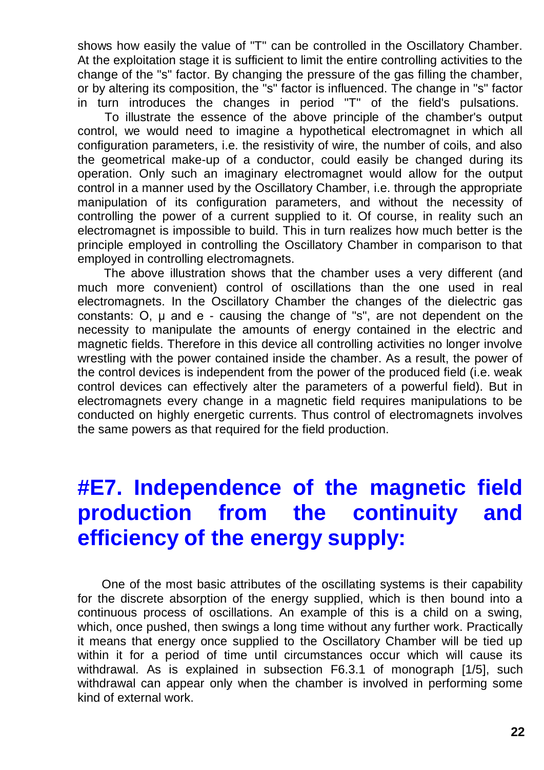shows how easily the value of "T" can be controlled in the Oscillatory Chamber. At the exploitation stage it is sufficient to limit the entire controlling activities to the change of the "s" factor. By changing the pressure of the gas filling the chamber, or by altering its composition, the "s" factor is influenced. The change in "s" factor in turn introduces the changes in period "T" of the field's pulsations.

To illustrate the essence of the above principle of the chamber's output control, we would need to imagine a hypothetical electromagnet in which all configuration parameters, i.e. the resistivity of wire, the number of coils, and also the geometrical make-up of a conductor, could easily be changed during its operation. Only such an imaginary electromagnet would allow for the output control in a manner used by the Oscillatory Chamber, i.e. through the appropriate manipulation of its configuration parameters, and without the necessity of controlling the power of a current supplied to it. Of course, in reality such an electromagnet is impossible to build. This in turn realizes how much better is the principle employed in controlling the Oscillatory Chamber in comparison to that employed in controlling electromagnets.

The above illustration shows that the chamber uses a very different (and much more convenient) control of oscillations than the one used in real electromagnets. In the Oscillatory Chamber the changes of the dielectric gas constants: O, μ and e - causing the change of "s", are not dependent on the necessity to manipulate the amounts of energy contained in the electric and magnetic fields. Therefore in this device all controlling activities no longer involve wrestling with the power contained inside the chamber. As a result, the power of the control devices is independent from the power of the produced field (i.e. weak control devices can effectively alter the parameters of a powerful field). But in electromagnets every change in a magnetic field requires manipulations to be conducted on highly energetic currents. Thus control of electromagnets involves the same powers as that required for the field production.

# #E7. Independence of the magnetic field production from the continuity and efficiency of the energy supply:

One of the most basic attributes of the oscillating systems is their capability for the discrete absorption of the energy supplied, which is then bound into a continuous process of oscillations. An example of this is a child on a swing, which, once pushed, then swings a long time without any further work. Practically it means that energy once supplied to the Oscillatory Chamber will be tied up within it for a period of time until circumstances occur which will cause its withdrawal. As is explained in subsection F6.3.1 of monograph [1/5], such withdrawal can appear only when the chamber is involved in performing some kind of external work.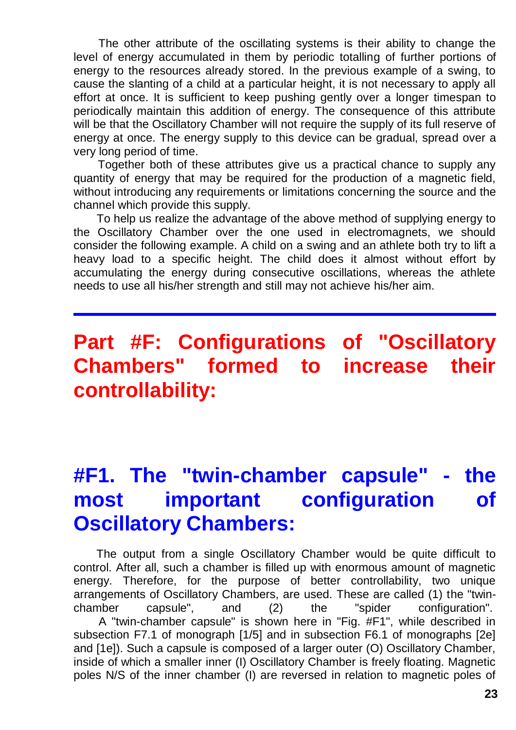The other attribute of the oscillating systems is their ability to change the level of energy accumulated in them by periodic totalling of further portions of energy to the resources already stored. In the previous example of a swing, to cause the slanting of a child at a particular height, it is not necessary to apply all effort at once. It is sufficient to keep pushing gently over a longer timespan to periodically maintain this addition of energy. The consequence of this attribute will be that the Oscillatory Chamber will not require the supply of its full reserve of energy at once. The energy supply to this device can be gradual, spread over a very long period of time.

Together both of these attributes give us a practical chance to supply any quantity of energy that may be required for the production of a magnetic field, without introducing any requirements or limitations concerning the source and the channel which provide this supply.

To help us realize the advantage of the above method of supplying energy to the Oscillatory Chamber over the one used in electromagnets, we should consider the following example. A child on a swing and an athlete both try to lift a heavy load to a specific height. The child does it almost without effort by accumulating the energy during consecutive oscillations, whereas the athlete needs to use all his/her strength and still may not achieve his/her aim.

---

# Part #F: Configurations of "Oscillatory Chambers" formed to increase their controllability:

## #F1. The "twin-chamber capsule" - the most important configuration of Oscillatory Chambers:

The output from a single Oscillatory Chamber would be quite difficult to control. After all, such a chamber is filled up with enormous amount of magnetic energy. Therefore, for the purpose of better controllability, two unique arrangements of Oscillatory Chambers, are used. These are called (1) the "twin-chamber capsule", and (2) the "spider configuration".

A "twin-chamber capsule" is shown here in "Fig. #F1", while described in subsection F7.1 of monograph [1/5] and in subsection F6.1 of monographs [2e] and [1e]). Such a capsule is composed of a larger outer (O) Oscillatory Chamber, inside of which a smaller inner (I) Oscillatory Chamber is freely floating. Magnetic poles N/S of the inner chamber (I) are reversed in relation to magnetic poles of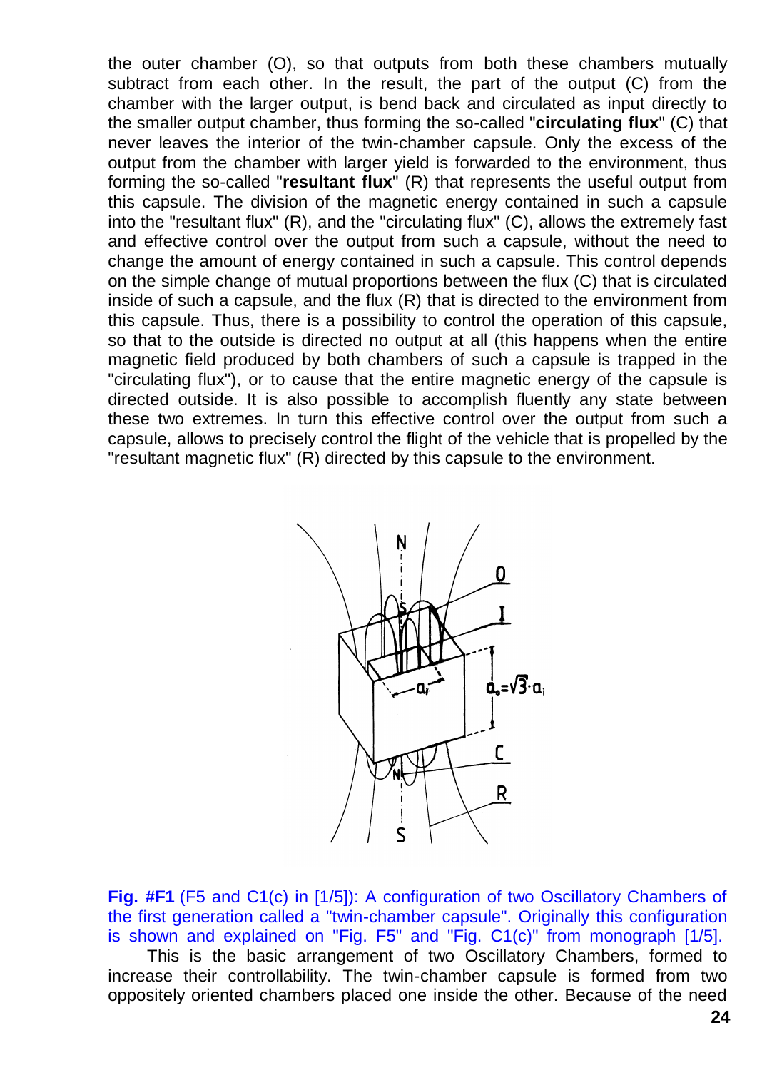the outer chamber (O), so that outputs from both these chambers mutually subtract from each other. In the result, the part of the output (C) from the chamber with the larger output, is bend back and circulated as input directly to the smaller output chamber, thus forming the so-called "**circulating flux**" (C) that never leaves the interior of the twin-chamber capsule. Only the excess of the output from the chamber with larger yield is forwarded to the environment, thus forming the so-called "**resultant flux**" (R) that represents the useful output from this capsule. The division of the magnetic energy contained in such a capsule into the "resultant flux" (R), and the "circulating flux" (C), allows the extremely fast and effective control over the output from such a capsule, without the need to change the amount of energy contained in such a capsule. This control depends on the simple change of mutual proportions between the flux (C) that is circulated inside of such a capsule, and the flux (R) that is directed to the environment from this capsule. Thus, there is a possibility to control the operation of this capsule, so that to the outside is directed no output at all (this happens when the entire magnetic field produced by both chambers of such a capsule is trapped in the "circulating flux"), or to cause that the entire magnetic energy of the capsule is directed outside. It is also possible to accomplish fluently any state between these two extremes. In turn this effective control over the output from such a capsule, allows to precisely control the flight of the vehicle that is propelled by the "resultant magnetic flux" (R) directed by this capsule to the environment.

N
O
I
S
$a_i$
$a_o=\sqrt{3}\cdot a_i$
C
N
R
S

**Fig. #F1** (F5 and C1(c) in [1/5]): A configuration of two Oscillatory Chambers of the first generation called a "twin-chamber capsule". Originally this configuration is shown and explained on "Fig. F5" and "Fig. C1(c)" from monograph [1/5].

This is the basic arrangement of two Oscillatory Chambers, formed to increase their controllability. The twin-chamber capsule is formed from two oppositely oriented chambers placed one inside the other. Because of the need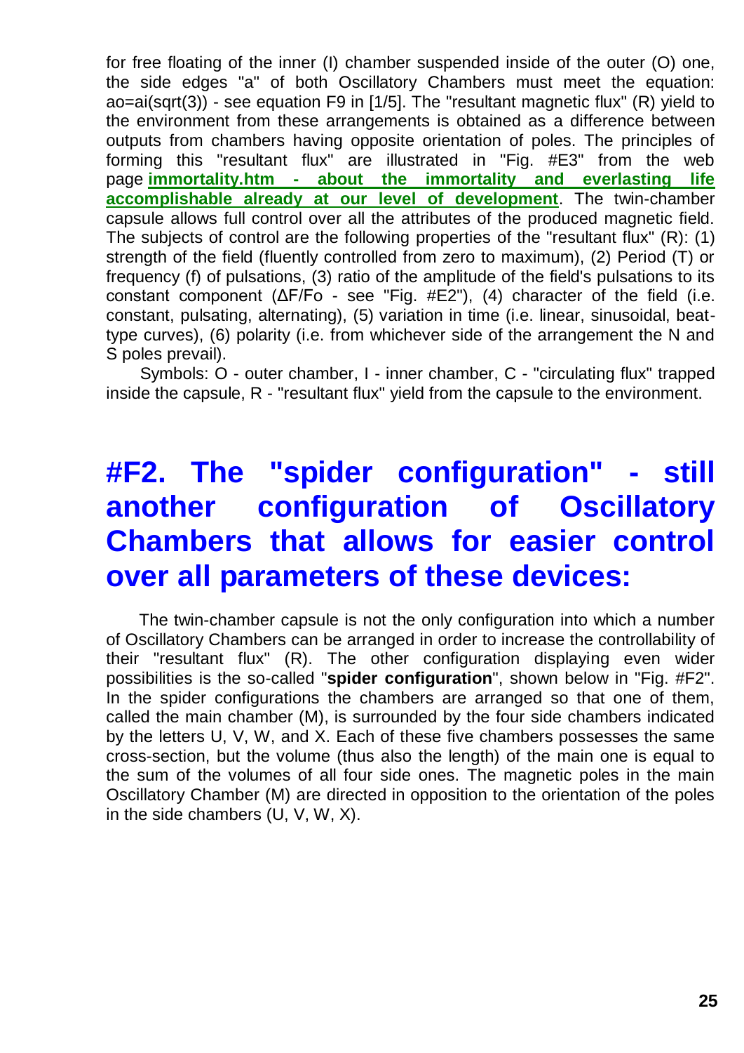for free floating of the inner (I) chamber suspended inside of the outer (O) one, the side edges "a" of both Oscillatory Chambers must meet the equation: ao=ai(sqrt(3)) - see equation F9 in [1/5]. The "resultant magnetic flux" (R) yield to the environment from these arrangements is obtained as a difference between outputs from chambers having opposite orientation of poles. The principles of forming this "resultant flux" are illustrated in "Fig. #E3" from the web page **immortality.htm - about the immortality and everlasting life accomplishable already at our level of development**. The twin-chamber capsule allows full control over all the attributes of the produced magnetic field. The subjects of control are the following properties of the "resultant flux" (R): (1) strength of the field (fluently controlled from zero to maximum), (2) Period (T) or frequency (f) of pulsations, (3) ratio of the amplitude of the field's pulsations to its constant component ($\Delta F/Fo$ - see "Fig. #E2"), (4) character of the field (i.e. constant, pulsating, alternating), (5) variation in time (i.e. linear, sinusoidal, beat-type curves), (6) polarity (i.e. from whichever side of the arrangement the N and S poles prevail).

Symbols: O - outer chamber, I - inner chamber, C - "circulating flux" trapped inside the capsule, R - "resultant flux" yield from the capsule to the environment.

# #F2. The "spider configuration" - still another configuration of Oscillatory Chambers that allows for easier control over all parameters of these devices:

The twin-chamber capsule is not the only configuration into which a number of Oscillatory Chambers can be arranged in order to increase the controllability of their "resultant flux" (R). The other configuration displaying even wider possibilities is the so-called "**spider configuration**", shown below in "Fig. #F2". In the spider configurations the chambers are arranged so that one of them, called the main chamber (M), is surrounded by the four side chambers indicated by the letters U, V, W, and X. Each of these five chambers possesses the same cross-section, but the volume (thus also the length) of the main one is equal to the sum of the volumes of all four side ones. The magnetic poles in the main Oscillatory Chamber (M) are directed in opposition to the orientation of the poles in the side chambers (U, V, W, X).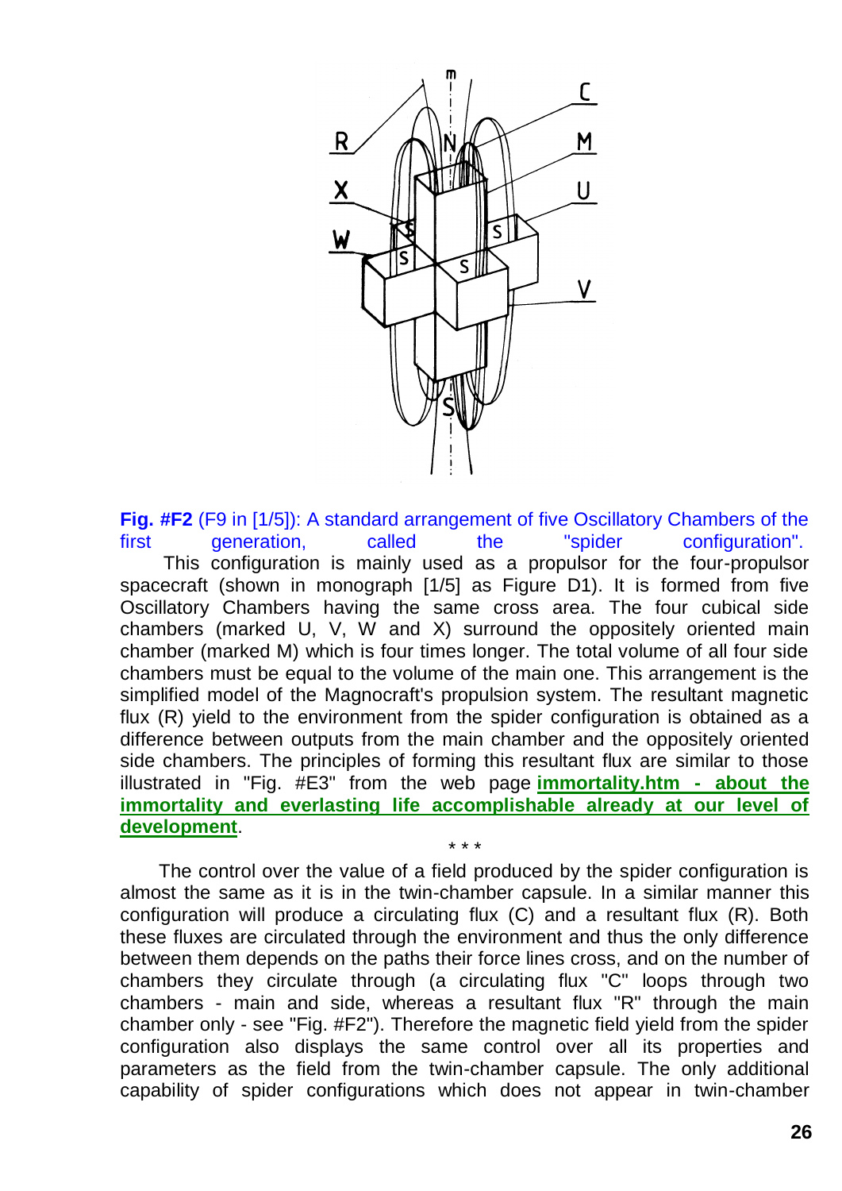**Fig. #F2** (F9 in [1/5]): A standard arrangement of five Oscillatory Chambers of the first generation, called the "spider configuration".

This configuration is mainly used as a propulsor for the four-propulsor spacecraft (shown in monograph [1/5] as Figure D1). It is formed from five Oscillatory Chambers having the same cross area. The four cubical side chambers (marked U, V, W and X) surround the oppositely oriented main chamber (marked M) which is four times longer. The total volume of all four side chambers must be equal to the volume of the main one. This arrangement is the simplified model of the Magnocraft's propulsion system. The resultant magnetic flux (R) yield to the environment from the spider configuration is obtained as a difference between outputs from the main chamber and the oppositely oriented side chambers. The principles of forming this resultant flux are similar to those illustrated in "Fig. #E3" from the web page **immortality.htm - about the immortality and everlasting life accomplishable already at our level of development**.

\* \* \*

The control over the value of a field produced by the spider configuration is almost the same as it is in the twin-chamber capsule. In a similar manner this configuration will produce a circulating flux (C) and a resultant flux (R). Both these fluxes are circulated through the environment and thus the only difference between them depends on the paths their force lines cross, and on the number of chambers they circulate through (a circulating flux "C" loops through two chambers - main and side, whereas a resultant flux "R" through the main chamber only - see "Fig. #F2"). Therefore the magnetic field yield from the spider configuration also displays the same control over all its properties and parameters as the field from the twin-chamber capsule. The only additional capability of spider configurations which does not appear in twin-chamber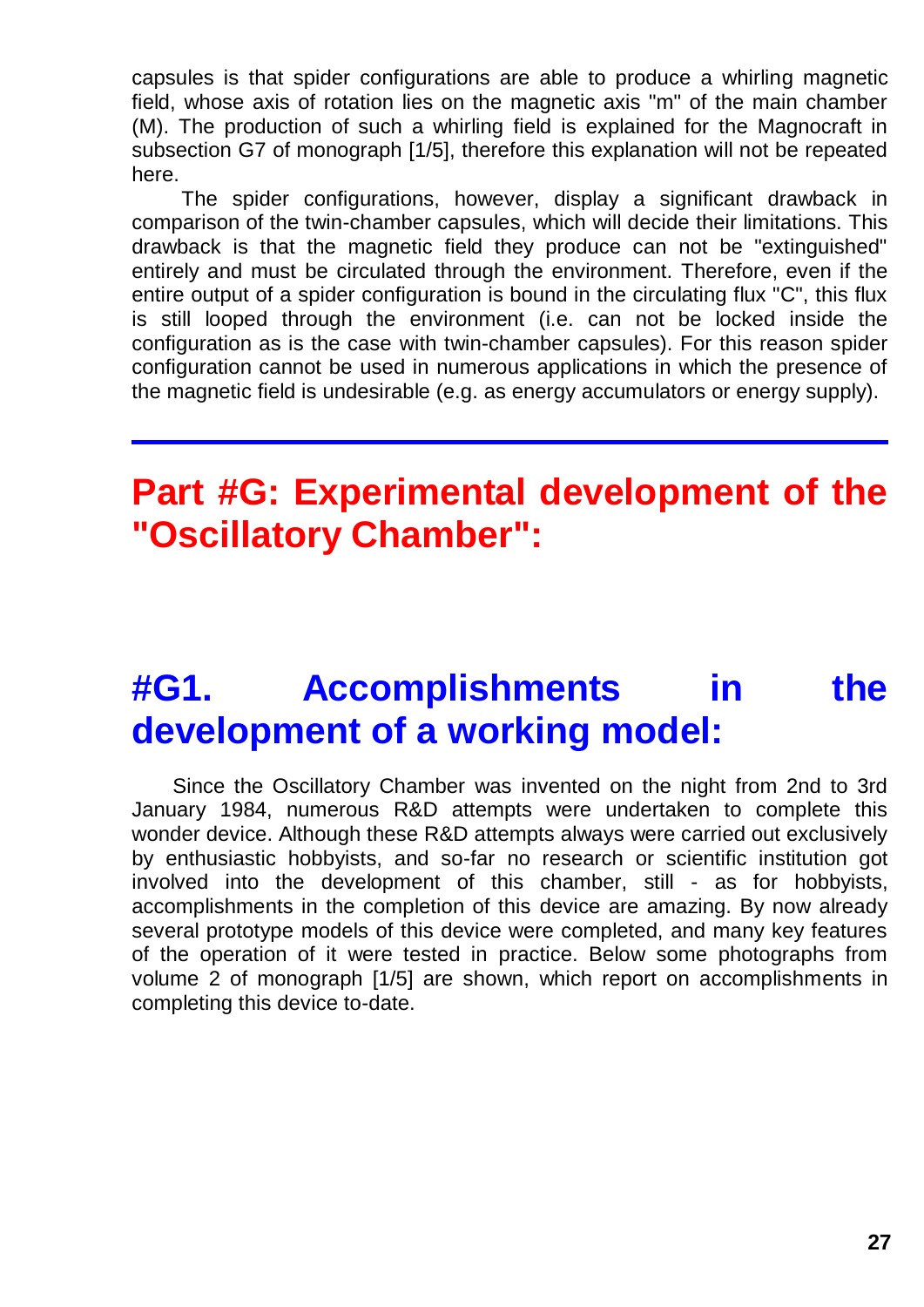capsules is that spider configurations are able to produce a whirling magnetic field, whose axis of rotation lies on the magnetic axis "m" of the main chamber (M). The production of such a whirling field is explained for the Magnocraft in subsection G7 of monograph [1/5], therefore this explanation will not be repeated here.

The spider configurations, however, display a significant drawback in comparison of the twin-chamber capsules, which will decide their limitations. This drawback is that the magnetic field they produce can not be "extinguished" entirely and must be circulated through the environment. Therefore, even if the entire output of a spider configuration is bound in the circulating flux "C", this flux is still looped through the environment (i.e. can not be locked inside the configuration as is the case with twin-chamber capsules). For this reason spider configuration cannot be used in numerous applications in which the presence of the magnetic field is undesirable (e.g. as energy accumulators or energy supply).

---

# Part #G: Experimental development of the "Oscillatory Chamber":

## #G1. Accomplishments in the development of a working model:

Since the Oscillatory Chamber was invented on the night from 2nd to 3rd January 1984, numerous R&D attempts were undertaken to complete this wonder device. Although these R&D attempts always were carried out exclusively by enthusiastic hobbyists, and so-far no research or scientific institution got involved into the development of this chamber, still - as for hobbyists, accomplishments in the completion of this device are amazing. By now already several prototype models of this device were completed, and many key features of the operation of it were tested in practice. Below some photographs from volume 2 of monograph [1/5] are shown, which report on accomplishments in completing this device to-date.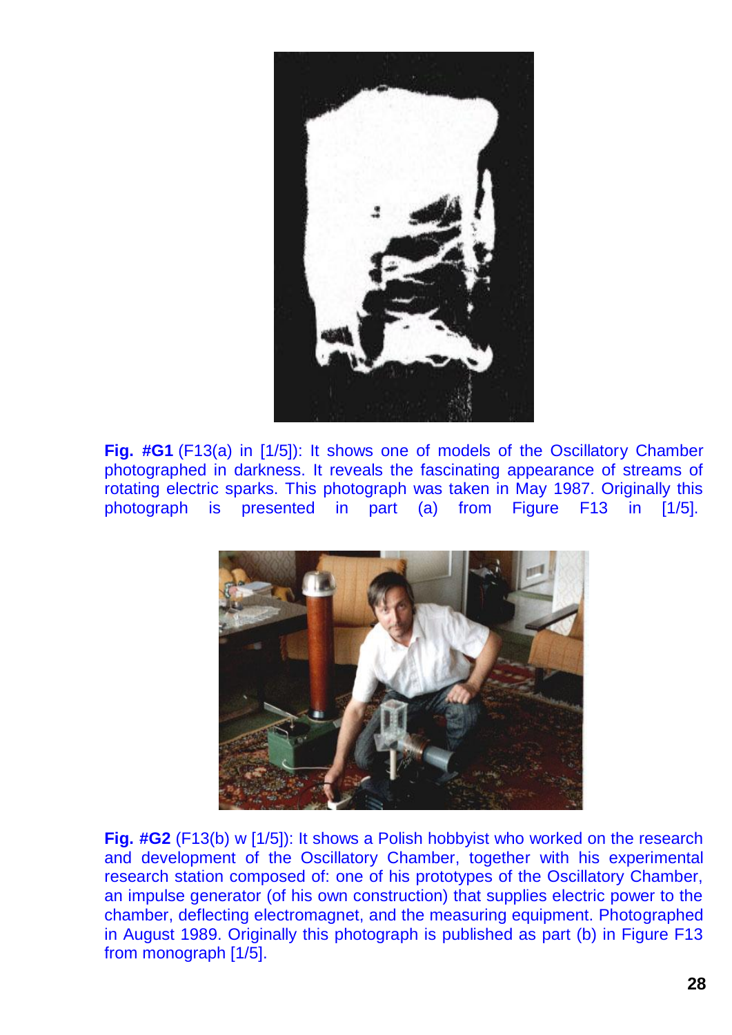**Fig. #G1** (F13(a) in [1/5]): It shows one of models of the Oscillatory Chamber photographed in darkness. It reveals the fascinating appearance of streams of rotating electric sparks. This photograph was taken in May 1987. Originally this photograph is presented in part (a) from Figure F13 in [1/5].

**Fig. #G2** (F13(b) w [1/5]): It shows a Polish hobbyist who worked on the research and development of the Oscillatory Chamber, together with his experimental research station composed of: one of his prototypes of the Oscillatory Chamber, an impulse generator (of his own construction) that supplies electric power to the chamber, deflecting electromagnet, and the measuring equipment. Photographed in August 1989. Originally this photograph is published as part (b) in Figure F13 from monograph [1/5].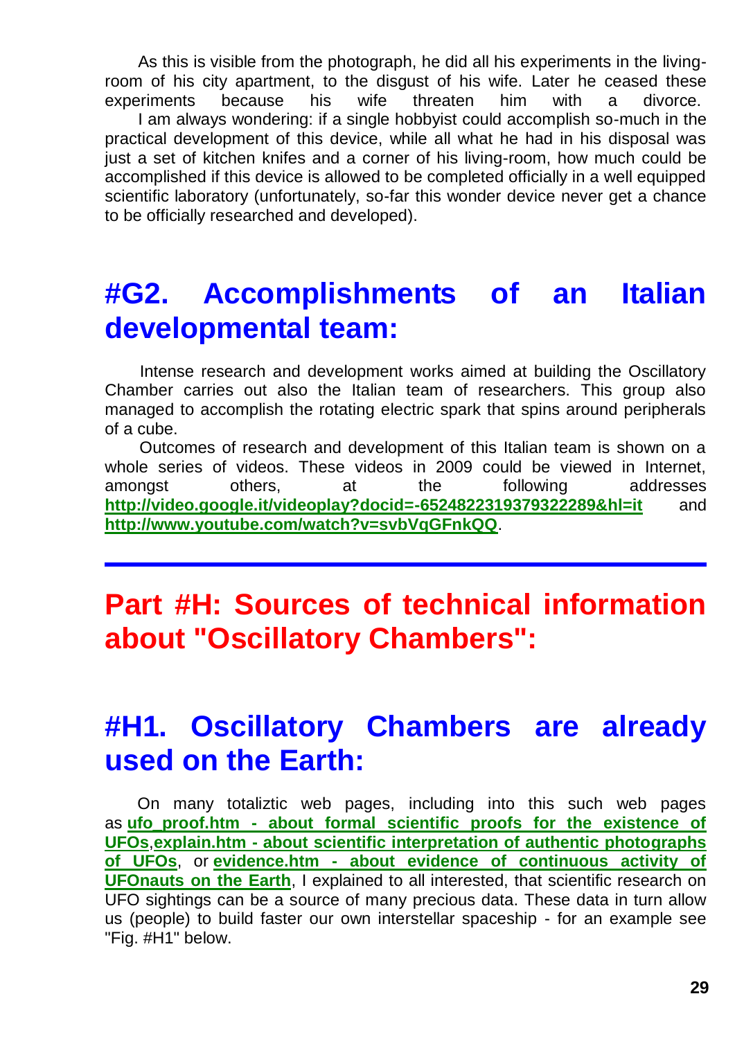As this is visible from the photograph, he did all his experiments in the living-room of his city apartment, to the disgust of his wife. Later he ceased these experiments because his wife threaten him with a divorce.

I am always wondering: if a single hobbyist could accomplish so-much in the practical development of this device, while all what he had in his disposal was just a set of kitchen knifes and a corner of his living-room, how much could be accomplished if this device is allowed to be completed officially in a well equipped scientific laboratory (unfortunately, so-far this wonder device never get a chance to be officially researched and developed).

## #G2. Accomplishments of an Italian developmental team:

Intense research and development works aimed at building the Oscillatory Chamber carries out also the Italian team of researchers. This group also managed to accomplish the rotating electric spark that spins around peripherals of a cube.

Outcomes of research and development of this Italian team is shown on a whole series of videos. These videos in 2009 could be viewed in Internet, amongst others, at the following addresses **http://video.google.it/videoplay?docid=-6524822319379322289&hl=it** and **http://www.youtube.com/watch?v=svbVqGFnkQQ**.

---

# Part #H: Sources of technical information about "Oscillatory Chambers":

## #H1. Oscillatory Chambers are already used on the Earth:

On many totaliztic web pages, including into this such web pages as **ufo_proof.htm - about formal scientific proofs for the existence of UFOs**, **explain.htm - about scientific interpretation of authentic photographs of UFOs**, or **evidence.htm - about evidence of continuous activity of UFOnauts on the Earth**, I explained to all interested, that scientific research on UFO sightings can be a source of many precious data. These data in turn allow us (people) to build faster our own interstellar spaceship - for an example see "Fig. #H1" below.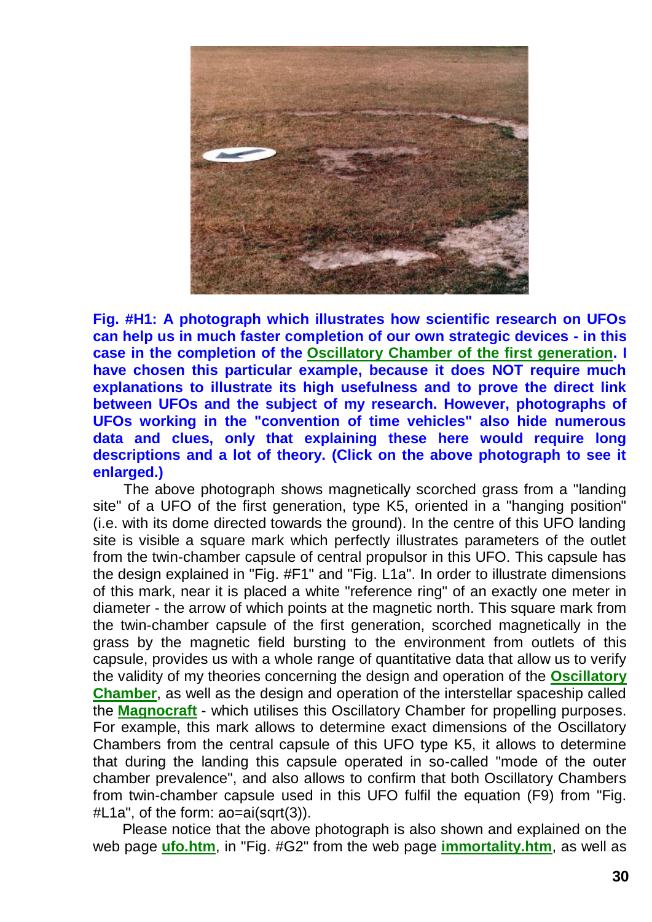**Fig. #H1: A photograph which illustrates how scientific research on UFOs can help us in much faster completion of our own strategic devices - in this case in the completion of the Oscillatory Chamber of the first generation. I have chosen this particular example, because it does NOT require much explanations to illustrate its high usefulness and to prove the direct link between UFOs and the subject of my research. However, photographs of UFOs working in the "convention of time vehicles" also hide numerous data and clues, only that explaining these here would require long descriptions and a lot of theory. (Click on the above photograph to see it enlarged.)**

The above photograph shows magnetically scorched grass from a "landing site" of a UFO of the first generation, type K5, oriented in a "hanging position" (i.e. with its dome directed towards the ground). In the centre of this UFO landing site is visible a square mark which perfectly illustrates parameters of the outlet from the twin-chamber capsule of central propulsor in this UFO. This capsule has the design explained in "Fig. #F1" and "Fig. L1a". In order to illustrate dimensions of this mark, near it is placed a white "reference ring" of an exactly one meter in diameter - the arrow of which points at the magnetic north. This square mark from the twin-chamber capsule of the first generation, scorched magnetically in the grass by the magnetic field bursting to the environment from outlets of this capsule, provides us with a whole range of quantitative data that allow us to verify the validity of my theories concerning the design and operation of the **Oscillatory Chamber**, as well as the design and operation of the interstellar spaceship called the **Magnocraft** - which utilises this Oscillatory Chamber for propelling purposes. For example, this mark allows to determine exact dimensions of the Oscillatory Chambers from the central capsule of this UFO type K5, it allows to determine that during the landing this capsule operated in so-called "mode of the outer chamber prevalence", and also allows to confirm that both Oscillatory Chambers from twin-chamber capsule used in this UFO fulfil the equation (F9) from "Fig. #L1a", of the form: ao=ai(sqrt(3)).

Please notice that the above photograph is also shown and explained on the web page **ufo.htm**, in "Fig. #G2" from the web page **immortality.htm**, as well as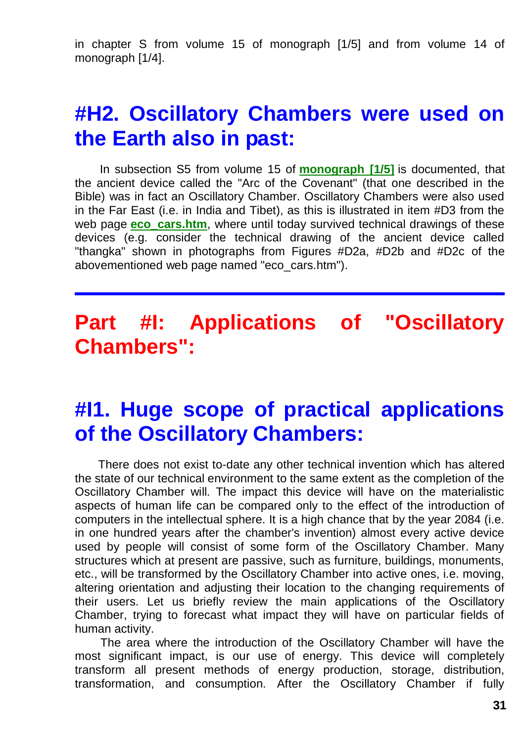in chapter S from volume 15 of monograph [1/5] and from volume 14 of monograph [1/4].

## #H2. Oscillatory Chambers were used on the Earth also in past:

In subsection S5 from volume 15 of **monograph [1/5]** is documented, that the ancient device called the "Arc of the Covenant" (that one described in the Bible) was in fact an Oscillatory Chamber. Oscillatory Chambers were also used in the Far East (i.e. in India and Tibet), as this is illustrated in item #D3 from the web page **eco_cars.htm**, where until today survived technical drawings of these devices (e.g. consider the technical drawing of the ancient device called "thangka" shown in photographs from Figures #D2a, #D2b and #D2c of the abovementioned web page named "eco_cars.htm").

---

# Part #I: Applications of "Oscillatory Chambers":

## #I1. Huge scope of practical applications of the Oscillatory Chambers:

There does not exist to-date any other technical invention which has altered the state of our technical environment to the same extent as the completion of the Oscillatory Chamber will. The impact this device will have on the materialistic aspects of human life can be compared only to the effect of the introduction of computers in the intellectual sphere. It is a high chance that by the year 2084 (i.e. in one hundred years after the chamber's invention) almost every active device used by people will consist of some form of the Oscillatory Chamber. Many structures which at present are passive, such as furniture, buildings, monuments, etc., will be transformed by the Oscillatory Chamber into active ones, i.e. moving, altering orientation and adjusting their location to the changing requirements of their users. Let us briefly review the main applications of the Oscillatory Chamber, trying to forecast what impact they will have on particular fields of human activity.

The area where the introduction of the Oscillatory Chamber will have the most significant impact, is our use of energy. This device will completely transform all present methods of energy production, storage, distribution, transformation, and consumption. After the Oscillatory Chamber if fully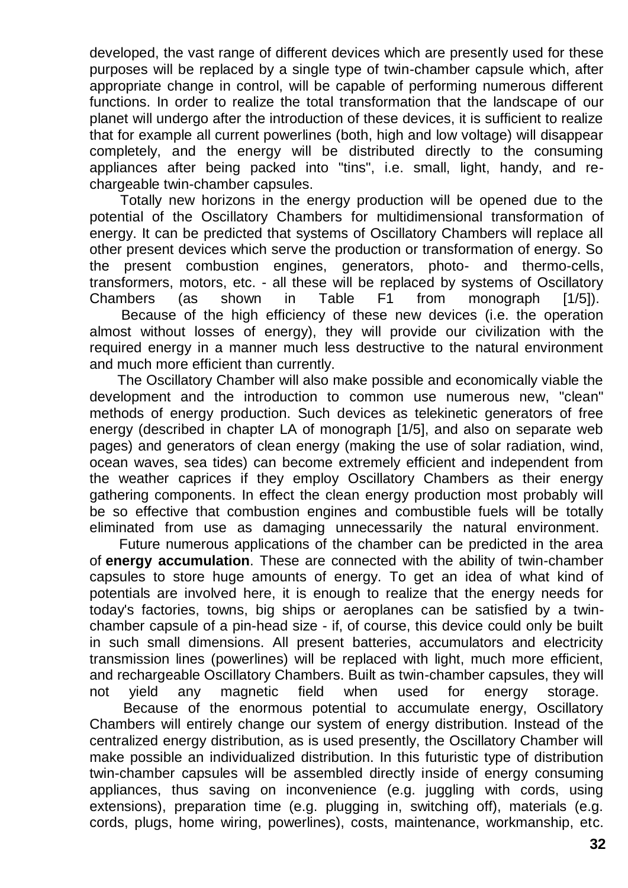developed, the vast range of different devices which are presently used for these purposes will be replaced by a single type of twin-chamber capsule which, after appropriate change in control, will be capable of performing numerous different functions. In order to realize the total transformation that the landscape of our planet will undergo after the introduction of these devices, it is sufficient to realize that for example all current powerlines (both, high and low voltage) will disappear completely, and the energy will be distributed directly to the consuming appliances after being packed into "tins", i.e. small, light, handy, and re-chargeable twin-chamber capsules.

Totally new horizons in the energy production will be opened due to the potential of the Oscillatory Chambers for multidimensional transformation of energy. It can be predicted that systems of Oscillatory Chambers will replace all other present devices which serve the production or transformation of energy. So the present combustion engines, generators, photo- and thermo-cells, transformers, motors, etc. - all these will be replaced by systems of Oscillatory Chambers (as shown in Table F1 from monograph [1/5]).

Because of the high efficiency of these new devices (i.e. the operation almost without losses of energy), they will provide our civilization with the required energy in a manner much less destructive to the natural environment and much more efficient than currently.

The Oscillatory Chamber will also make possible and economically viable the development and the introduction to common use numerous new, "clean" methods of energy production. Such devices as telekinetic generators of free energy (described in chapter LA of monograph [1/5], and also on separate web pages) and generators of clean energy (making the use of solar radiation, wind, ocean waves, sea tides) can become extremely efficient and independent from the weather caprices if they employ Oscillatory Chambers as their energy gathering components. In effect the clean energy production most probably will be so effective that combustion engines and combustible fuels will be totally eliminated from use as damaging unnecessarily the natural environment.

Future numerous applications of the chamber can be predicted in the area of **energy accumulation**. These are connected with the ability of twin-chamber capsules to store huge amounts of energy. To get an idea of what kind of potentials are involved here, it is enough to realize that the energy needs for today's factories, towns, big ships or aeroplanes can be satisfied by a twin-chamber capsule of a pin-head size - if, of course, this device could only be built in such small dimensions. All present batteries, accumulators and electricity transmission lines (powerlines) will be replaced with light, much more efficient, and rechargeable Oscillatory Chambers. Built as twin-chamber capsules, they will not yield any magnetic field when used for energy storage.

Because of the enormous potential to accumulate energy, Oscillatory Chambers will entirely change our system of energy distribution. Instead of the centralized energy distribution, as is used presently, the Oscillatory Chamber will make possible an individualized distribution. In this futuristic type of distribution twin-chamber capsules will be assembled directly inside of energy consuming appliances, thus saving on inconvenience (e.g. juggling with cords, using extensions), preparation time (e.g. plugging in, switching off), materials (e.g. cords, plugs, home wiring, powerlines), costs, maintenance, workmanship, etc.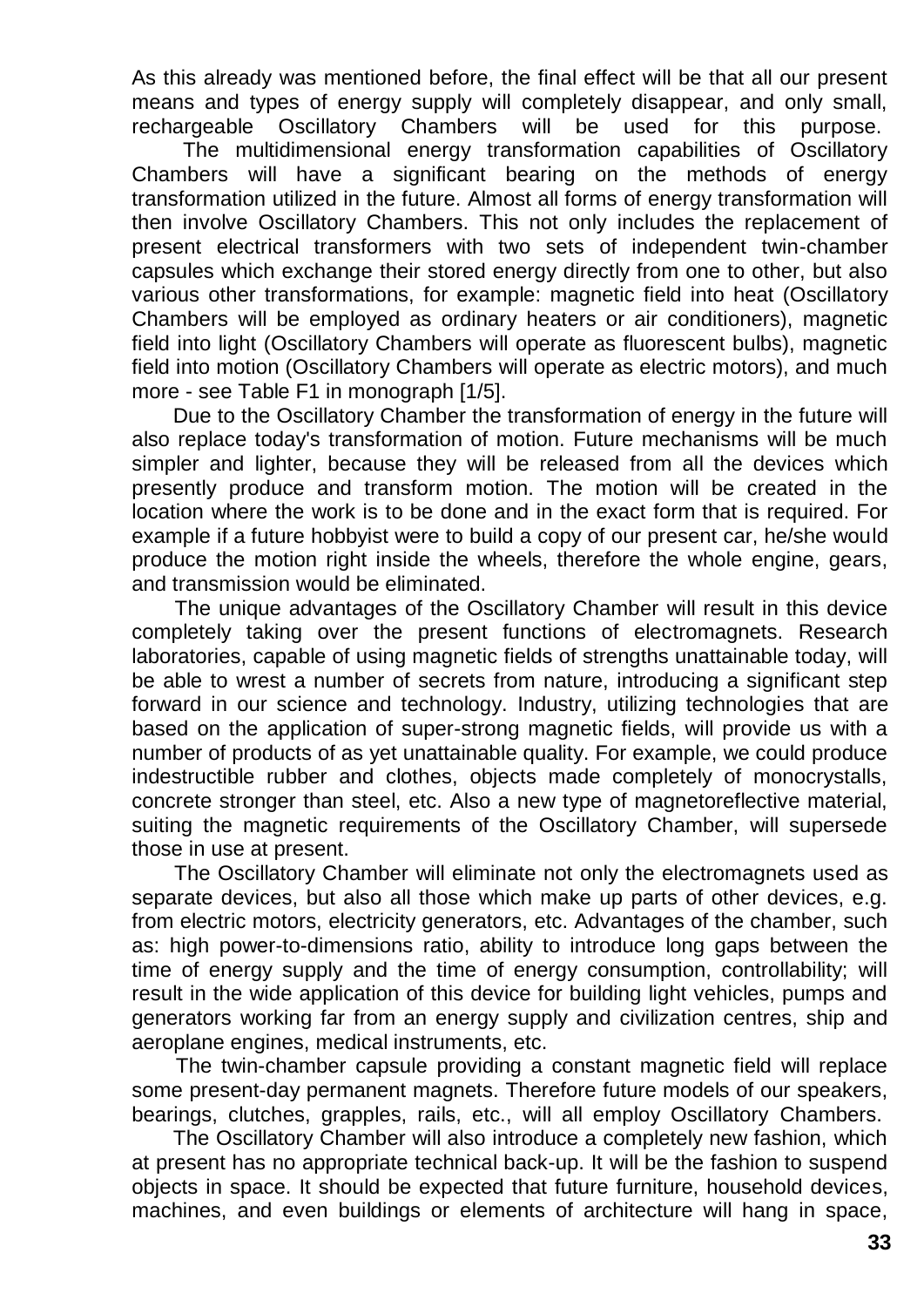As this already was mentioned before, the final effect will be that all our present means and types of energy supply will completely disappear, and only small, rechargeable Oscillatory Chambers will be used for this purpose.

The multidimensional energy transformation capabilities of Oscillatory Chambers will have a significant bearing on the methods of energy transformation utilized in the future. Almost all forms of energy transformation will then involve Oscillatory Chambers. This not only includes the replacement of present electrical transformers with two sets of independent twin-chamber capsules which exchange their stored energy directly from one to other, but also various other transformations, for example: magnetic field into heat (Oscillatory Chambers will be employed as ordinary heaters or air conditioners), magnetic field into light (Oscillatory Chambers will operate as fluorescent bulbs), magnetic field into motion (Oscillatory Chambers will operate as electric motors), and much more - see Table F1 in monograph [1/5].

Due to the Oscillatory Chamber the transformation of energy in the future will also replace today's transformation of motion. Future mechanisms will be much simpler and lighter, because they will be released from all the devices which presently produce and transform motion. The motion will be created in the location where the work is to be done and in the exact form that is required. For example if a future hobbyist were to build a copy of our present car, he/she would produce the motion right inside the wheels, therefore the whole engine, gears, and transmission would be eliminated.

The unique advantages of the Oscillatory Chamber will result in this device completely taking over the present functions of electromagnets. Research laboratories, capable of using magnetic fields of strengths unattainable today, will be able to wrest a number of secrets from nature, introducing a significant step forward in our science and technology. Industry, utilizing technologies that are based on the application of super-strong magnetic fields, will provide us with a number of products of as yet unattainable quality. For example, we could produce indestructible rubber and clothes, objects made completely of monocrystalls, concrete stronger than steel, etc. Also a new type of magnetoreflective material, suiting the magnetic requirements of the Oscillatory Chamber, will supersede those in use at present.

The Oscillatory Chamber will eliminate not only the electromagnets used as separate devices, but also all those which make up parts of other devices, e.g. from electric motors, electricity generators, etc. Advantages of the chamber, such as: high power-to-dimensions ratio, ability to introduce long gaps between the time of energy supply and the time of energy consumption, controllability; will result in the wide application of this device for building light vehicles, pumps and generators working far from an energy supply and civilization centres, ship and aeroplane engines, medical instruments, etc.

The twin-chamber capsule providing a constant magnetic field will replace some present-day permanent magnets. Therefore future models of our speakers, bearings, clutches, grapples, rails, etc., will all employ Oscillatory Chambers.

The Oscillatory Chamber will also introduce a completely new fashion, which at present has no appropriate technical back-up. It will be the fashion to suspend objects in space. It should be expected that future furniture, household devices, machines, and even buildings or elements of architecture will hang in space,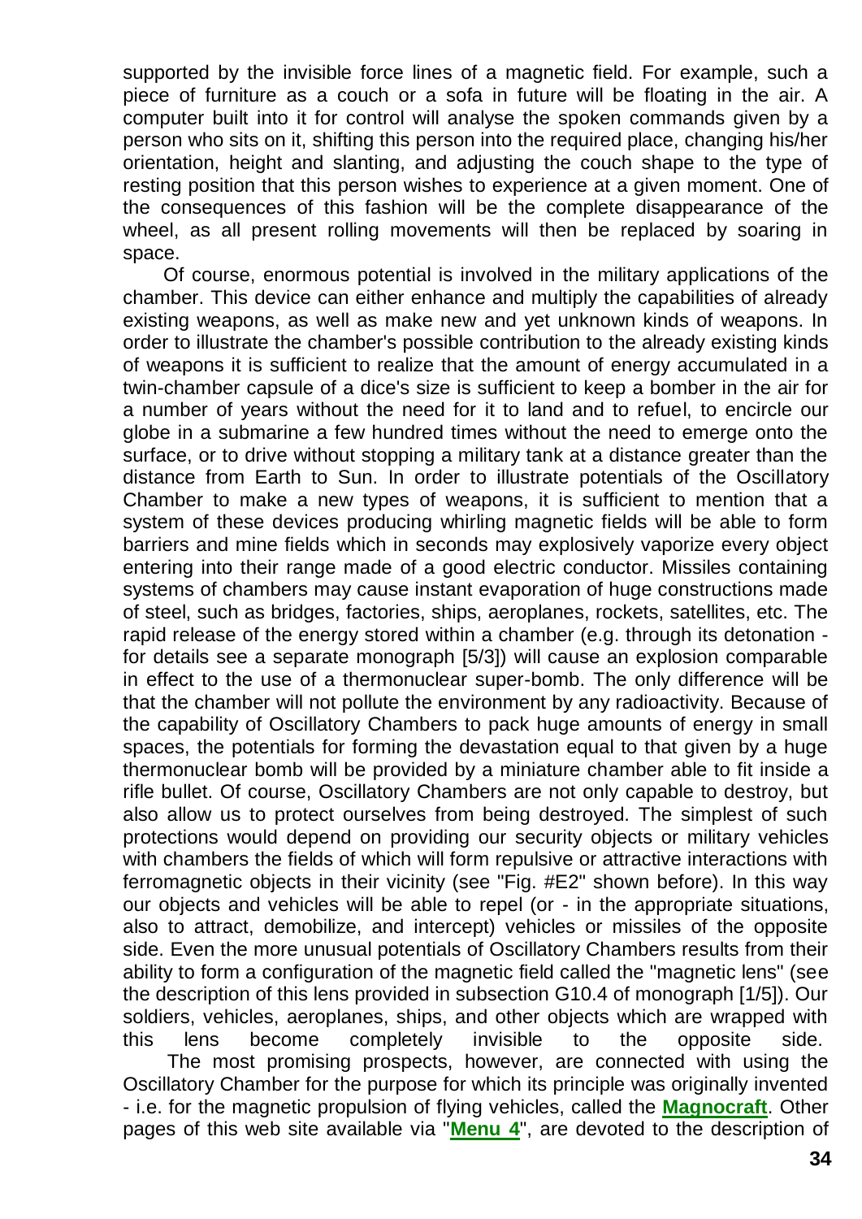supported by the invisible force lines of a magnetic field. For example, such a piece of furniture as a couch or a sofa in future will be floating in the air. A computer built into it for control will analyse the spoken commands given by a person who sits on it, shifting this person into the required place, changing his/her orientation, height and slanting, and adjusting the couch shape to the type of resting position that this person wishes to experience at a given moment. One of the consequences of this fashion will be the complete disappearance of the wheel, as all present rolling movements will then be replaced by soaring in space.

Of course, enormous potential is involved in the military applications of the chamber. This device can either enhance and multiply the capabilities of already existing weapons, as well as make new and yet unknown kinds of weapons. In order to illustrate the chamber's possible contribution to the already existing kinds of weapons it is sufficient to realize that the amount of energy accumulated in a twin-chamber capsule of a dice's size is sufficient to keep a bomber in the air for a number of years without the need for it to land and to refuel, to encircle our globe in a submarine a few hundred times without the need to emerge onto the surface, or to drive without stopping a military tank at a distance greater than the distance from Earth to Sun. In order to illustrate potentials of the Oscillatory Chamber to make a new types of weapons, it is sufficient to mention that a system of these devices producing whirling magnetic fields will be able to form barriers and mine fields which in seconds may explosively vaporize every object entering into their range made of a good electric conductor. Missiles containing systems of chambers may cause instant evaporation of huge constructions made of steel, such as bridges, factories, ships, aeroplanes, rockets, satellites, etc. The rapid release of the energy stored within a chamber (e.g. through its detonation - for details see a separate monograph [5/3]) will cause an explosion comparable in effect to the use of a thermonuclear super-bomb. The only difference will be that the chamber will not pollute the environment by any radioactivity. Because of the capability of Oscillatory Chambers to pack huge amounts of energy in small spaces, the potentials for forming the devastation equal to that given by a huge thermonuclear bomb will be provided by a miniature chamber able to fit inside a rifle bullet. Of course, Oscillatory Chambers are not only capable to destroy, but also allow us to protect ourselves from being destroyed. The simplest of such protections would depend on providing our security objects or military vehicles with chambers the fields of which will form repulsive or attractive interactions with ferromagnetic objects in their vicinity (see "Fig. #E2" shown before). In this way our objects and vehicles will be able to repel (or - in the appropriate situations, also to attract, demobilize, and intercept) vehicles or missiles of the opposite side. Even the more unusual potentials of Oscillatory Chambers results from their ability to form a configuration of the magnetic field called the "magnetic lens" (see the description of this lens provided in subsection G10.4 of monograph [1/5]). Our soldiers, vehicles, aeroplanes, ships, and other objects which are wrapped with this lens become completely invisible to the opposite side.

The most promising prospects, however, are connected with using the Oscillatory Chamber for the purpose for which its principle was originally invented - i.e. for the magnetic propulsion of flying vehicles, called the **Magnocraft**. Other pages of this web site available via "**Menu 4**", are devoted to the description of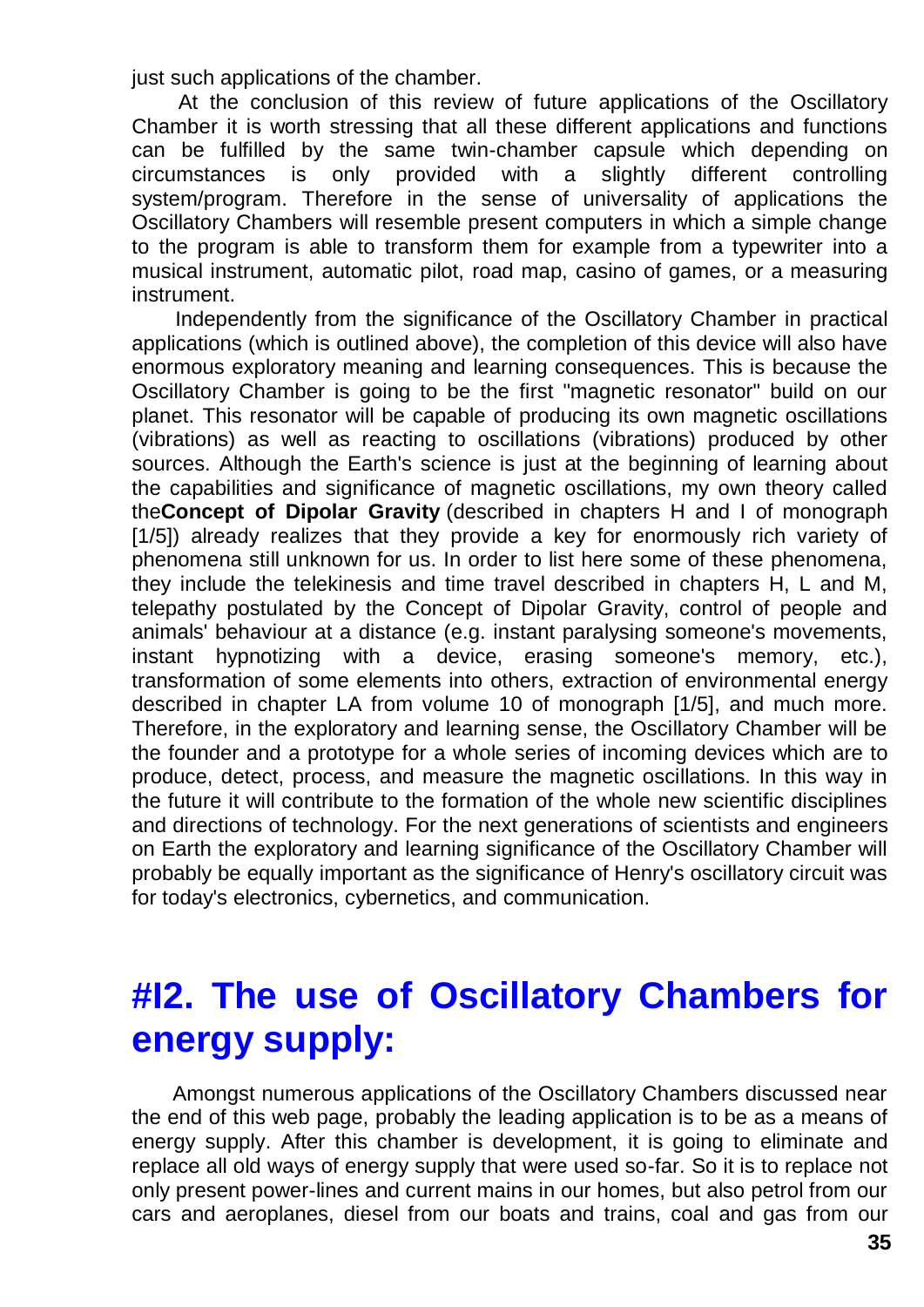just such applications of the chamber.

At the conclusion of this review of future applications of the Oscillatory Chamber it is worth stressing that all these different applications and functions can be fulfilled by the same twin-chamber capsule which depending on circumstances is only provided with a slightly different controlling system/program. Therefore in the sense of universality of applications the Oscillatory Chambers will resemble present computers in which a simple change to the program is able to transform them for example from a typewriter into a musical instrument, automatic pilot, road map, casino of games, or a measuring instrument.

Independently from the significance of the Oscillatory Chamber in practical applications (which is outlined above), the completion of this device will also have enormous exploratory meaning and learning consequences. This is because the Oscillatory Chamber is going to be the first "magnetic resonator" build on our planet. This resonator will be capable of producing its own magnetic oscillations (vibrations) as well as reacting to oscillations (vibrations) produced by other sources. Although the Earth's science is just at the beginning of learning about the capabilities and significance of magnetic oscillations, my own theory called the**Concept of Dipolar Gravity** (described in chapters H and I of monograph [1/5]) already realizes that they provide a key for enormously rich variety of phenomena still unknown for us. In order to list here some of these phenomena, they include the telekinesis and time travel described in chapters H, L and M, telepathy postulated by the Concept of Dipolar Gravity, control of people and animals' behaviour at a distance (e.g. instant paralysing someone's movements, instant hypnotizing with a device, erasing someone's memory, etc.), transformation of some elements into others, extraction of environmental energy described in chapter LA from volume 10 of monograph [1/5], and much more. Therefore, in the exploratory and learning sense, the Oscillatory Chamber will be the founder and a prototype for a whole series of incoming devices which are to produce, detect, process, and measure the magnetic oscillations. In this way in the future it will contribute to the formation of the whole new scientific disciplines and directions of technology. For the next generations of scientists and engineers on Earth the exploratory and learning significance of the Oscillatory Chamber will probably be equally important as the significance of Henry's oscillatory circuit was for today's electronics, cybernetics, and communication.

# #I2. The use of Oscillatory Chambers for energy supply:

Amongst numerous applications of the Oscillatory Chambers discussed near the end of this web page, probably the leading application is to be as a means of energy supply. After this chamber is development, it is going to eliminate and replace all old ways of energy supply that were used so-far. So it is to replace not only present power-lines and current mains in our homes, but also petrol from our cars and aeroplanes, diesel from our boats and trains, coal and gas from our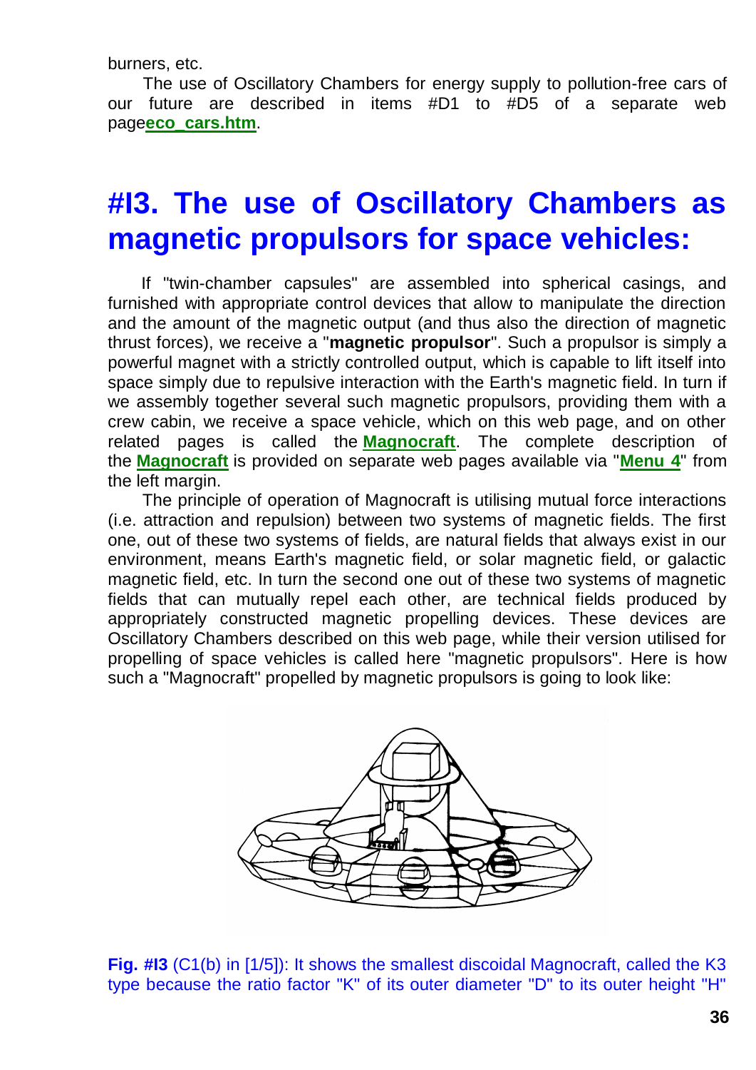burners, etc.

The use of Oscillatory Chambers for energy supply to pollution-free cars of our future are described in items #D1 to #D5 of a separate web page**eco_cars.htm**.

## #I3. The use of Oscillatory Chambers as magnetic propulsors for space vehicles:

If "twin-chamber capsules" are assembled into spherical casings, and furnished with appropriate control devices that allow to manipulate the direction and the amount of the magnetic output (and thus also the direction of magnetic thrust forces), we receive a "**magnetic propulsor**". Such a propulsor is simply a powerful magnet with a strictly controlled output, which is capable to lift itself into space simply due to repulsive interaction with the Earth's magnetic field. In turn if we assembly together several such magnetic propulsors, providing them with a crew cabin, we receive a space vehicle, which on this web page, and on other related pages is called the **Magnocraft**. The complete description of the **Magnocraft** is provided on separate web pages available via "**Menu 4**" from the left margin.

The principle of operation of Magnocraft is utilising mutual force interactions (i.e. attraction and repulsion) between two systems of magnetic fields. The first one, out of these two systems of fields, are natural fields that always exist in our environment, means Earth's magnetic field, or solar magnetic field, or galactic magnetic field, etc. In turn the second one out of these two systems of magnetic fields that can mutually repel each other, are technical fields produced by appropriately constructed magnetic propelling devices. These devices are Oscillatory Chambers described on this web page, while their version utilised for propelling of space vehicles is called here "magnetic propulsors". Here is how such a "Magnocraft" propelled by magnetic propulsors is going to look like:

**Fig. #I3** (C1(b) in [1/5]): It shows the smallest discoidal Magnocraft, called the K3 type because the ratio factor "K" of its outer diameter "D" to its outer height "H"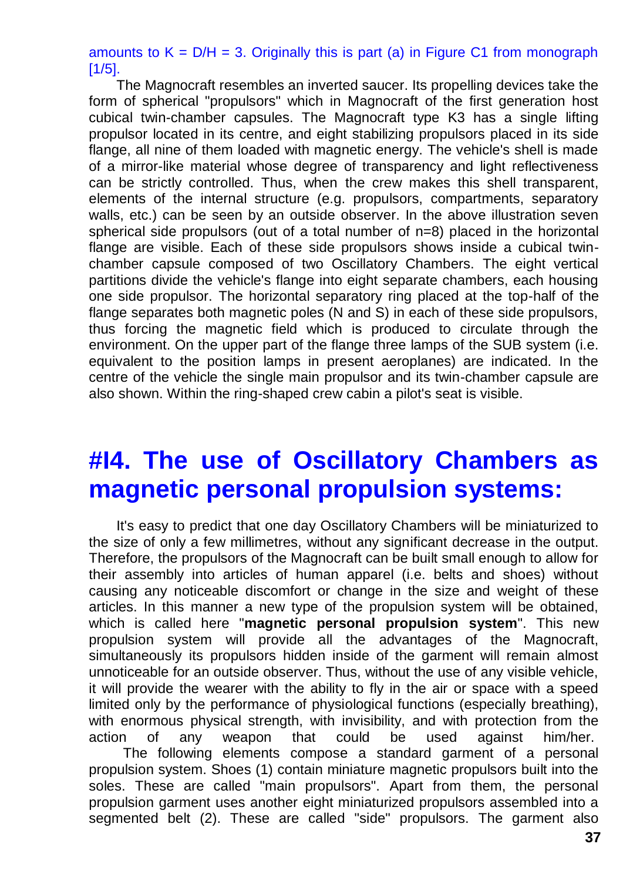amounts to K = D/H = 3. Originally this is part (a) in Figure C1 from monograph [1/5].

The Magnocraft resembles an inverted saucer. Its propelling devices take the form of spherical "propulsors" which in Magnocraft of the first generation host cubical twin-chamber capsules. The Magnocraft type K3 has a single lifting propulsor located in its centre, and eight stabilizing propulsors placed in its side flange, all nine of them loaded with magnetic energy. The vehicle's shell is made of a mirror-like material whose degree of transparency and light reflectiveness can be strictly controlled. Thus, when the crew makes this shell transparent, elements of the internal structure (e.g. propulsors, compartments, separatory walls, etc.) can be seen by an outside observer. In the above illustration seven spherical side propulsors (out of a total number of n=8) placed in the horizontal flange are visible. Each of these side propulsors shows inside a cubical twin-chamber capsule composed of two Oscillatory Chambers. The eight vertical partitions divide the vehicle's flange into eight separate chambers, each housing one side propulsor. The horizontal separatory ring placed at the top-half of the flange separates both magnetic poles (N and S) in each of these side propulsors, thus forcing the magnetic field which is produced to circulate through the environment. On the upper part of the flange three lamps of the SUB system (i.e. equivalent to the position lamps in present aeroplanes) are indicated. In the centre of the vehicle the single main propulsor and its twin-chamber capsule are also shown. Within the ring-shaped crew cabin a pilot's seat is visible.

# #I4. The use of Oscillatory Chambers as magnetic personal propulsion systems:

It's easy to predict that one day Oscillatory Chambers will be miniaturized to the size of only a few millimetres, without any significant decrease in the output. Therefore, the propulsors of the Magnocraft can be built small enough to allow for their assembly into articles of human apparel (i.e. belts and shoes) without causing any noticeable discomfort or change in the size and weight of these articles. In this manner a new type of the propulsion system will be obtained, which is called here "**magnetic personal propulsion system**". This new propulsion system will provide all the advantages of the Magnocraft, simultaneously its propulsors hidden inside of the garment will remain almost unnoticeable for an outside observer. Thus, without the use of any visible vehicle, it will provide the wearer with the ability to fly in the air or space with a speed limited only by the performance of physiological functions (especially breathing), with enormous physical strength, with invisibility, and with protection from the action of any weapon that could be used against him/her.

The following elements compose a standard garment of a personal propulsion system. Shoes (1) contain miniature magnetic propulsors built into the soles. These are called "main propulsors". Apart from them, the personal propulsion garment uses another eight miniaturized propulsors assembled into a segmented belt (2). These are called "side" propulsors. The garment also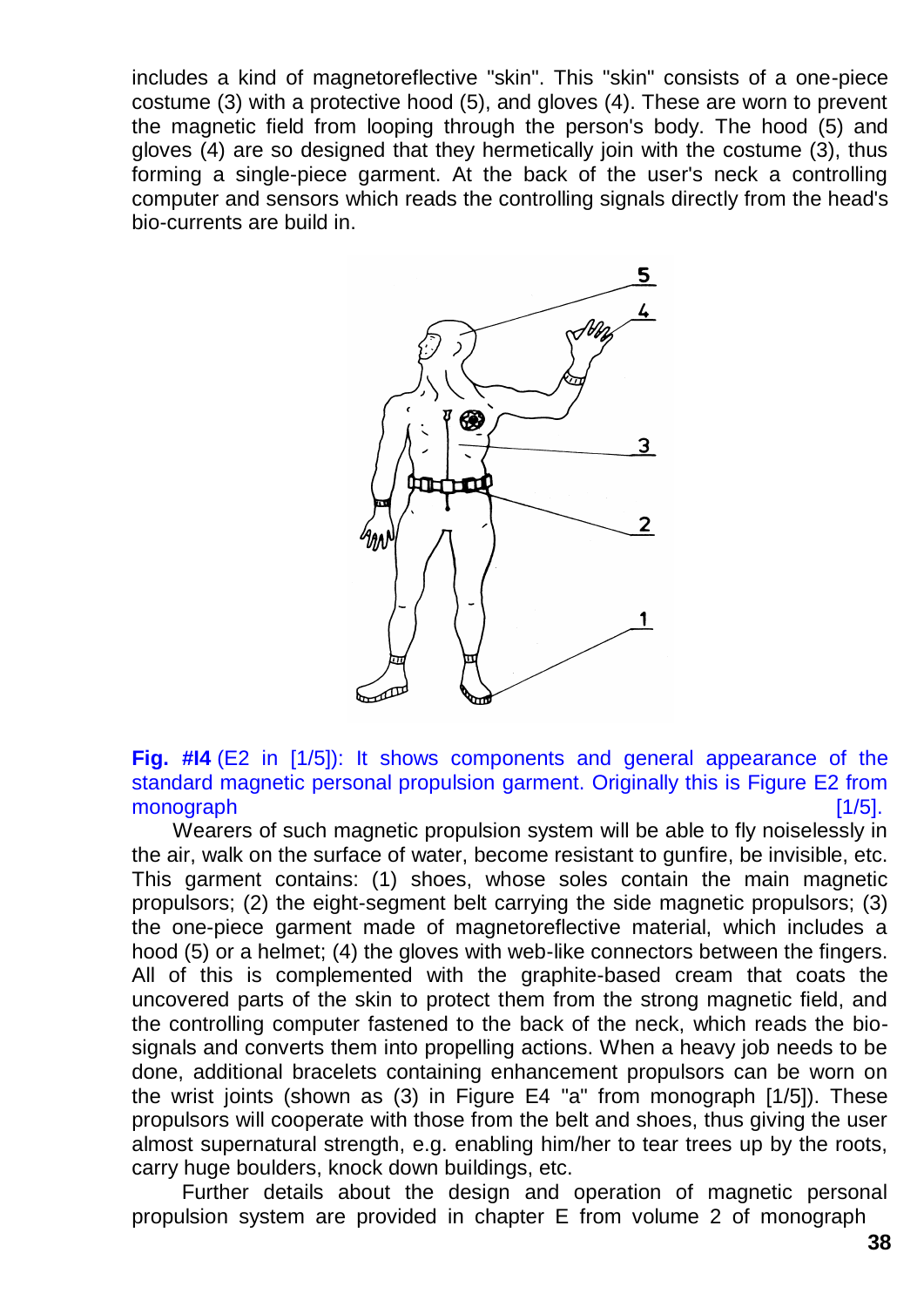includes a kind of magnetoreflective "skin". This "skin" consists of a one-piece costume (3) with a protective hood (5), and gloves (4). These are worn to prevent the magnetic field from looping through the person's body. The hood (5) and gloves (4) are so designed that they hermetically join with the costume (3), thus forming a single-piece garment. At the back of the user's neck a controlling computer and sensors which reads the controlling signals directly from the head's bio-currents are build in.

5
4
3
2
1

**Fig. #I4** (E2 in [1/5]): It shows components and general appearance of the standard magnetic personal propulsion garment. Originally this is Figure E2 from monograph [1/5].

Wearers of such magnetic propulsion system will be able to fly noiselessly in the air, walk on the surface of water, become resistant to gunfire, be invisible, etc. This garment contains: (1) shoes, whose soles contain the main magnetic propulsors; (2) the eight-segment belt carrying the side magnetic propulsors; (3) the one-piece garment made of magnetoreflective material, which includes a hood (5) or a helmet; (4) the gloves with web-like connectors between the fingers. All of this is complemented with the graphite-based cream that coats the uncovered parts of the skin to protect them from the strong magnetic field, and the controlling computer fastened to the back of the neck, which reads the bio-signals and converts them into propelling actions. When a heavy job needs to be done, additional bracelets containing enhancement propulsors can be worn on the wrist joints (shown as (3) in Figure E4 "a" from monograph [1/5]). These propulsors will cooperate with those from the belt and shoes, thus giving the user almost supernatural strength, e.g. enabling him/her to tear trees up by the roots, carry huge boulders, knock down buildings, etc.

Further details about the design and operation of magnetic personal propulsion system are provided in chapter E from volume 2 of monograph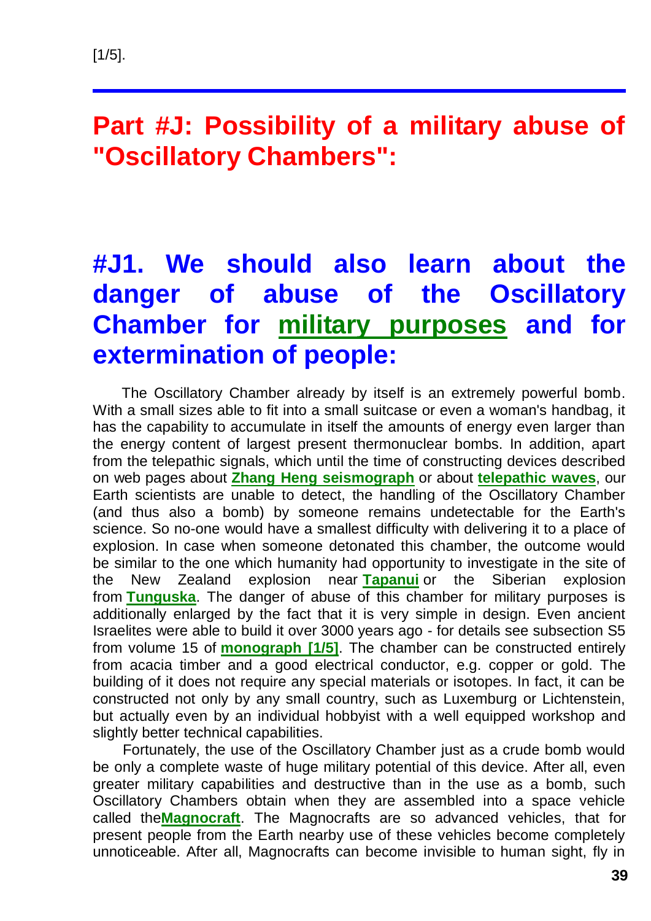[1/5].

## Part #J: Possibility of a military abuse of "Oscillatory Chambers":

### #J1. We should also learn about the danger of abuse of the Oscillatory Chamber for military purposes and for extermination of people:

The Oscillatory Chamber already by itself is an extremely powerful bomb. With a small sizes able to fit into a small suitcase or even a woman's handbag, it has the capability to accumulate in itself the amounts of energy even larger than the energy content of largest present thermonuclear bombs. In addition, apart from the telepathic signals, which until the time of constructing devices described on web pages about **Zhang Heng seismograph** or about **telepathic waves**, our Earth scientists are unable to detect, the handling of the Oscillatory Chamber (and thus also a bomb) by someone remains undetectable for the Earth's science. So no-one would have a smallest difficulty with delivering it to a place of explosion. In case when someone detonated this chamber, the outcome would be similar to the one which humanity had opportunity to investigate in the site of the New Zealand explosion near **Tapanui** or the Siberian explosion from **Tunguska**. The danger of abuse of this chamber for military purposes is additionally enlarged by the fact that it is very simple in design. Even ancient Israelites were able to build it over 3000 years ago - for details see subsection S5 from volume 15 of **monograph [1/5]**. The chamber can be constructed entirely from acacia timber and a good electrical conductor, e.g. copper or gold. The building of it does not require any special materials or isotopes. In fact, it can be constructed not only by any small country, such as Luxemburg or Lichtenstein, but actually even by an individual hobbyist with a well equipped workshop and slightly better technical capabilities.

Fortunately, the use of the Oscillatory Chamber just as a crude bomb would be only a complete waste of huge military potential of this device. After all, even greater military capabilities and destructive than in the use as a bomb, such Oscillatory Chambers obtain when they are assembled into a space vehicle called the**Magnocraft**. The Magnocrafts are so advanced vehicles, that for present people from the Earth nearby use of these vehicles become completely unnoticeable. After all, Magnocrafts can become invisible to human sight, fly in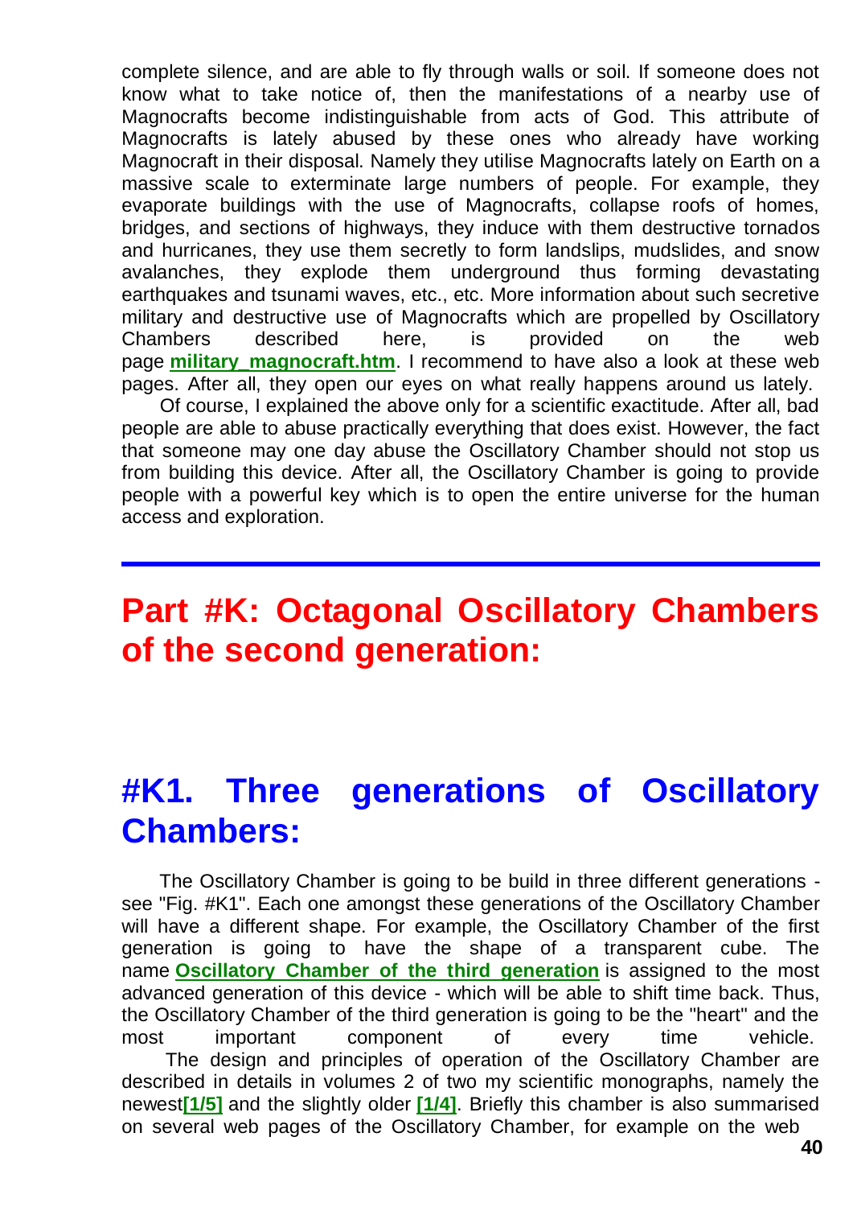complete silence, and are able to fly through walls or soil. If someone does not know what to take notice of, then the manifestations of a nearby use of Magnocrafts become indistinguishable from acts of God. This attribute of Magnocrafts is lately abused by these ones who already have working Magnocraft in their disposal. Namely they utilise Magnocrafts lately on Earth on a massive scale to exterminate large numbers of people. For example, they evaporate buildings with the use of Magnocrafts, collapse roofs of homes, bridges, and sections of highways, they induce with them destructive tornados and hurricanes, they use them secretly to form landslips, mudslides, and snow avalanches, they explode them underground thus forming devastating earthquakes and tsunami waves, etc., etc. More information about such secretive military and destructive use of Magnocrafts which are propelled by Oscillatory Chambers described here, is provided on the web page **military_magnocraft.htm**. I recommend to have also a look at these web pages. After all, they open our eyes on what really happens around us lately.

Of course, I explained the above only for a scientific exactitude. After all, bad people are able to abuse practically everything that does exist. However, the fact that someone may one day abuse the Oscillatory Chamber should not stop us from building this device. After all, the Oscillatory Chamber is going to provide people with a powerful key which is to open the entire universe for the human access and exploration.

---

# Part #K: Octagonal Oscillatory Chambers of the second generation:

## #K1. Three generations of Oscillatory Chambers:

The Oscillatory Chamber is going to be build in three different generations - see "Fig. #K1". Each one amongst these generations of the Oscillatory Chamber will have a different shape. For example, the Oscillatory Chamber of the first generation is going to have the shape of a transparent cube. The name **Oscillatory Chamber of the third generation** is assigned to the most advanced generation of this device - which will be able to shift time back. Thus, the Oscillatory Chamber of the third generation is going to be the "heart" and the most important component of every time vehicle.

The design and principles of operation of the Oscillatory Chamber are described in details in volumes 2 of two my scientific monographs, namely the newest**[1/5]** and the slightly older **[1/4]**. Briefly this chamber is also summarised on several web pages of the Oscillatory Chamber, for example on the web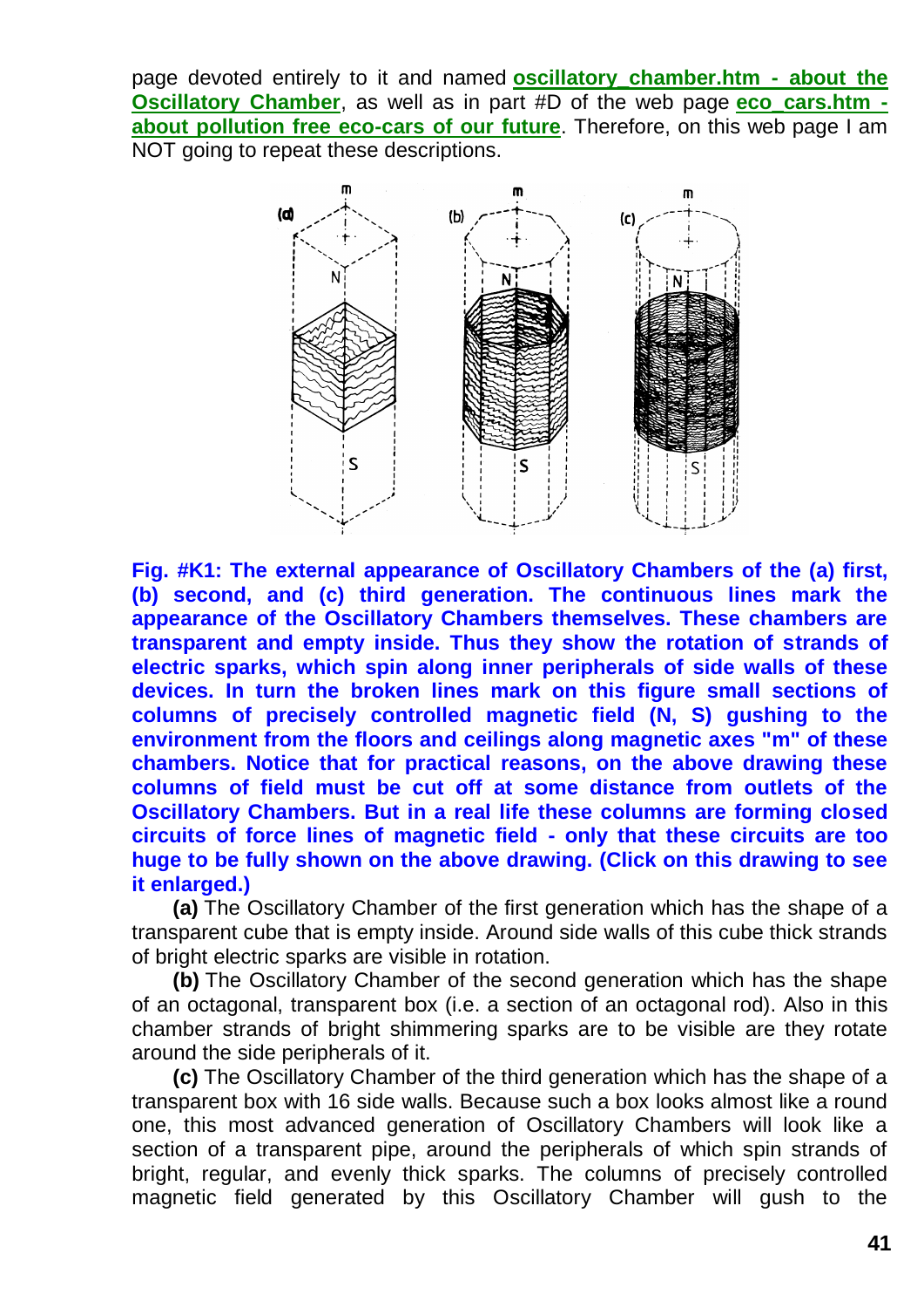page devoted entirely to it and named **oscillatory_chamber.htm - about the Oscillatory Chamber**, as well as in part #D of the web page **eco_cars.htm - about pollution free eco-cars of our future**. Therefore, on this web page I am NOT going to repeat these descriptions.

(a) m N S

(b) m N S

(c) m N S

**Fig. #K1: The external appearance of Oscillatory Chambers of the (a) first, (b) second, and (c) third generation. The continuous lines mark the appearance of the Oscillatory Chambers themselves. These chambers are transparent and empty inside. Thus they show the rotation of strands of electric sparks, which spin along inner peripherals of side walls of these devices. In turn the broken lines mark on this figure small sections of columns of precisely controlled magnetic field (N, S) gushing to the environment from the floors and ceilings along magnetic axes "m" of these chambers. Notice that for practical reasons, on the above drawing these columns of field must be cut off at some distance from outlets of the Oscillatory Chambers. But in a real life these columns are forming closed circuits of force lines of magnetic field - only that these circuits are too huge to be fully shown on the above drawing. (Click on this drawing to see it enlarged.)**

**(a)** The Oscillatory Chamber of the first generation which has the shape of a transparent cube that is empty inside. Around side walls of this cube thick strands of bright electric sparks are visible in rotation.

**(b)** The Oscillatory Chamber of the second generation which has the shape of an octagonal, transparent box (i.e. a section of an octagonal rod). Also in this chamber strands of bright shimmering sparks are to be visible are they rotate around the side peripherals of it.

**(c)** The Oscillatory Chamber of the third generation which has the shape of a transparent box with 16 side walls. Because such a box looks almost like a round one, this most advanced generation of Oscillatory Chambers will look like a section of a transparent pipe, around the peripherals of which spin strands of bright, regular, and evenly thick sparks. The columns of precisely controlled magnetic field generated by this Oscillatory Chamber will gush to the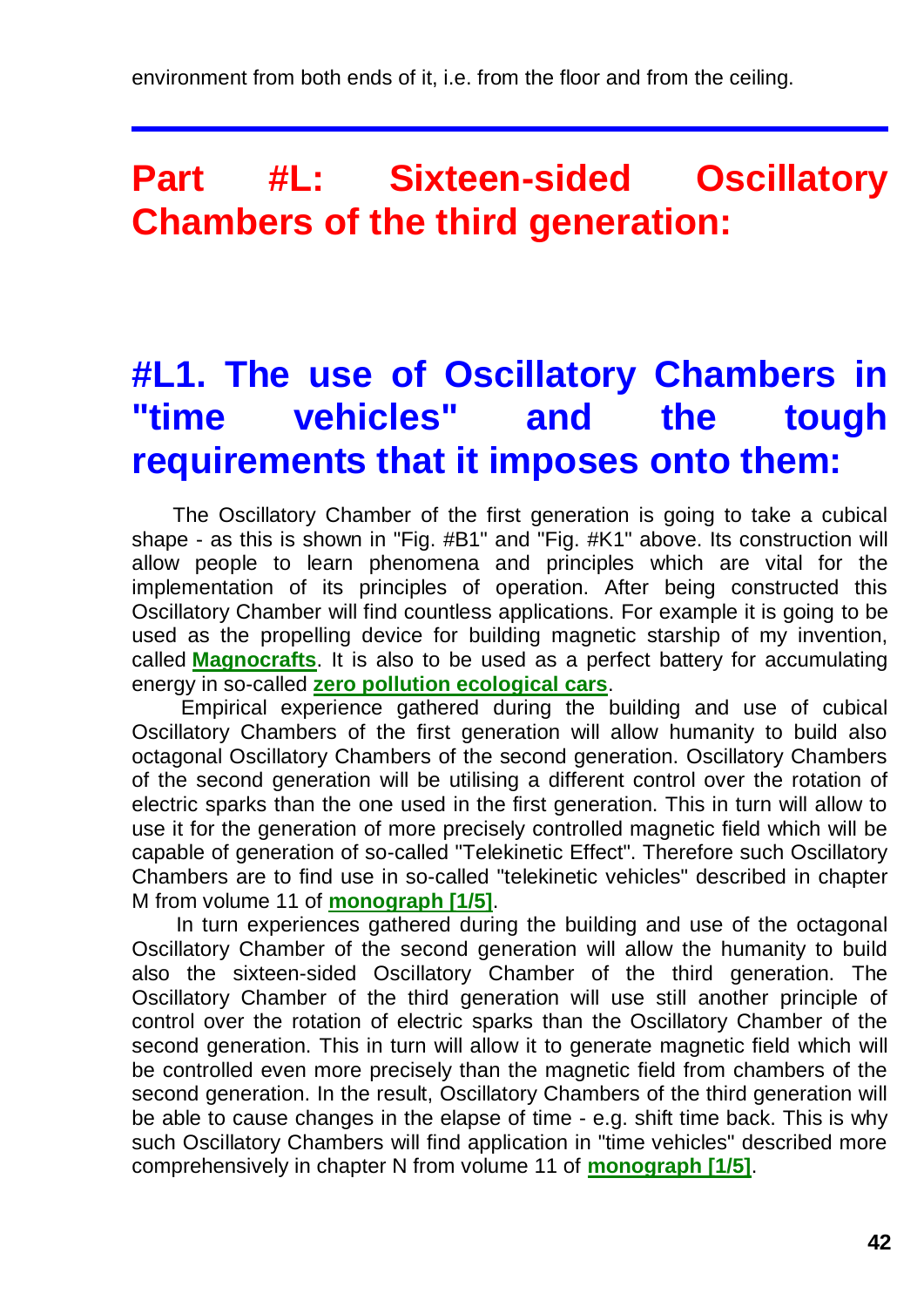environment from both ends of it, i.e. from the floor and from the ceiling.

---

# Part #L: Sixteen-sided Oscillatory Chambers of the third generation:

## #L1. The use of Oscillatory Chambers in "time vehicles" and the tough requirements that it imposes onto them:

The Oscillatory Chamber of the first generation is going to take a cubical shape - as this is shown in "Fig. #B1" and "Fig. #K1" above. Its construction will allow people to learn phenomena and principles which are vital for the implementation of its principles of operation. After being constructed this Oscillatory Chamber will find countless applications. For example it is going to be used as the propelling device for building magnetic starship of my invention, called **Magnocrafts**. It is also to be used as a perfect battery for accumulating energy in so-called **zero pollution ecological cars**.

Empirical experience gathered during the building and use of cubical Oscillatory Chambers of the first generation will allow humanity to build also octagonal Oscillatory Chambers of the second generation. Oscillatory Chambers of the second generation will be utilising a different control over the rotation of electric sparks than the one used in the first generation. This in turn will allow to use it for the generation of more precisely controlled magnetic field which will be capable of generation of so-called "Telekinetic Effect". Therefore such Oscillatory Chambers are to find use in so-called "telekinetic vehicles" described in chapter M from volume 11 of **monograph [1/5]**.

In turn experiences gathered during the building and use of the octagonal Oscillatory Chamber of the second generation will allow the humanity to build also the sixteen-sided Oscillatory Chamber of the third generation. The Oscillatory Chamber of the third generation will use still another principle of control over the rotation of electric sparks than the Oscillatory Chamber of the second generation. This in turn will allow it to generate magnetic field which will be controlled even more precisely than the magnetic field from chambers of the second generation. In the result, Oscillatory Chambers of the third generation will be able to cause changes in the elapse of time - e.g. shift time back. This is why such Oscillatory Chambers will find application in "time vehicles" described more comprehensively in chapter N from volume 11 of **monograph [1/5]**.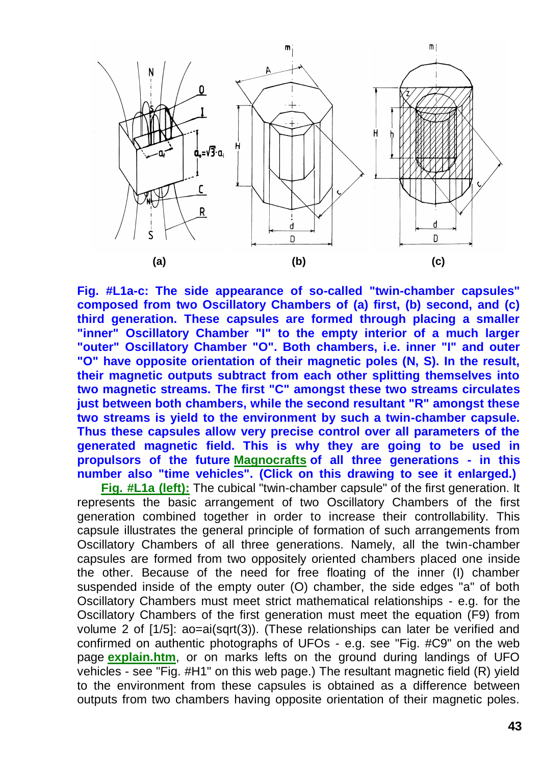(a) (b) (c)

**Fig. #L1a-c: The side appearance of so-called "twin-chamber capsules" composed from two Oscillatory Chambers of (a) first, (b) second, and (c) third generation. These capsules are formed through placing a smaller "inner" Oscillatory Chamber "I" to the empty interior of a much larger "outer" Oscillatory Chamber "O". Both chambers, i.e. inner "I" and outer "O" have opposite orientation of their magnetic poles (N, S). In the result, their magnetic outputs subtract from each other splitting themselves into two magnetic streams. The first "C" amongst these two streams circulates just between both chambers, while the second resultant "R" amongst these two streams is yield to the environment by such a twin-chamber capsule. Thus these capsules allow very precise control over all parameters of the generated magnetic field. This is why they are going to be used in propulsors of the future Magnocrafts of all three generations - in this number also "time vehicles". (Click on this drawing to see it enlarged.)**

**Fig. #L1a (left):** The cubical "twin-chamber capsule" of the first generation. It represents the basic arrangement of two Oscillatory Chambers of the first generation combined together in order to increase their controllability. This capsule illustrates the general principle of formation of such arrangements from Oscillatory Chambers of all three generations. Namely, all the twin-chamber capsules are formed from two oppositely oriented chambers placed one inside the other. Because of the need for free floating of the inner (I) chamber suspended inside of the empty outer (O) chamber, the side edges "a" of both Oscillatory Chambers must meet strict mathematical relationships - e.g. for the Oscillatory Chambers of the first generation must meet the equation (F9) from volume 2 of [1/5]: ao=ai(sqrt(3)). (These relationships can later be verified and confirmed on authentic photographs of UFOs - e.g. see "Fig. #C9" on the web page **explain.htm**, or on marks lefts on the ground during landings of UFO vehicles - see "Fig. #H1" on this web page.) The resultant magnetic field (R) yield to the environment from these capsules is obtained as a difference between outputs from two chambers having opposite orientation of their magnetic poles.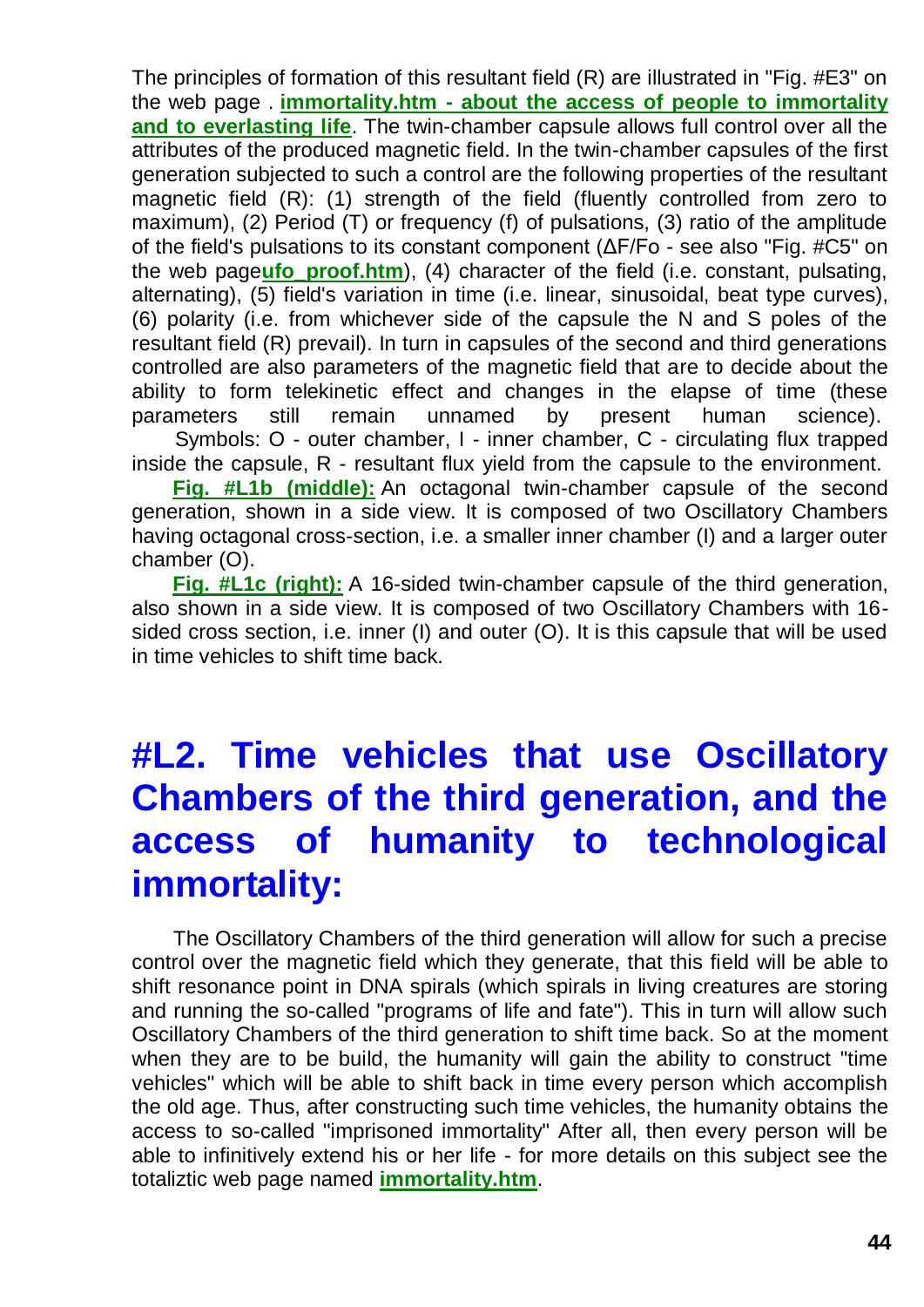The principles of formation of this resultant field (R) are illustrated in "Fig. #E3" on the web page . **immortality.htm - about the access of people to immortality and to everlasting life**. The twin-chamber capsule allows full control over all the attributes of the produced magnetic field. In the twin-chamber capsules of the first generation subjected to such a control are the following properties of the resultant magnetic field (R): (1) strength of the field (fluently controlled from zero to maximum), (2) Period (T) or frequency (f) of pulsations, (3) ratio of the amplitude of the field's pulsations to its constant component ($\Delta F/Fo$ - see also "Fig. #C5" on the web page**ufo_proof.htm**), (4) character of the field (i.e. constant, pulsating, alternating), (5) field's variation in time (i.e. linear, sinusoidal, beat type curves), (6) polarity (i.e. from whichever side of the capsule the N and S poles of the resultant field (R) prevail). In turn in capsules of the second and third generations controlled are also parameters of the magnetic field that are to decide about the ability to form telekinetic effect and changes in the elapse of time (these parameters still remain unnamed by present human science).

Symbols: O - outer chamber, I - inner chamber, C - circulating flux trapped inside the capsule, R - resultant flux yield from the capsule to the environment.

**Fig. #L1b (middle):** An octagonal twin-chamber capsule of the second generation, shown in a side view. It is composed of two Oscillatory Chambers having octagonal cross-section, i.e. a smaller inner chamber (I) and a larger outer chamber (O).

**Fig. #L1c (right):** A 16-sided twin-chamber capsule of the third generation, also shown in a side view. It is composed of two Oscillatory Chambers with 16-sided cross section, i.e. inner (I) and outer (O). It is this capsule that will be used in time vehicles to shift time back.

# #L2. Time vehicles that use Oscillatory Chambers of the third generation, and the access of humanity to technological immortality:

The Oscillatory Chambers of the third generation will allow for such a precise control over the magnetic field which they generate, that this field will be able to shift resonance point in DNA spirals (which spirals in living creatures are storing and running the so-called "programs of life and fate"). This in turn will allow such Oscillatory Chambers of the third generation to shift time back. So at the moment when they are to be build, the humanity will gain the ability to construct "time vehicles" which will be able to shift back in time every person which accomplish the old age. Thus, after constructing such time vehicles, the humanity obtains the access to so-called "imprisoned immortality" After all, then every person will be able to infinitively extend his or her life - for more details on this subject see the totaliztic web page named **immortality.htm**.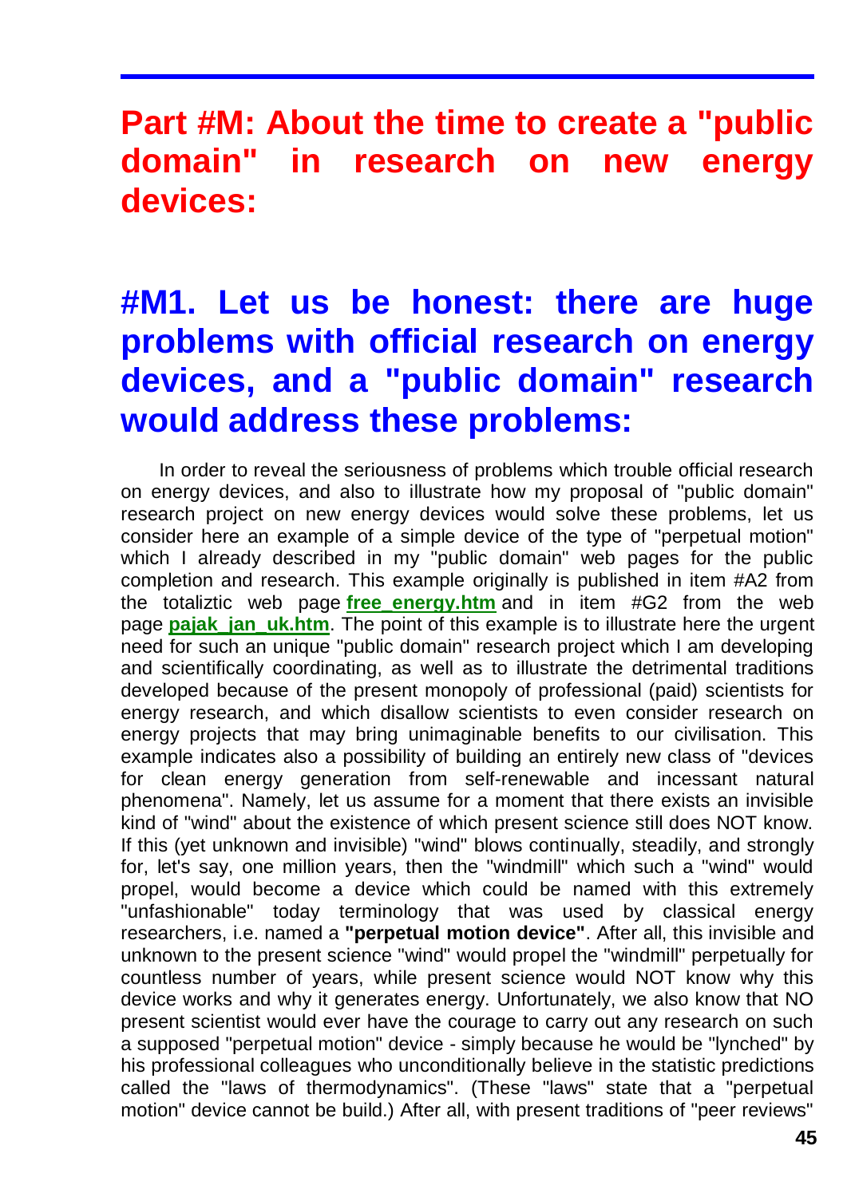# Part #M: About the time to create a "public domain" in research on new energy devices:

## #M1. Let us be honest: there are huge problems with official research on energy devices, and a "public domain" research would address these problems:

In order to reveal the seriousness of problems which trouble official research on energy devices, and also to illustrate how my proposal of "public domain" research project on new energy devices would solve these problems, let us consider here an example of a simple device of the type of "perpetual motion" which I already described in my "public domain" web pages for the public completion and research. This example originally is published in item #A2 from the totaliztic web page **free_energy.htm** and in item #G2 from the web page **pajak_jan_uk.htm**. The point of this example is to illustrate here the urgent need for such an unique "public domain" research project which I am developing and scientifically coordinating, as well as to illustrate the detrimental traditions developed because of the present monopoly of professional (paid) scientists for energy research, and which disallow scientists to even consider research on energy projects that may bring unimaginable benefits to our civilisation. This example indicates also a possibility of building an entirely new class of "devices for clean energy generation from self-renewable and incessant natural phenomena". Namely, let us assume for a moment that there exists an invisible kind of "wind" about the existence of which present science still does NOT know. If this (yet unknown and invisible) "wind" blows continually, steadily, and strongly for, let's say, one million years, then the "windmill" which such a "wind" would propel, would become a device which could be named with this extremely "unfashionable" today terminology that was used by classical energy researchers, i.e. named a **"perpetual motion device"**. After all, this invisible and unknown to the present science "wind" would propel the "windmill" perpetually for countless number of years, while present science would NOT know why this device works and why it generates energy. Unfortunately, we also know that NO present scientist would ever have the courage to carry out any research on such a supposed "perpetual motion" device - simply because he would be "lynched" by his professional colleagues who unconditionally believe in the statistic predictions called the "laws of thermodynamics". (These "laws" state that a "perpetual motion" device cannot be build.) After all, with present traditions of "peer reviews"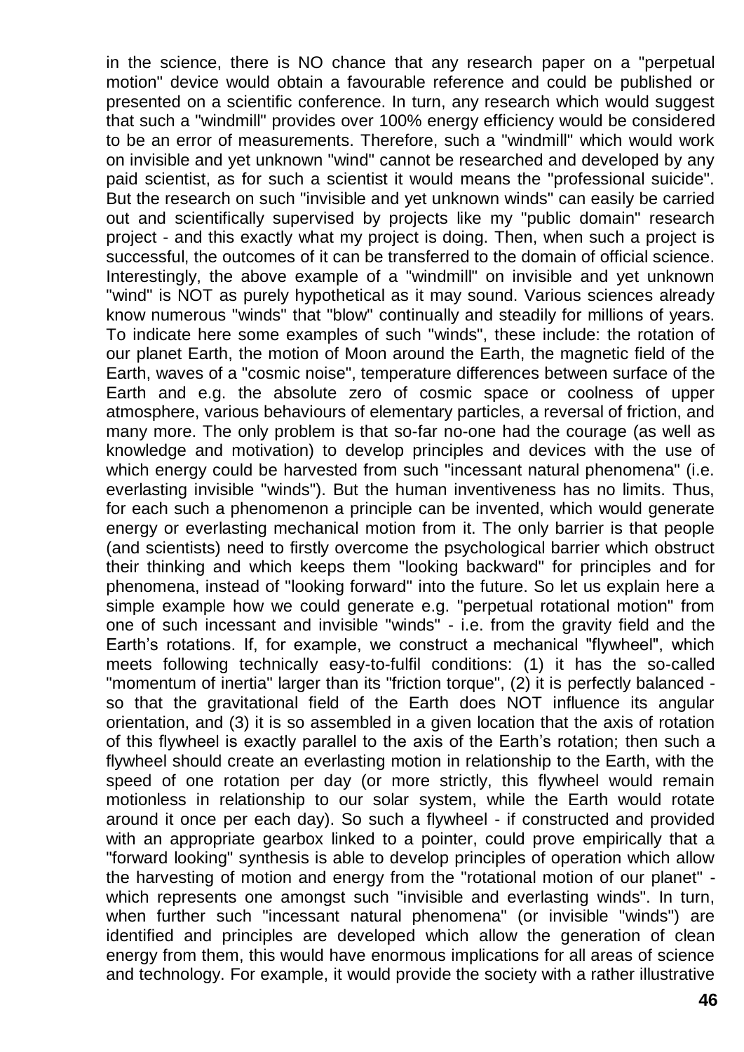in the science, there is NO chance that any research paper on a "perpetual motion" device would obtain a favourable reference and could be published or presented on a scientific conference. In turn, any research which would suggest that such a "windmill" provides over 100% energy efficiency would be considered to be an error of measurements. Therefore, such a "windmill" which would work on invisible and yet unknown "wind" cannot be researched and developed by any paid scientist, as for such a scientist it would means the "professional suicide". But the research on such "invisible and yet unknown winds" can easily be carried out and scientifically supervised by projects like my "public domain" research project - and this exactly what my project is doing. Then, when such a project is successful, the outcomes of it can be transferred to the domain of official science. Interestingly, the above example of a "windmill" on invisible and yet unknown "wind" is NOT as purely hypothetical as it may sound. Various sciences already know numerous "winds" that "blow" continually and steadily for millions of years. To indicate here some examples of such "winds", these include: the rotation of our planet Earth, the motion of Moon around the Earth, the magnetic field of the Earth, waves of a "cosmic noise", temperature differences between surface of the Earth and e.g. the absolute zero of cosmic space or coolness of upper atmosphere, various behaviours of elementary particles, a reversal of friction, and many more. The only problem is that so-far no-one had the courage (as well as knowledge and motivation) to develop principles and devices with the use of which energy could be harvested from such "incessant natural phenomena" (i.e. everlasting invisible "winds"). But the human inventiveness has no limits. Thus, for each such a phenomenon a principle can be invented, which would generate energy or everlasting mechanical motion from it. The only barrier is that people (and scientists) need to firstly overcome the psychological barrier which obstruct their thinking and which keeps them "looking backward" for principles and for phenomena, instead of "looking forward" into the future. So let us explain here a simple example how we could generate e.g. "perpetual rotational motion" from one of such incessant and invisible "winds" - i.e. from the gravity field and the Earth's rotations. If, for example, we construct a mechanical "flywheel", which meets following technically easy-to-fulfil conditions: (1) it has the so-called "momentum of inertia" larger than its "friction torque", (2) it is perfectly balanced - so that the gravitational field of the Earth does NOT influence its angular orientation, and (3) it is so assembled in a given location that the axis of rotation of this flywheel is exactly parallel to the axis of the Earth's rotation; then such a flywheel should create an everlasting motion in relationship to the Earth, with the speed of one rotation per day (or more strictly, this flywheel would remain motionless in relationship to our solar system, while the Earth would rotate around it once per each day). So such a flywheel - if constructed and provided with an appropriate gearbox linked to a pointer, could prove empirically that a "forward looking" synthesis is able to develop principles of operation which allow the harvesting of motion and energy from the "rotational motion of our planet" - which represents one amongst such "invisible and everlasting winds". In turn, when further such "incessant natural phenomena" (or invisible "winds") are identified and principles are developed which allow the generation of clean energy from them, this would have enormous implications for all areas of science and technology. For example, it would provide the society with a rather illustrative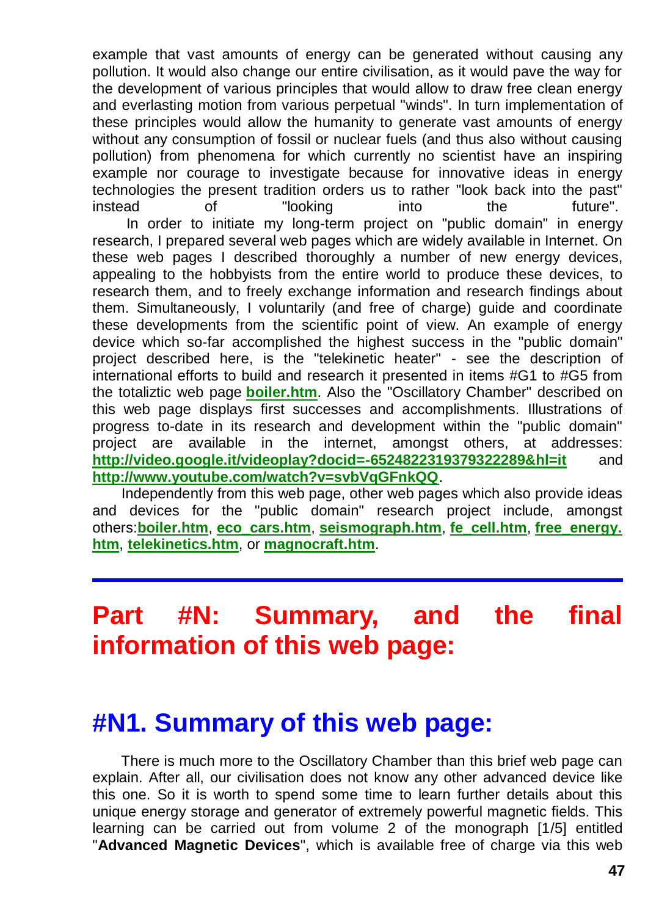example that vast amounts of energy can be generated without causing any pollution. It would also change our entire civilisation, as it would pave the way for the development of various principles that would allow to draw free clean energy and everlasting motion from various perpetual "winds". In turn implementation of these principles would allow the humanity to generate vast amounts of energy without any consumption of fossil or nuclear fuels (and thus also without causing pollution) from phenomena for which currently no scientist have an inspiring example nor courage to investigate because for innovative ideas in energy technologies the present tradition orders us to rather "look back into the past" instead of "looking into the future".

In order to initiate my long-term project on "public domain" in energy research, I prepared several web pages which are widely available in Internet. On these web pages I described thoroughly a number of new energy devices, appealing to the hobbyists from the entire world to produce these devices, to research them, and to freely exchange information and research findings about them. Simultaneously, I voluntarily (and free of charge) guide and coordinate these developments from the scientific point of view. An example of energy device which so-far accomplished the highest success in the "public domain" project described here, is the "telekinetic heater" - see the description of international efforts to build and research it presented in items #G1 to #G5 from the totaliztic web page **boiler.htm**. Also the "Oscillatory Chamber" described on this web page displays first successes and accomplishments. Illustrations of progress to-date in its research and development within the "public domain" project are available in the internet, amongst others, at addresses: **http://video.google.it/videoplay?docid=-6524822319379322289&hl=it** and **http://www.youtube.com/watch?v=svbVqGFnkQQ**.

Independently from this web page, other web pages which also provide ideas and devices for the "public domain" research project include, amongst others:**boiler.htm**, **eco_cars.htm**, **seismograph.htm**, **fe_cell.htm**, **free_energy.htm**, **telekinetics.htm**, or **magnocraft.htm**.

---

# Part #N: Summary, and the final information of this web page:

## #N1. Summary of this web page:

There is much more to the Oscillatory Chamber than this brief web page can explain. After all, our civilisation does not know any other advanced device like this one. So it is worth to spend some time to learn further details about this unique energy storage and generator of extremely powerful magnetic fields. This learning can be carried out from volume 2 of the monograph [1/5] entitled "**Advanced Magnetic Devices**", which is available free of charge via this web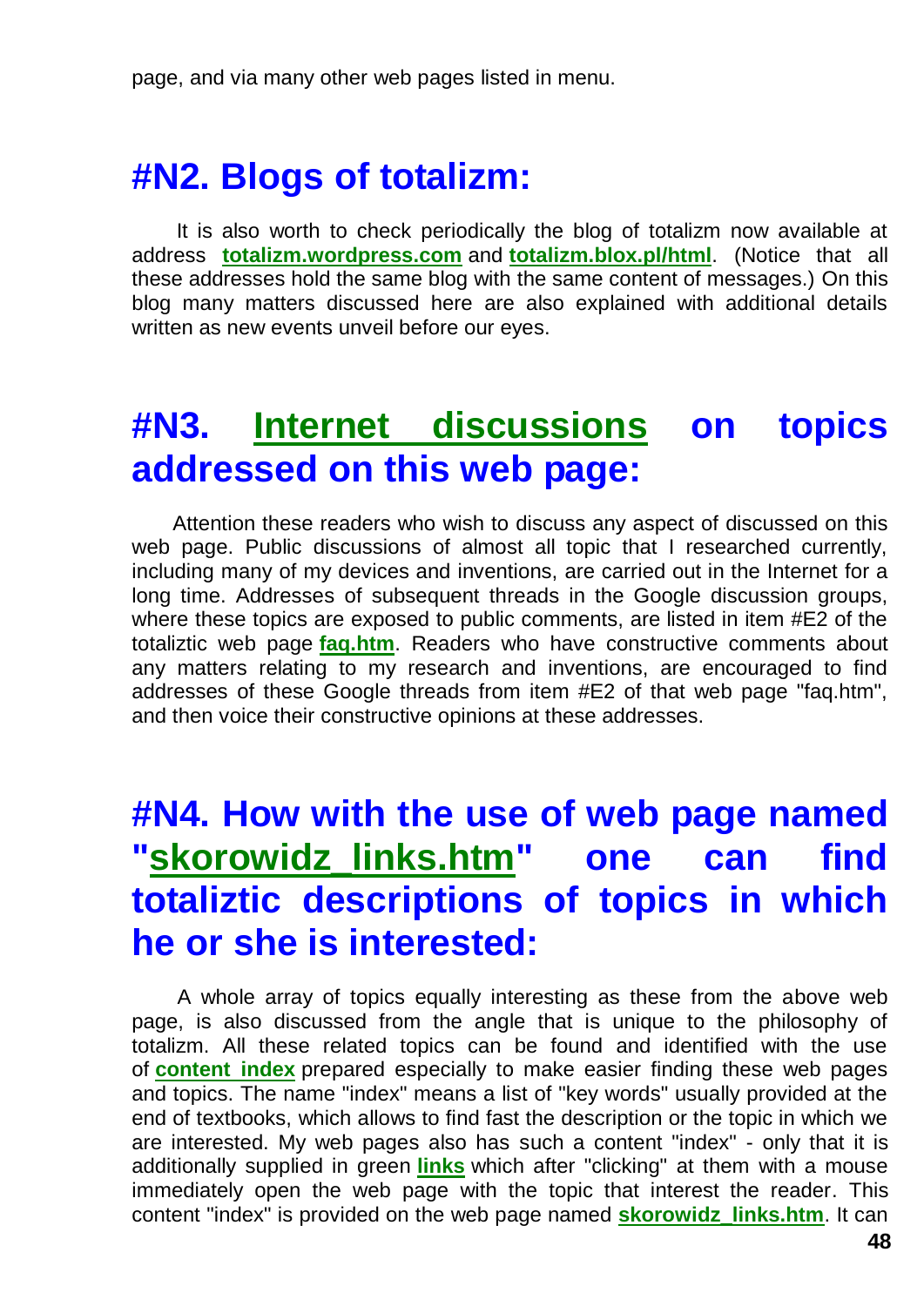page, and via many other web pages listed in menu.

## #N2. Blogs of totalizm:

It is also worth to check periodically the blog of totalizm now available at address **totalizm.wordpress.com** and **totalizm.blox.pl/html**. (Notice that all these addresses hold the same blog with the same content of messages.) On this blog many matters discussed here are also explained with additional details written as new events unveil before our eyes.

## #N3. Internet discussions on topics addressed on this web page:

Attention these readers who wish to discuss any aspect of discussed on this web page. Public discussions of almost all topic that I researched currently, including many of my devices and inventions, are carried out in the Internet for a long time. Addresses of subsequent threads in the Google discussion groups, where these topics are exposed to public comments, are listed in item #E2 of the totaliztic web page **faq.htm**. Readers who have constructive comments about any matters relating to my research and inventions, are encouraged to find addresses of these Google threads from item #E2 of that web page "faq.htm", and then voice their constructive opinions at these addresses.

## #N4. How with the use of web page named "skorowidz_links.htm" one can find totaliztic descriptions of topics in which he or she is interested:

A whole array of topics equally interesting as these from the above web page, is also discussed from the angle that is unique to the philosophy of totalizm. All these related topics can be found and identified with the use of **content index** prepared especially to make easier finding these web pages and topics. The name "index" means a list of "key words" usually provided at the end of textbooks, which allows to find fast the description or the topic in which we are interested. My web pages also has such a content "index" - only that it is additionally supplied in green **links** which after "clicking" at them with a mouse immediately open the web page with the topic that interest the reader. This content "index" is provided on the web page named **skorowidz_links.htm**. It can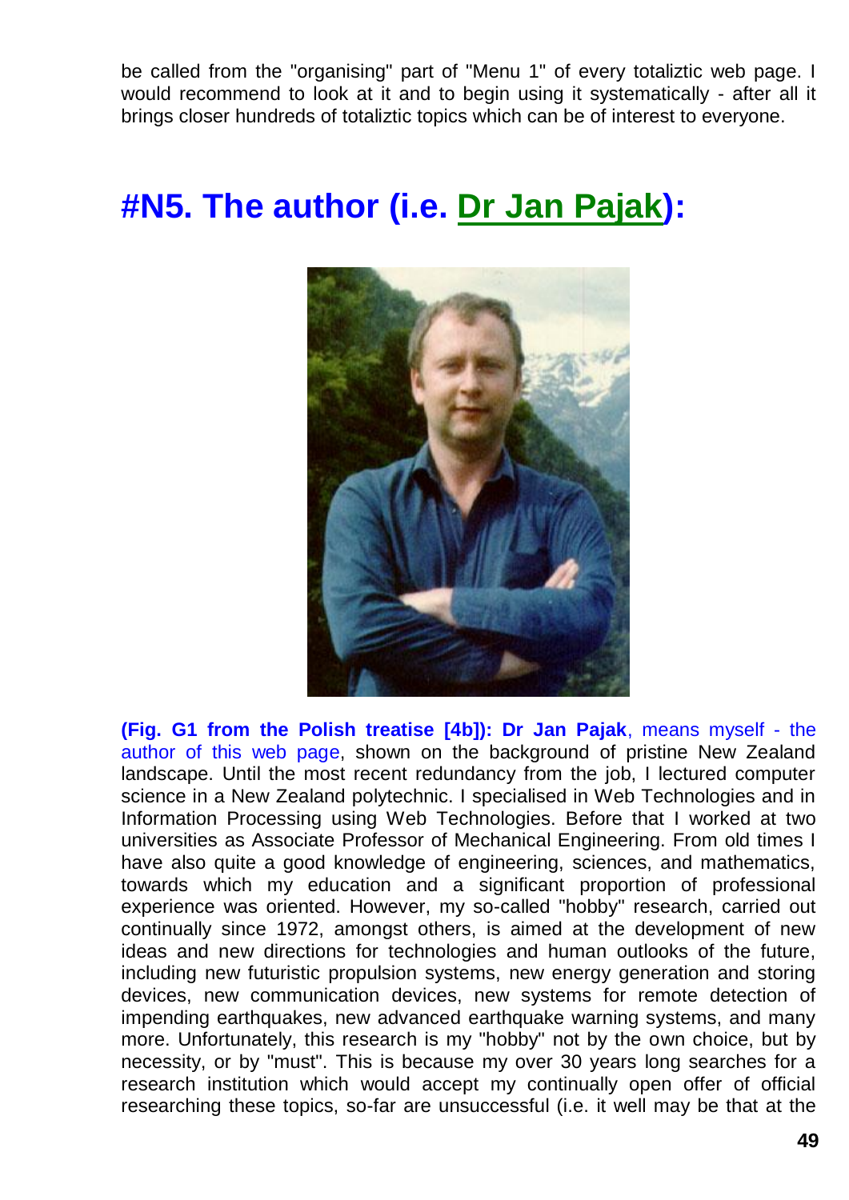be called from the "organising" part of "Menu 1" of every totaliztic web page. I would recommend to look at it and to begin using it systematically - after all it brings closer hundreds of totaliztic topics which can be of interest to everyone.

# #N5. The author (i.e. Dr Jan Pajak):

**(Fig. G1 from the Polish treatise [4b]): Dr Jan Pajak**, means myself - the author of this web page, shown on the background of pristine New Zealand landscape. Until the most recent redundancy from the job, I lectured computer science in a New Zealand polytechnic. I specialised in Web Technologies and in Information Processing using Web Technologies. Before that I worked at two universities as Associate Professor of Mechanical Engineering. From old times I have also quite a good knowledge of engineering, sciences, and mathematics, towards which my education and a significant proportion of professional experience was oriented. However, my so-called "hobby" research, carried out continually since 1972, amongst others, is aimed at the development of new ideas and new directions for technologies and human outlooks of the future, including new futuristic propulsion systems, new energy generation and storing devices, new communication devices, new systems for remote detection of impending earthquakes, new advanced earthquake warning systems, and many more. Unfortunately, this research is my "hobby" not by the own choice, but by necessity, or by "must". This is because my over 30 years long searches for a research institution which would accept my continually open offer of official researching these topics, so-far are unsuccessful (i.e. it well may be that at the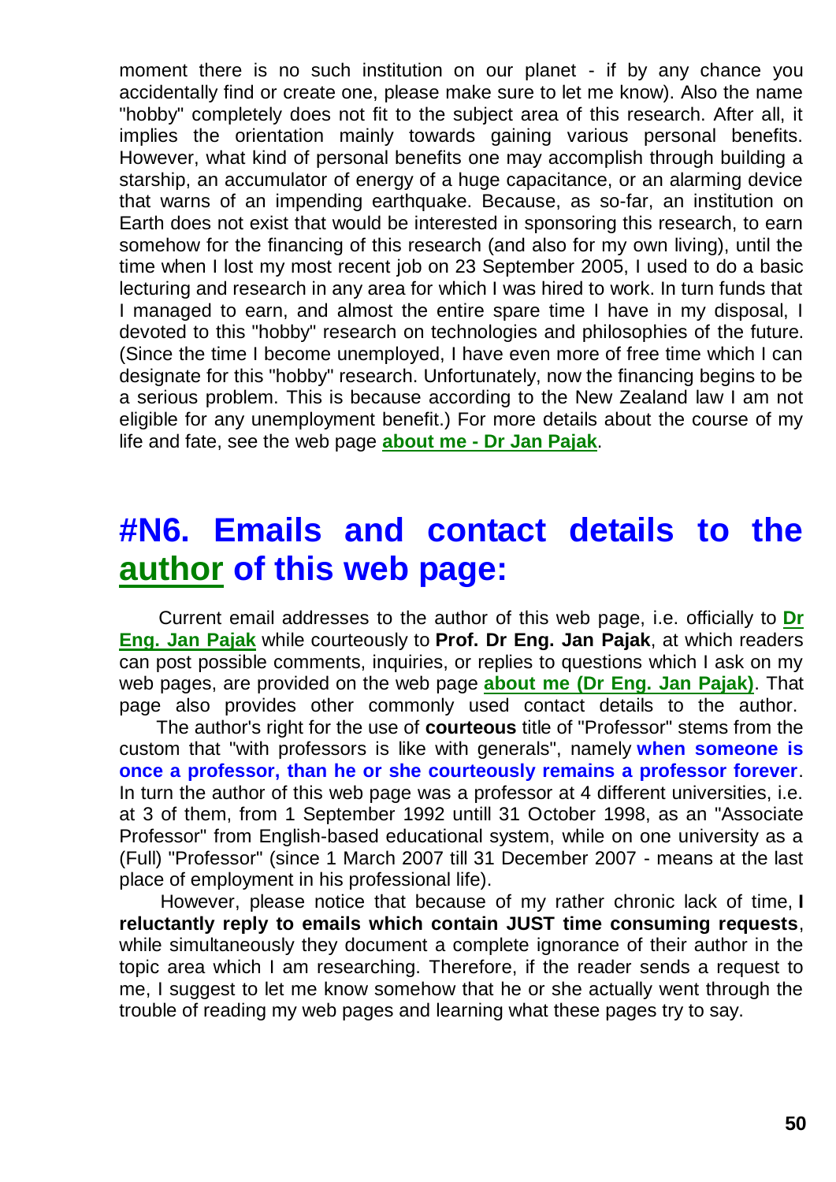moment there is no such institution on our planet - if by any chance you accidentally find or create one, please make sure to let me know). Also the name "hobby" completely does not fit to the subject area of this research. After all, it implies the orientation mainly towards gaining various personal benefits. However, what kind of personal benefits one may accomplish through building a starship, an accumulator of energy of a huge capacitance, or an alarming device that warns of an impending earthquake. Because, as so-far, an institution on Earth does not exist that would be interested in sponsoring this research, to earn somehow for the financing of this research (and also for my own living), until the time when I lost my most recent job on 23 September 2005, I used to do a basic lecturing and research in any area for which I was hired to work. In turn funds that I managed to earn, and almost the entire spare time I have in my disposal, I devoted to this "hobby" research on technologies and philosophies of the future. (Since the time I become unemployed, I have even more of free time which I can designate for this "hobby" research. Unfortunately, now the financing begins to be a serious problem. This is because according to the New Zealand law I am not eligible for any unemployment benefit.) For more details about the course of my life and fate, see the web page **about me - Dr Jan Pajak**.

# #N6. Emails and contact details to the author of this web page:

Current email addresses to the author of this web page, i.e. officially to **Dr Eng. Jan Pajak** while courteously to **Prof. Dr Eng. Jan Pajak**, at which readers can post possible comments, inquiries, or replies to questions which I ask on my web pages, are provided on the web page **about me (Dr Eng. Jan Pajak)**. That page also provides other commonly used contact details to the author.

The author's right for the use of **courteous** title of "Professor" stems from the custom that "with professors is like with generals", namely **when someone is once a professor, than he or she courteously remains a professor forever**. In turn the author of this web page was a professor at 4 different universities, i.e. at 3 of them, from 1 September 1992 untill 31 October 1998, as an "Associate Professor" from English-based educational system, while on one university as a (Full) "Professor" (since 1 March 2007 till 31 December 2007 - means at the last place of employment in his professional life).

However, please notice that because of my rather chronic lack of time, **I reluctantly reply to emails which contain JUST time consuming requests**, while simultaneously they document a complete ignorance of their author in the topic area which I am researching. Therefore, if the reader sends a request to me, I suggest to let me know somehow that he or she actually went through the trouble of reading my web pages and learning what these pages try to say.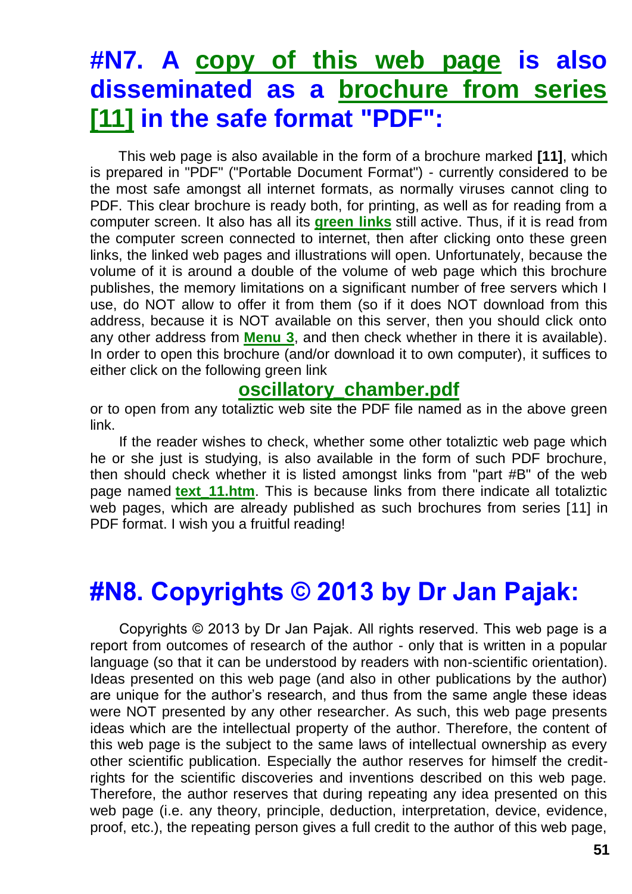# #N7. A copy of this web page is also disseminated as a brochure from series [11] in the safe format "PDF":

This web page is also available in the form of a brochure marked **[11]**, which is prepared in "PDF" ("Portable Document Format") - currently considered to be the most safe amongst all internet formats, as normally viruses cannot cling to PDF. This clear brochure is ready both, for printing, as well as for reading from a computer screen. It also has all its **green links** still active. Thus, if it is read from the computer screen connected to internet, then after clicking onto these green links, the linked web pages and illustrations will open. Unfortunately, because the volume of it is around a double of the volume of web page which this brochure publishes, the memory limitations on a significant number of free servers which I use, do NOT allow to offer it from them (so if it does NOT download from this address, because it is NOT available on this server, then you should click onto any other address from **Menu 3**, and then check whether in there it is available). In order to open this brochure (and/or download it to own computer), it suffices to either click on the following green link

**oscillatory_chamber.pdf**

or to open from any totaliztic web site the PDF file named as in the above green link.

If the reader wishes to check, whether some other totaliztic web page which he or she just is studying, is also available in the form of such PDF brochure, then should check whether it is listed amongst links from "part #B" of the web page named **text_11.htm**. This is because links from there indicate all totaliztic web pages, which are already published as such brochures from series [11] in PDF format. I wish you a fruitful reading!

# #N8. Copyrights © 2013 by Dr Jan Pajak:

Copyrights © 2013 by Dr Jan Pajak. All rights reserved. This web page is a report from outcomes of research of the author - only that is written in a popular language (so that it can be understood by readers with non-scientific orientation). Ideas presented on this web page (and also in other publications by the author) are unique for the author's research, and thus from the same angle these ideas were NOT presented by any other researcher. As such, this web page presents ideas which are the intellectual property of the author. Therefore, the content of this web page is the subject to the same laws of intellectual ownership as every other scientific publication. Especially the author reserves for himself the credit-rights for the scientific discoveries and inventions described on this web page. Therefore, the author reserves that during repeating any idea presented on this web page (i.e. any theory, principle, deduction, interpretation, device, evidence, proof, etc.), the repeating person gives a full credit to the author of this web page,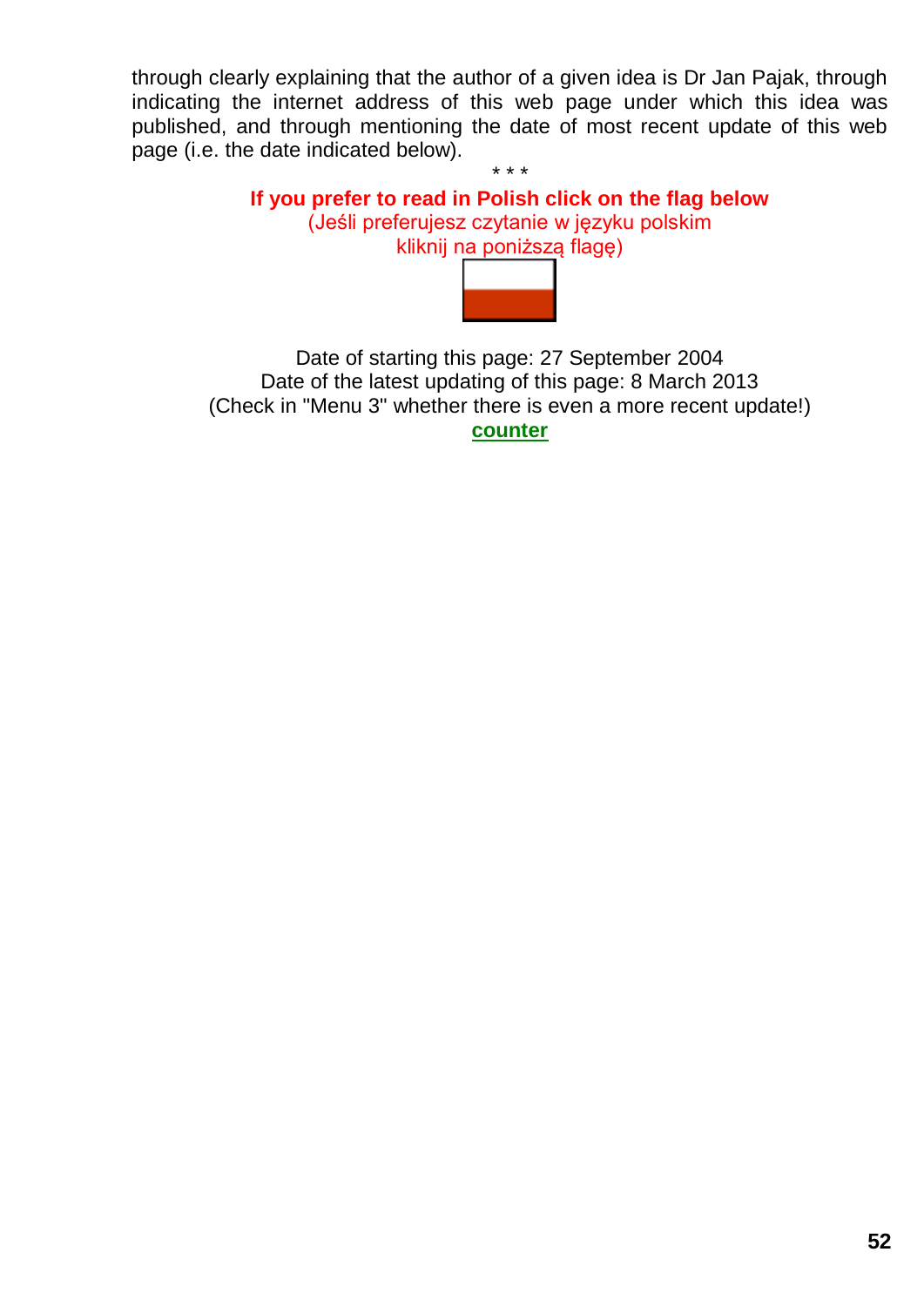through clearly explaining that the author of a given idea is Dr Jan Pajak, through indicating the internet address of this web page under which this idea was published, and through mentioning the date of most recent update of this web page (i.e. the date indicated below).

* * *

**If you prefer to read in Polish click on the flag below**
(Jeśli preferujesz czytanie w języku polskim
kliknij na poniższą flagę)

Date of starting this page: 27 September 2004
Date of the latest updating of this page: 8 March 2013
(Check in "Menu 3" whether there is even a more recent update!)

**counter**